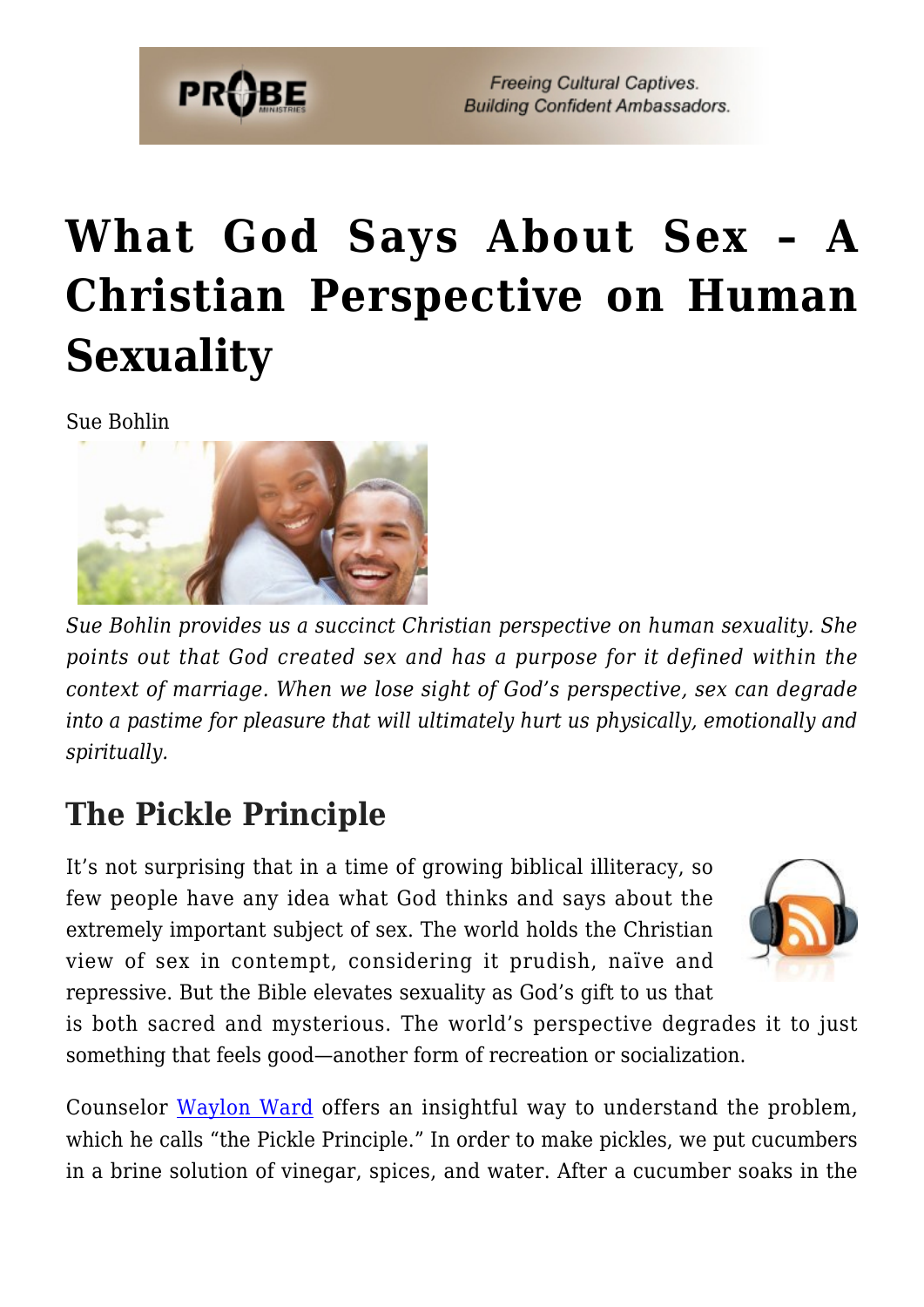# What God Says About Sex – A Christian Perspective on Human Sexuality

Sue Bohlin

*Sue Bohlin provides us a succinct Christian perspective on human sexuality. She points out that God created sex and has a purpose for it defined within the context of marriage. When we lose sight of God's perspective, sex can degrade into a pastime for pleasure that will ultimately hurt us physically, emotionally and spiritually.*

## The Pickle Principle

It's not surprising that in a time of growing biblical illiteracy, so few people have any idea what God thinks and says about the extremely important subject of sex. The world holds the Christian view of sex in contempt, considering it prudish, naïve and repressive. But the Bible elevates sexuality as God's gift to us that is both sacred and mysterious. The world's perspective degrades it to just something that feels good—another form of recreation or socialization.

Counselor Waylon Ward offers an insightful way to understand the problem, which he calls "the Pickle Principle." In order to make pickles, we put cucumbers in a brine solution of vinegar, spices, and water. After a cucumber soaks in the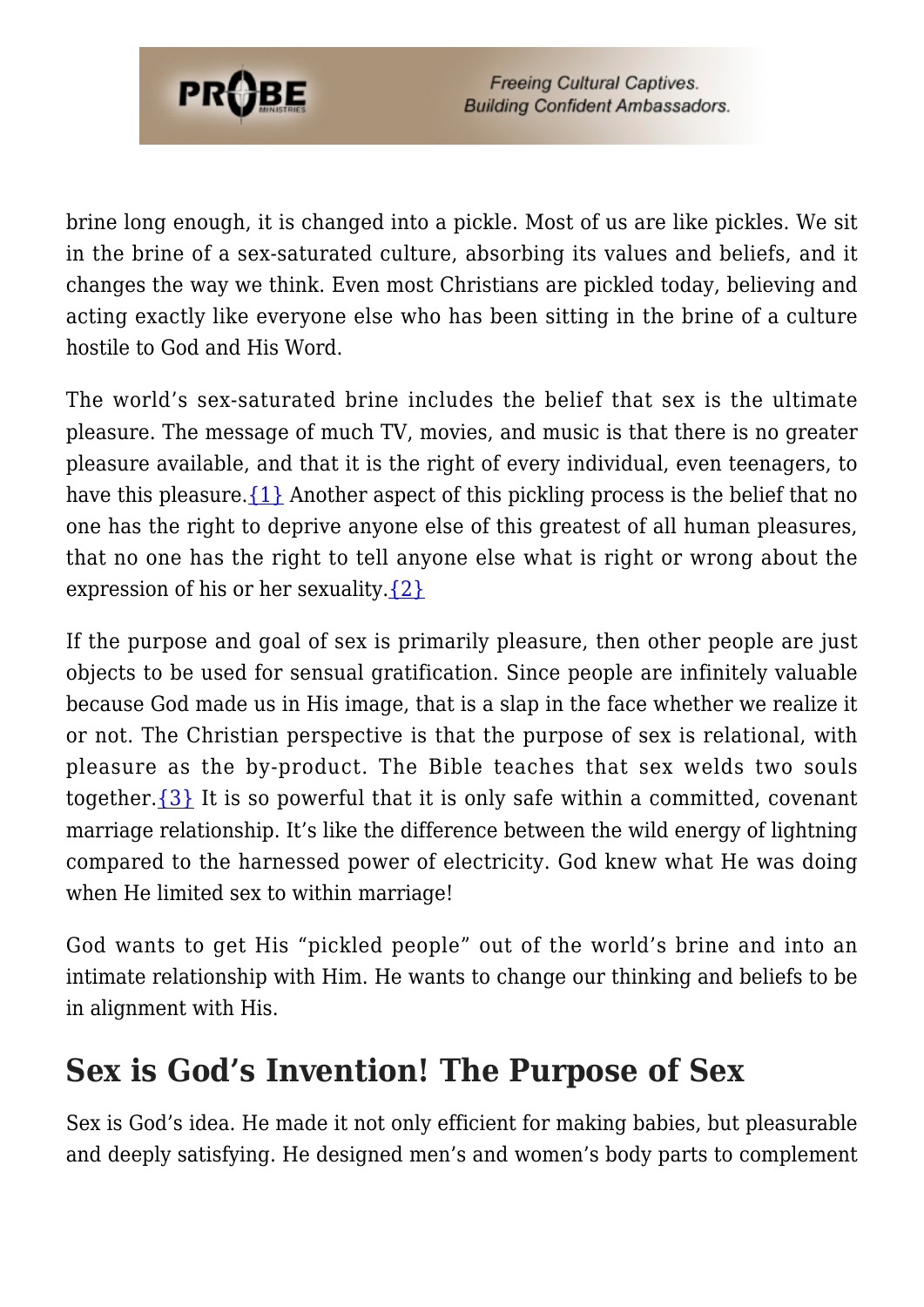brine long enough, it is changed into a pickle. Most of us are like pickles. We sit in the brine of a sex-saturated culture, absorbing its values and beliefs, and it changes the way we think. Even most Christians are pickled today, believing and acting exactly like everyone else who has been sitting in the brine of a culture hostile to God and His Word.

The world's sex-saturated brine includes the belief that sex is the ultimate pleasure. The message of much TV, movies, and music is that there is no greater pleasure available, and that it is the right of every individual, even teenagers, to have this pleasure.{1} Another aspect of this pickling process is the belief that no one has the right to deprive anyone else of this greatest of all human pleasures, that no one has the right to tell anyone else what is right or wrong about the expression of his or her sexuality.{2}

If the purpose and goal of sex is primarily pleasure, then other people are just objects to be used for sensual gratification. Since people are infinitely valuable because God made us in His image, that is a slap in the face whether we realize it or not. The Christian perspective is that the purpose of sex is relational, with pleasure as the by-product. The Bible teaches that sex welds two souls together.{3} It is so powerful that it is only safe within a committed, covenant marriage relationship. It's like the difference between the wild energy of lightning compared to the harnessed power of electricity. God knew what He was doing when He limited sex to within marriage!

God wants to get His "pickled people" out of the world's brine and into an intimate relationship with Him. He wants to change our thinking and beliefs to be in alignment with His.

## Sex is God's Invention! The Purpose of Sex

Sex is God's idea. He made it not only efficient for making babies, but pleasurable and deeply satisfying. He designed men's and women's body parts to complement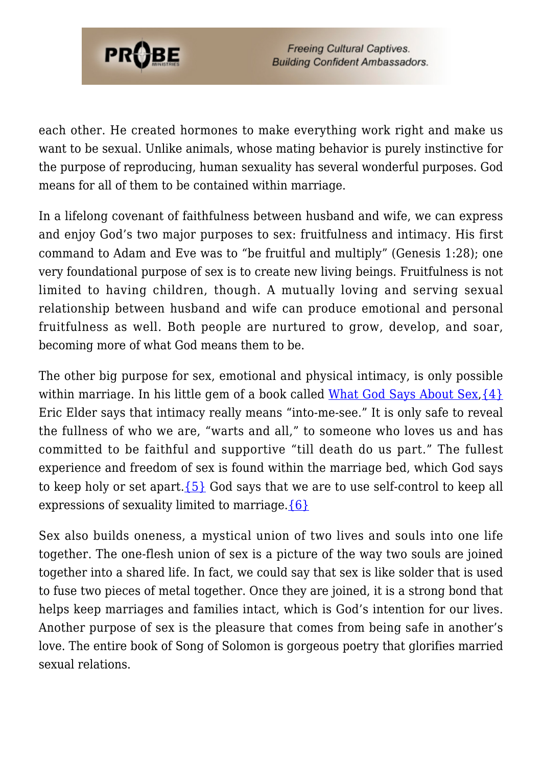each other. He created hormones to make everything work right and make us want to be sexual. Unlike animals, whose mating behavior is purely instinctive for the purpose of reproducing, human sexuality has several wonderful purposes. God means for all of them to be contained within marriage.

In a lifelong covenant of faithfulness between husband and wife, we can express and enjoy God's two major purposes to sex: fruitfulness and intimacy. His first command to Adam and Eve was to "be fruitful and multiply" (Genesis 1:28); one very foundational purpose of sex is to create new living beings. Fruitfulness is not limited to having children, though. A mutually loving and serving sexual relationship between husband and wife can produce emotional and personal fruitfulness as well. Both people are nurtured to grow, develop, and soar, becoming more of what God means them to be.

The other big purpose for sex, emotional and physical intimacy, is only possible within marriage. In his little gem of a book called What God Says About Sex,{4} Eric Elder says that intimacy really means "into-me-see." It is only safe to reveal the fullness of who we are, "warts and all," to someone who loves us and has committed to be faithful and supportive "till death do us part." The fullest experience and freedom of sex is found within the marriage bed, which God says to keep holy or set apart.{5} God says that we are to use self-control to keep all expressions of sexuality limited to marriage.{6}

Sex also builds oneness, a mystical union of two lives and souls into one life together. The one-flesh union of sex is a picture of the way two souls are joined together into a shared life. In fact, we could say that sex is like solder that is used to fuse two pieces of metal together. Once they are joined, it is a strong bond that helps keep marriages and families intact, which is God's intention for our lives. Another purpose of sex is the pleasure that comes from being safe in another's love. The entire book of Song of Solomon is gorgeous poetry that glorifies married sexual relations.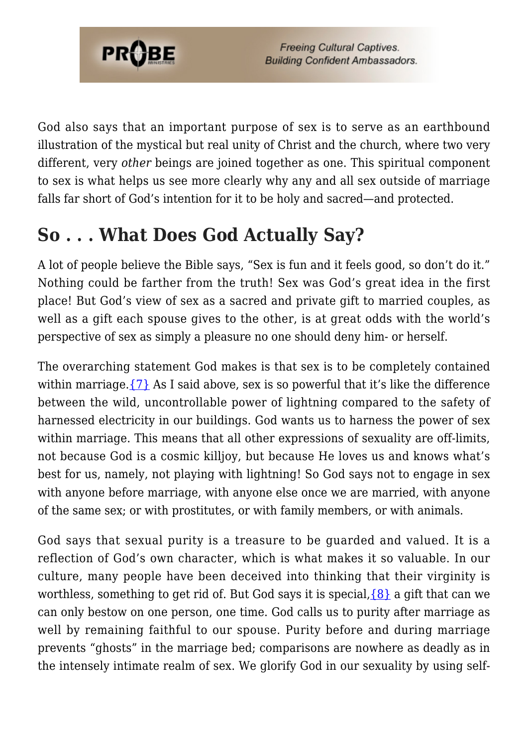God also says that an important purpose of sex is to serve as an earthbound illustration of the mystical but real unity of Christ and the church, where two very different, very *other* beings are joined together as one. This spiritual component to sex is what helps us see more clearly why any and all sex outside of marriage falls far short of God's intention for it to be holy and sacred—and protected.

## So . . . What Does God Actually Say?

A lot of people believe the Bible says, "Sex is fun and it feels good, so don't do it." Nothing could be farther from the truth! Sex was God's great idea in the first place! But God's view of sex as a sacred and private gift to married couples, as well as a gift each spouse gives to the other, is at great odds with the world's perspective of sex as simply a pleasure no one should deny him- or herself.

The overarching statement God makes is that sex is to be completely contained within marriage.{7} As I said above, sex is so powerful that it's like the difference between the wild, uncontrollable power of lightning compared to the safety of harnessed electricity in our buildings. God wants us to harness the power of sex within marriage. This means that all other expressions of sexuality are off-limits, not because God is a cosmic killjoy, but because He loves us and knows what's best for us, namely, not playing with lightning! So God says not to engage in sex with anyone before marriage, with anyone else once we are married, with anyone of the same sex; or with prostitutes, or with family members, or with animals.

God says that sexual purity is a treasure to be guarded and valued. It is a reflection of God's own character, which is what makes it so valuable. In our culture, many people have been deceived into thinking that their virginity is worthless, something to get rid of. But God says it is special,{8} a gift that can we can only bestow on one person, one time. God calls us to purity after marriage as well by remaining faithful to our spouse. Purity before and during marriage prevents "ghosts" in the marriage bed; comparisons are nowhere as deadly as in the intensely intimate realm of sex. We glorify God in our sexuality by using self-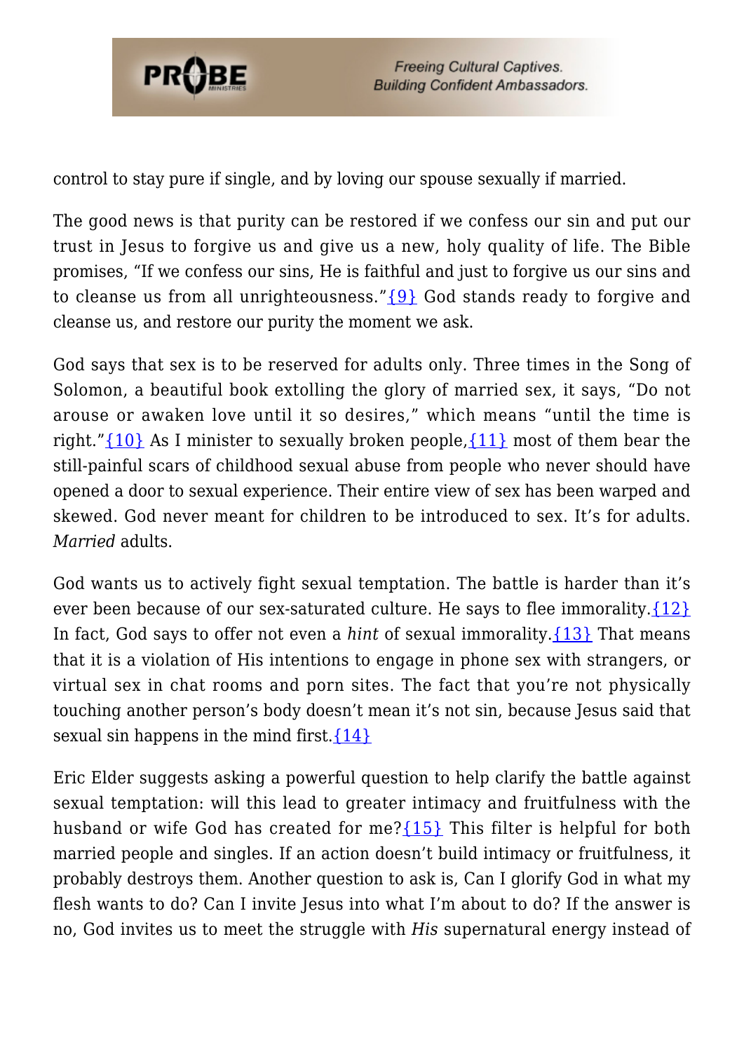control to stay pure if single, and by loving our spouse sexually if married.

The good news is that purity can be restored if we confess our sin and put our trust in Jesus to forgive us and give us a new, holy quality of life. The Bible promises, "If we confess our sins, He is faithful and just to forgive us our sins and to cleanse us from all unrighteousness."{9} God stands ready to forgive and cleanse us, and restore our purity the moment we ask.

God says that sex is to be reserved for adults only. Three times in the Song of Solomon, a beautiful book extolling the glory of married sex, it says, "Do not arouse or awaken love until it so desires," which means "until the time is right."{10} As I minister to sexually broken people,{11} most of them bear the still-painful scars of childhood sexual abuse from people who never should have opened a door to sexual experience. Their entire view of sex has been warped and skewed. God never meant for children to be introduced to sex. It's for adults. *Married* adults.

God wants us to actively fight sexual temptation. The battle is harder than it's ever been because of our sex-saturated culture. He says to flee immorality.{12} In fact, God says to offer not even a *hint* of sexual immorality.{13} That means that it is a violation of His intentions to engage in phone sex with strangers, or virtual sex in chat rooms and porn sites. The fact that you're not physically touching another person's body doesn't mean it's not sin, because Jesus said that sexual sin happens in the mind first.{14}

Eric Elder suggests asking a powerful question to help clarify the battle against sexual temptation: will this lead to greater intimacy and fruitfulness with the husband or wife God has created for me?{15} This filter is helpful for both married people and singles. If an action doesn't build intimacy or fruitfulness, it probably destroys them. Another question to ask is, Can I glorify God in what my flesh wants to do? Can I invite Jesus into what I'm about to do? If the answer is no, God invites us to meet the struggle with *His* supernatural energy instead of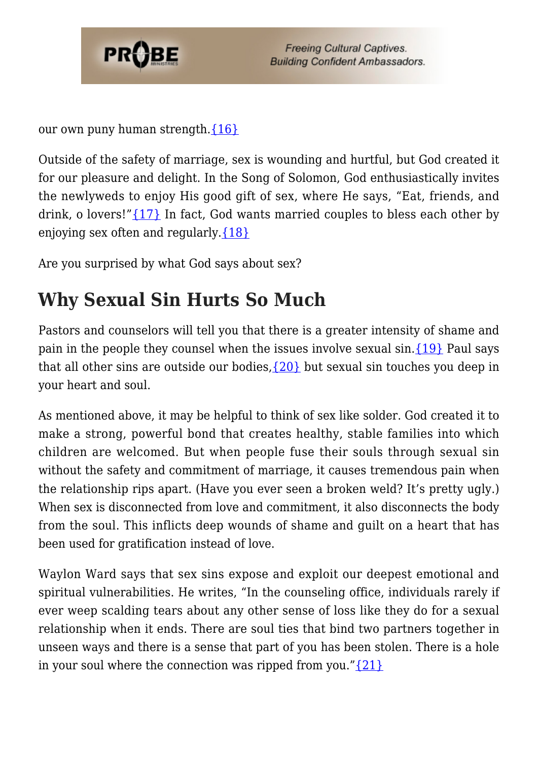our own puny human strength.{16}

Outside of the safety of marriage, sex is wounding and hurtful, but God created it for our pleasure and delight. In the Song of Solomon, God enthusiastically invites the newlyweds to enjoy His good gift of sex, where He says, "Eat, friends, and drink, o lovers!"{17} In fact, God wants married couples to bless each other by enjoying sex often and regularly.{18}

Are you surprised by what God says about sex?

## Why Sexual Sin Hurts So Much

Pastors and counselors will tell you that there is a greater intensity of shame and pain in the people they counsel when the issues involve sexual sin.{19} Paul says that all other sins are outside our bodies,{20} but sexual sin touches you deep in your heart and soul.

As mentioned above, it may be helpful to think of sex like solder. God created it to make a strong, powerful bond that creates healthy, stable families into which children are welcomed. But when people fuse their souls through sexual sin without the safety and commitment of marriage, it causes tremendous pain when the relationship rips apart. (Have you ever seen a broken weld? It's pretty ugly.) When sex is disconnected from love and commitment, it also disconnects the body from the soul. This inflicts deep wounds of shame and guilt on a heart that has been used for gratification instead of love.

Waylon Ward says that sex sins expose and exploit our deepest emotional and spiritual vulnerabilities. He writes, "In the counseling office, individuals rarely if ever weep scalding tears about any other sense of loss like they do for a sexual relationship when it ends. There are soul ties that bind two partners together in unseen ways and there is a sense that part of you has been stolen. There is a hole in your soul where the connection was ripped from you."{21}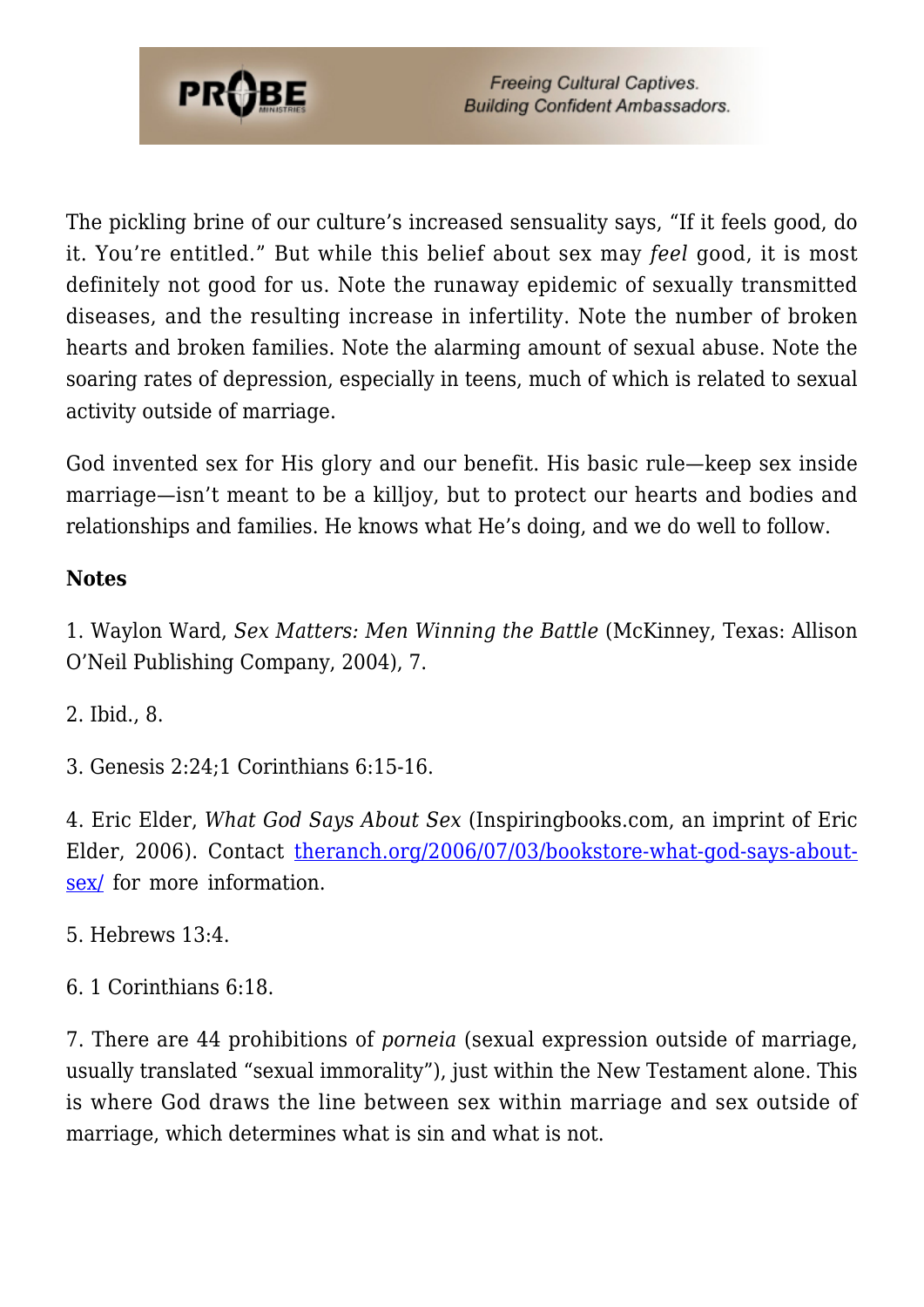The pickling brine of our culture's increased sensuality says, "If it feels good, do it. You're entitled." But while this belief about sex may *feel* good, it is most definitely not good for us. Note the runaway epidemic of sexually transmitted diseases, and the resulting increase in infertility. Note the number of broken hearts and broken families. Note the alarming amount of sexual abuse. Note the soaring rates of depression, especially in teens, much of which is related to sexual activity outside of marriage.

God invented sex for His glory and our benefit. His basic rule—keep sex inside marriage—isn't meant to be a killjoy, but to protect our hearts and bodies and relationships and families. He knows what He's doing, and we do well to follow.

**Notes**

1. Waylon Ward, *Sex Matters: Men Winning the Battle* (McKinney, Texas: Allison O'Neil Publishing Company, 2004), 7.

2. Ibid., 8.

3. Genesis 2:24;1 Corinthians 6:15-16.

4. Eric Elder, *What God Says About Sex* (Inspiringbooks.com, an imprint of Eric Elder, 2006). Contact [theranch.org/2006/07/03/bookstore-what-god-says-about-sex/](theranch.org/2006/07/03/bookstore-what-god-says-about-sex/) for more information.

5. Hebrews 13:4.

6. 1 Corinthians 6:18.

7. There are 44 prohibitions of *porneia* (sexual expression outside of marriage, usually translated "sexual immorality"), just within the New Testament alone. This is where God draws the line between sex within marriage and sex outside of marriage, which determines what is sin and what is not.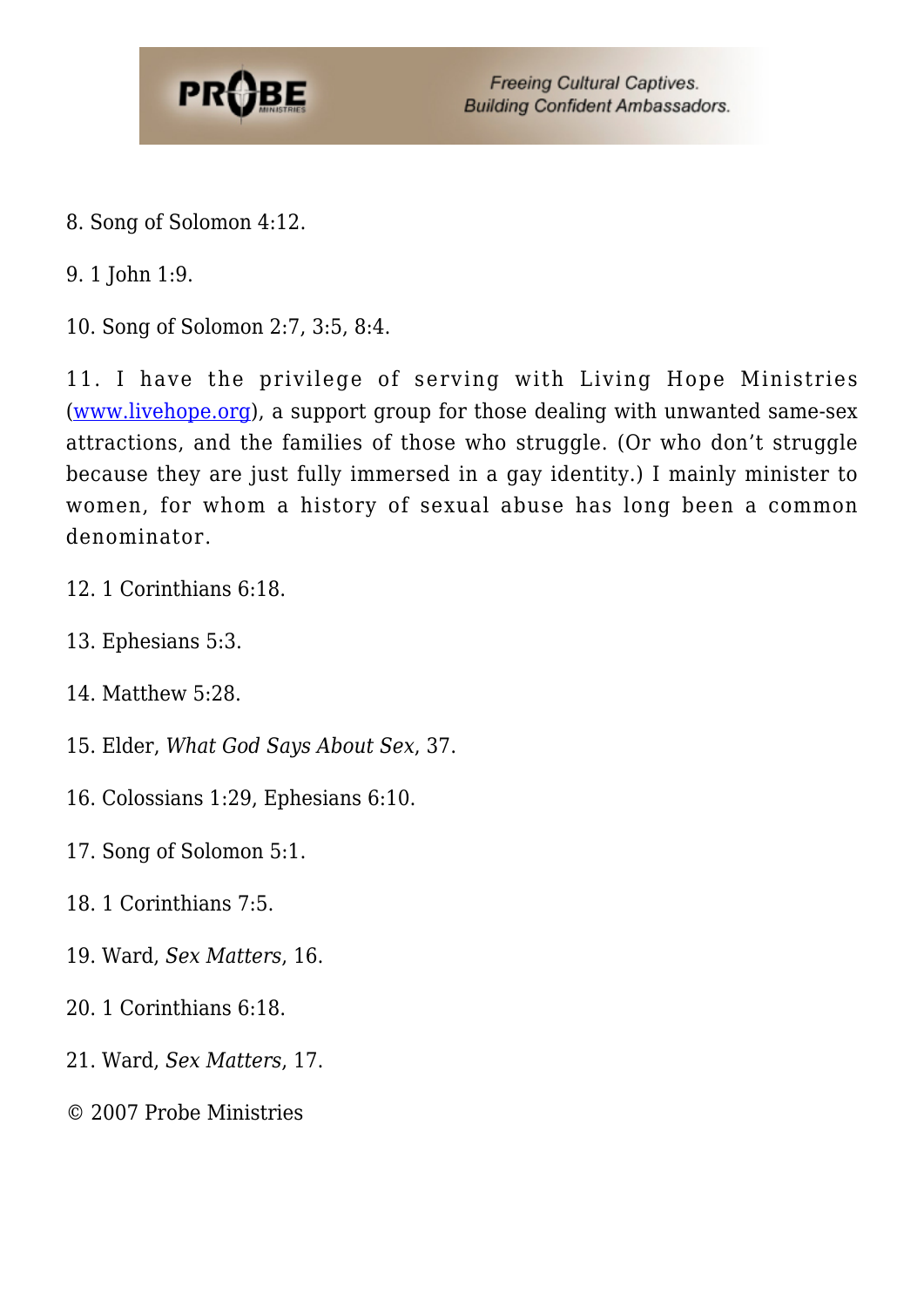8. Song of Solomon 4:12.

9. 1 John 1:9.

10. Song of Solomon 2:7, 3:5, 8:4.

11. I have the privilege of serving with Living Hope Ministries (www.livehope.org), a support group for those dealing with unwanted same-sex attractions, and the families of those who struggle. (Or who don't struggle because they are just fully immersed in a gay identity.) I mainly minister to women, for whom a history of sexual abuse has long been a common denominator.

12. 1 Corinthians 6:18.

13. Ephesians 5:3.

14. Matthew 5:28.

15. Elder, *What God Says About Sex*, 37.

16. Colossians 1:29, Ephesians 6:10.

17. Song of Solomon 5:1.

18. 1 Corinthians 7:5.

19. Ward, *Sex Matters*, 16.

20. 1 Corinthians 6:18.

21. Ward, *Sex Matters*, 17.

© 2007 Probe Ministries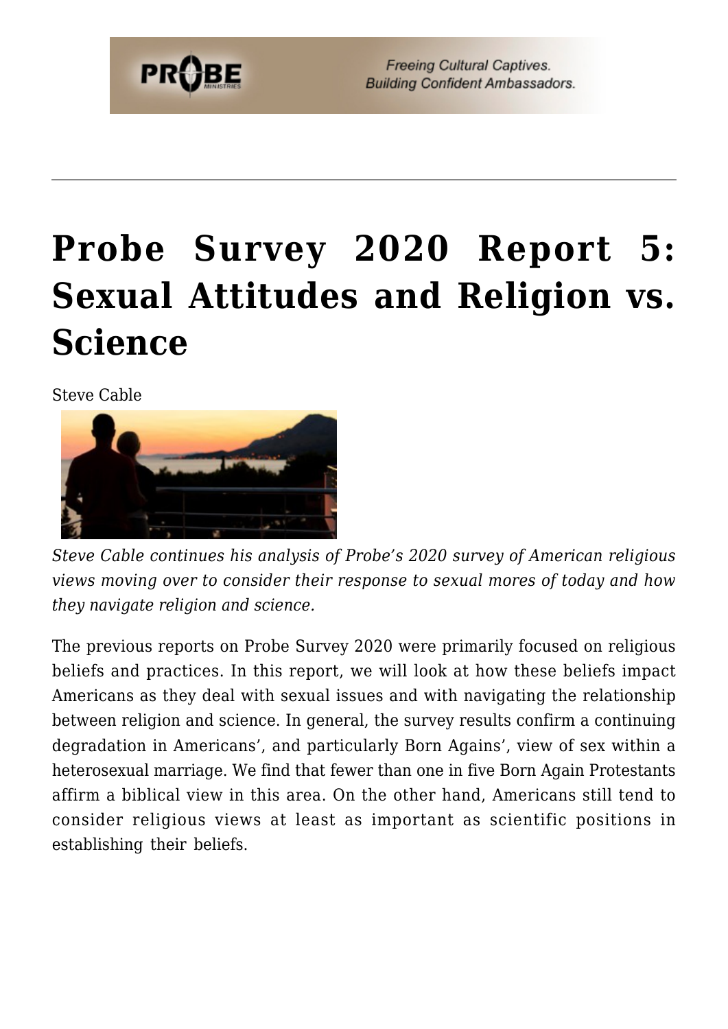# Probe Survey 2020 Report 5: Sexual Attitudes and Religion vs. Science

Steve Cable

*Steve Cable continues his analysis of Probe's 2020 survey of American religious views moving over to consider their response to sexual mores of today and how they navigate religion and science.*

The previous reports on Probe Survey 2020 were primarily focused on religious beliefs and practices. In this report, we will look at how these beliefs impact Americans as they deal with sexual issues and with navigating the relationship between religion and science. In general, the survey results confirm a continuing degradation in Americans', and particularly Born Agains', view of sex within a heterosexual marriage. We find that fewer than one in five Born Again Protestants affirm a biblical view in this area. On the other hand, Americans still tend to consider religious views at least as important as scientific positions in establishing their beliefs.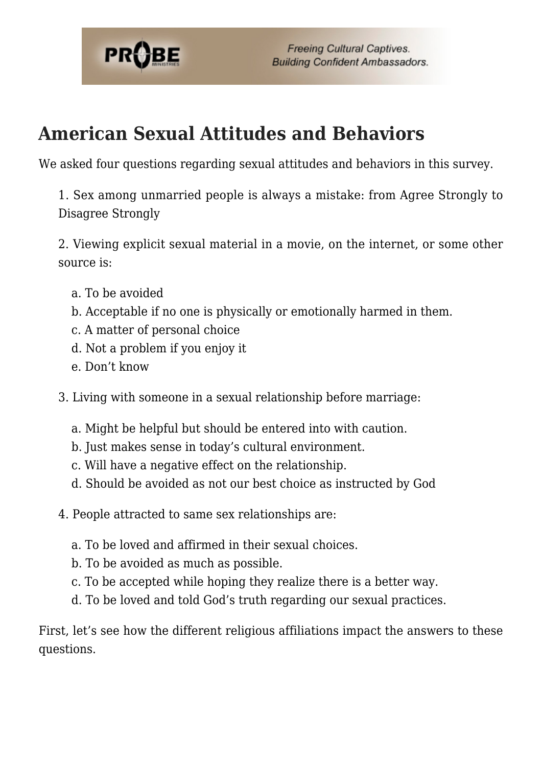## American Sexual Attitudes and Behaviors

We asked four questions regarding sexual attitudes and behaviors in this survey.

1. Sex among unmarried people is always a mistake: from Agree Strongly to Disagree Strongly

2. Viewing explicit sexual material in a movie, on the internet, or some other source is:

   a. To be avoided
   b. Acceptable if no one is physically or emotionally harmed in them.
   c. A matter of personal choice
   d. Not a problem if you enjoy it
   e. Don't know

3. Living with someone in a sexual relationship before marriage:

   a. Might be helpful but should be entered into with caution.
   b. Just makes sense in today's cultural environment.
   c. Will have a negative effect on the relationship.
   d. Should be avoided as not our best choice as instructed by God

4. People attracted to same sex relationships are:

   a. To be loved and affirmed in their sexual choices.
   b. To be avoided as much as possible.
   c. To be accepted while hoping they realize there is a better way.
   d. To be loved and told God's truth regarding our sexual practices.

First, let's see how the different religious affiliations impact the answers to these questions.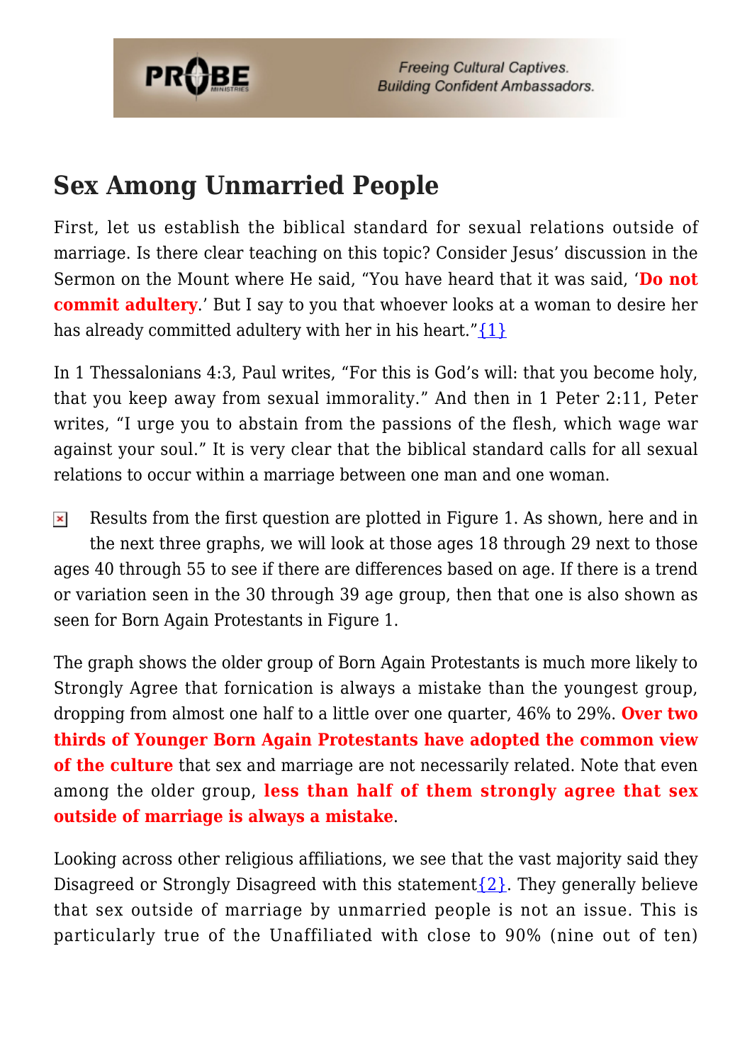## Sex Among Unmarried People

First, let us establish the biblical standard for sexual relations outside of marriage. Is there clear teaching on this topic? Consider Jesus' discussion in the Sermon on the Mount where He said, "You have heard that it was said, '**Do not commit adultery**.' But I say to you that whoever looks at a woman to desire her has already committed adultery with her in his heart."{1}

In 1 Thessalonians 4:3, Paul writes, "For this is God's will: that you become holy, that you keep away from sexual immorality." And then in 1 Peter 2:11, Peter writes, "I urge you to abstain from the passions of the flesh, which wage war against your soul." It is very clear that the biblical standard calls for all sexual relations to occur within a marriage between one man and one woman.

Results from the first question are plotted in Figure 1. As shown, here and in the next three graphs, we will look at those ages 18 through 29 next to those ages 40 through 55 to see if there are differences based on age. If there is a trend or variation seen in the 30 through 39 age group, then that one is also shown as seen for Born Again Protestants in Figure 1.

The graph shows the older group of Born Again Protestants is much more likely to Strongly Agree that fornication is always a mistake than the youngest group, dropping from almost one half to a little over one quarter, 46% to 29%. **Over two thirds of Younger Born Again Protestants have adopted the common view of the culture** that sex and marriage are not necessarily related. Note that even among the older group, **less than half of them strongly agree that sex outside of marriage is always a mistake**.

Looking across other religious affiliations, we see that the vast majority said they Disagreed or Strongly Disagreed with this statement{2}. They generally believe that sex outside of marriage by unmarried people is not an issue. This is particularly true of the Unaffiliated with close to 90% (nine out of ten)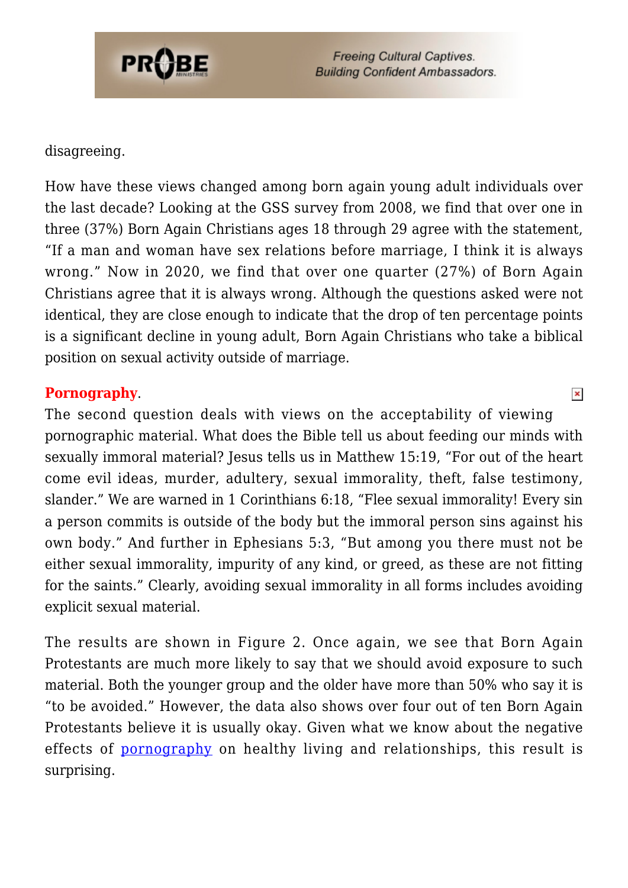disagreeing.

How have these views changed among born again young adult individuals over the last decade? Looking at the GSS survey from 2008, we find that over one in three (37%) Born Again Christians ages 18 through 29 agree with the statement, "If a man and woman have sex relations before marriage, I think it is always wrong." Now in 2020, we find that over one quarter (27%) of Born Again Christians agree that it is always wrong. Although the questions asked were not identical, they are close enough to indicate that the drop of ten percentage points is a significant decline in young adult, Born Again Christians who take a biblical position on sexual activity outside of marriage.

**Pornography**.
The second question deals with views on the acceptability of viewing pornographic material. What does the Bible tell us about feeding our minds with sexually immoral material? Jesus tells us in Matthew 15:19, "For out of the heart come evil ideas, murder, adultery, sexual immorality, theft, false testimony, slander." We are warned in 1 Corinthians 6:18, "Flee sexual immorality! Every sin a person commits is outside of the body but the immoral person sins against his own body." And further in Ephesians 5:3, "But among you there must not be either sexual immorality, impurity of any kind, or greed, as these are not fitting for the saints." Clearly, avoiding sexual immorality in all forms includes avoiding explicit sexual material.

The results are shown in Figure 2. Once again, we see that Born Again Protestants are much more likely to say that we should avoid exposure to such material. Both the younger group and the older have more than 50% who say it is "to be avoided." However, the data also shows over four out of ten Born Again Protestants believe it is usually okay. Given what we know about the negative effects of pornography on healthy living and relationships, this result is surprising.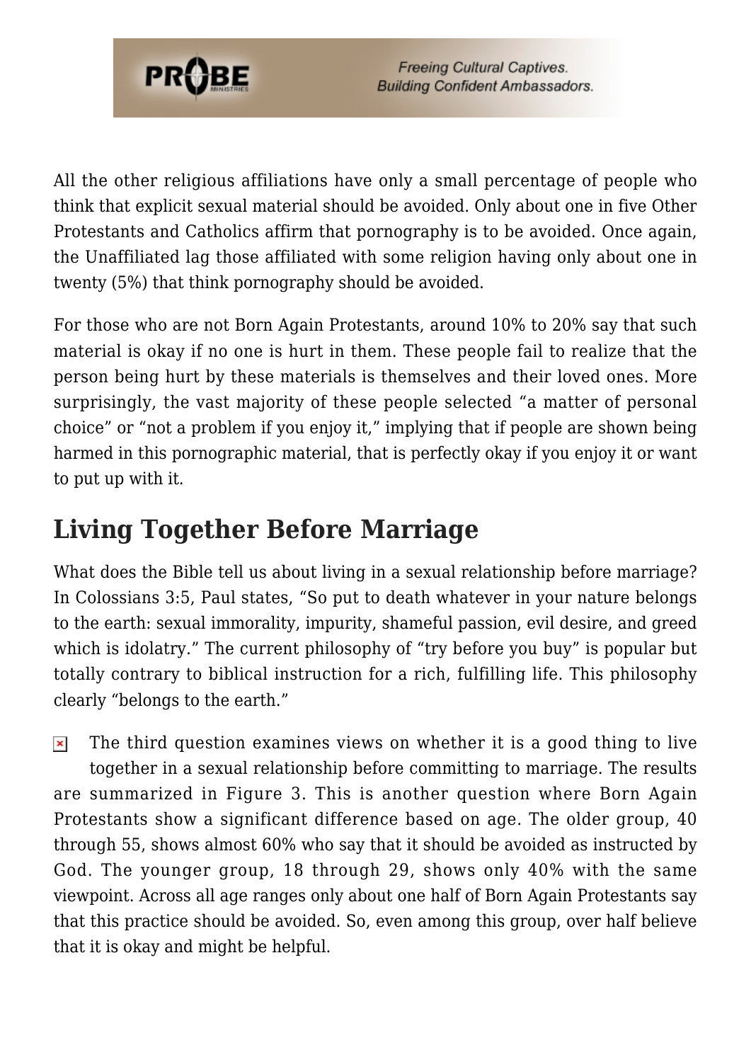All the other religious affiliations have only a small percentage of people who think that explicit sexual material should be avoided. Only about one in five Other Protestants and Catholics affirm that pornography is to be avoided. Once again, the Unaffiliated lag those affiliated with some religion having only about one in twenty (5%) that think pornography should be avoided.

For those who are not Born Again Protestants, around 10% to 20% say that such material is okay if no one is hurt in them. These people fail to realize that the person being hurt by these materials is themselves and their loved ones. More surprisingly, the vast majority of these people selected "a matter of personal choice" or "not a problem if you enjoy it," implying that if people are shown being harmed in this pornographic material, that is perfectly okay if you enjoy it or want to put up with it.

## Living Together Before Marriage

What does the Bible tell us about living in a sexual relationship before marriage? In Colossians 3:5, Paul states, "So put to death whatever in your nature belongs to the earth: sexual immorality, impurity, shameful passion, evil desire, and greed which is idolatry." The current philosophy of "try before you buy" is popular but totally contrary to biblical instruction for a rich, fulfilling life. This philosophy clearly "belongs to the earth."

The third question examines views on whether it is a good thing to live together in a sexual relationship before committing to marriage. The results are summarized in Figure 3. This is another question where Born Again Protestants show a significant difference based on age. The older group, 40 through 55, shows almost 60% who say that it should be avoided as instructed by God. The younger group, 18 through 29, shows only 40% with the same viewpoint. Across all age ranges only about one half of Born Again Protestants say that this practice should be avoided. So, even among this group, over half believe that it is okay and might be helpful.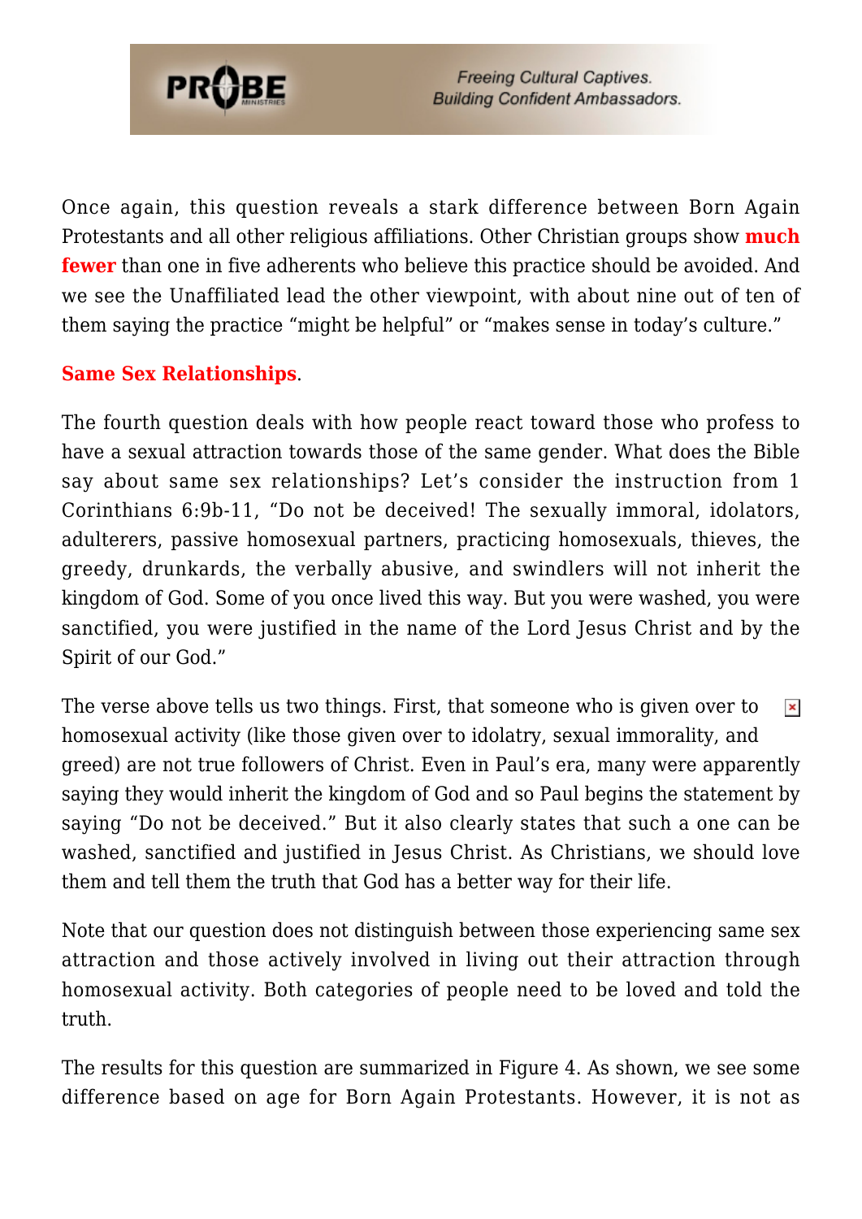Once again, this question reveals a stark difference between Born Again Protestants and all other religious affiliations. Other Christian groups show **much fewer** than one in five adherents who believe this practice should be avoided. And we see the Unaffiliated lead the other viewpoint, with about nine out of ten of them saying the practice "might be helpful" or "makes sense in today's culture."

**Same Sex Relationships**.

The fourth question deals with how people react toward those who profess to have a sexual attraction towards those of the same gender. What does the Bible say about same sex relationships? Let's consider the instruction from 1 Corinthians 6:9b-11, "Do not be deceived! The sexually immoral, idolators, adulterers, passive homosexual partners, practicing homosexuals, thieves, the greedy, drunkards, the verbally abusive, and swindlers will not inherit the kingdom of God. Some of you once lived this way. But you were washed, you were sanctified, you were justified in the name of the Lord Jesus Christ and by the Spirit of our God."

The verse above tells us two things. First, that someone who is given over to homosexual activity (like those given over to idolatry, sexual immorality, and greed) are not true followers of Christ. Even in Paul's era, many were apparently saying they would inherit the kingdom of God and so Paul begins the statement by saying "Do not be deceived." But it also clearly states that such a one can be washed, sanctified and justified in Jesus Christ. As Christians, we should love them and tell them the truth that God has a better way for their life.

Note that our question does not distinguish between those experiencing same sex attraction and those actively involved in living out their attraction through homosexual activity. Both categories of people need to be loved and told the truth.

The results for this question are summarized in Figure 4. As shown, we see some difference based on age for Born Again Protestants. However, it is not as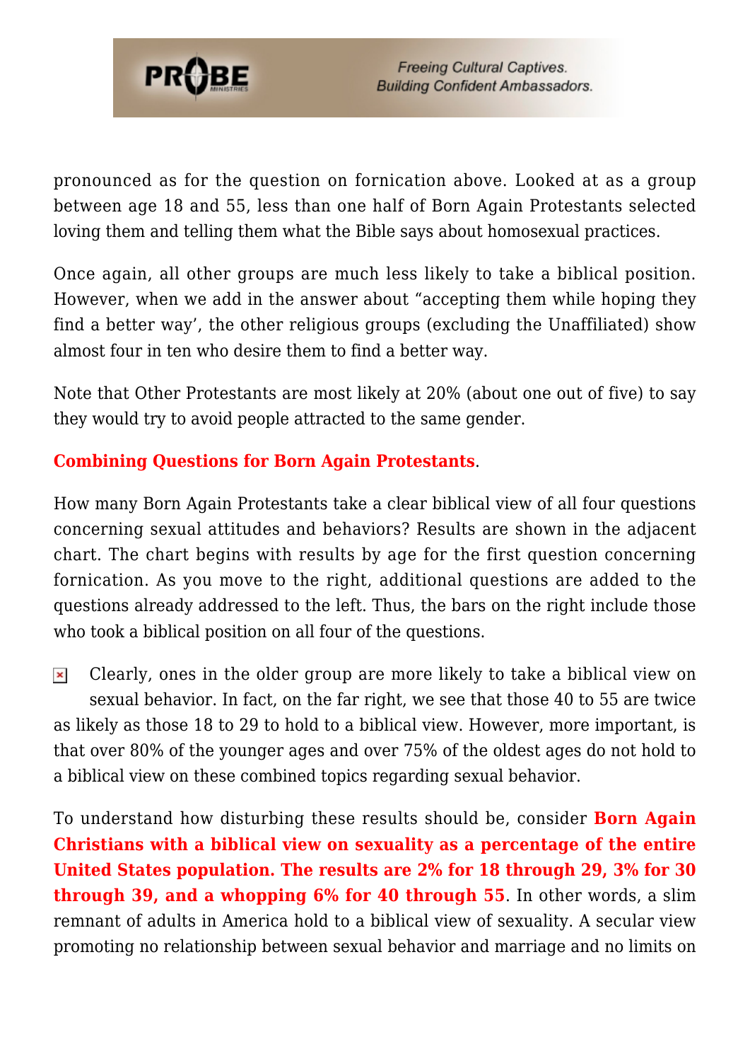pronounced as for the question on fornication above. Looked at as a group between age 18 and 55, less than one half of Born Again Protestants selected loving them and telling them what the Bible says about homosexual practices.

Once again, all other groups are much less likely to take a biblical position. However, when we add in the answer about "accepting them while hoping they find a better way', the other religious groups (excluding the Unaffiliated) show almost four in ten who desire them to find a better way.

Note that Other Protestants are most likely at 20% (about one out of five) to say they would try to avoid people attracted to the same gender.

**Combining Questions for Born Again Protestants**.

How many Born Again Protestants take a clear biblical view of all four questions concerning sexual attitudes and behaviors? Results are shown in the adjacent chart. The chart begins with results by age for the first question concerning fornication. As you move to the right, additional questions are added to the questions already addressed to the left. Thus, the bars on the right include those who took a biblical position on all four of the questions.

Clearly, ones in the older group are more likely to take a biblical view on sexual behavior. In fact, on the far right, we see that those 40 to 55 are twice as likely as those 18 to 29 to hold to a biblical view. However, more important, is that over 80% of the younger ages and over 75% of the oldest ages do not hold to a biblical view on these combined topics regarding sexual behavior.

To understand how disturbing these results should be, consider **Born Again Christians with a biblical view on sexuality as a percentage of the entire United States population. The results are 2% for 18 through 29, 3% for 30 through 39, and a whopping 6% for 40 through 55**. In other words, a slim remnant of adults in America hold to a biblical view of sexuality. A secular view promoting no relationship between sexual behavior and marriage and no limits on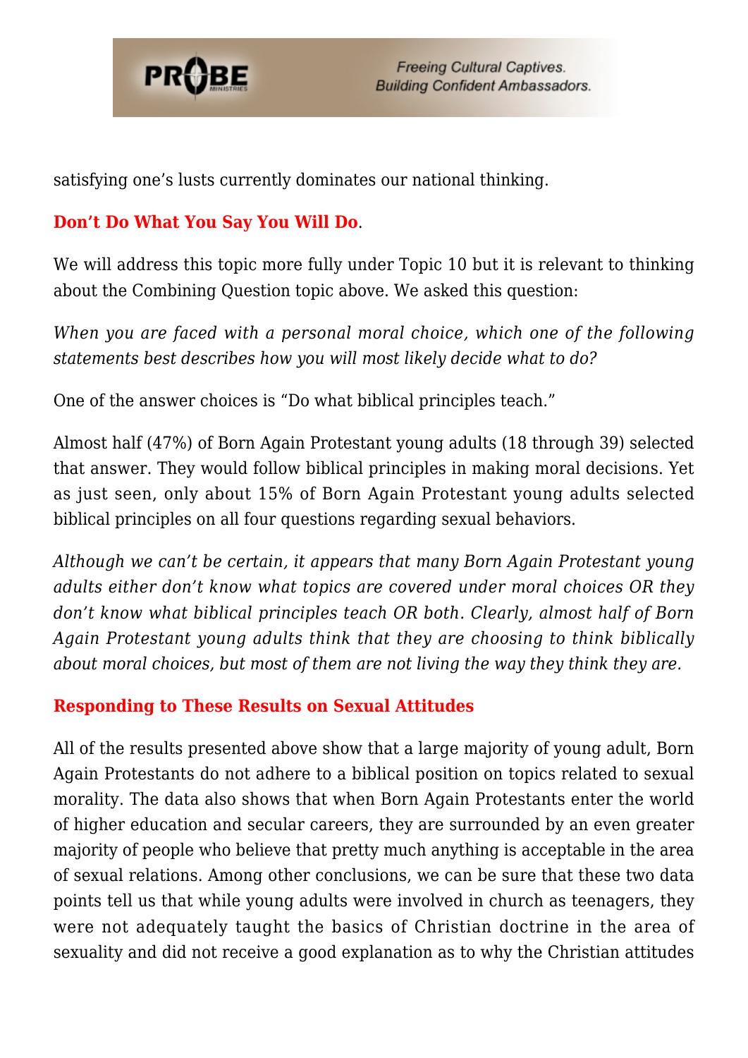satisfying one's lusts currently dominates our national thinking.

**Don't Do What You Say You Will Do**.

We will address this topic more fully under Topic 10 but it is relevant to thinking about the Combining Question topic above. We asked this question:

*When you are faced with a personal moral choice, which one of the following statements best describes how you will most likely decide what to do?*

One of the answer choices is "Do what biblical principles teach."

Almost half (47%) of Born Again Protestant young adults (18 through 39) selected that answer. They would follow biblical principles in making moral decisions. Yet as just seen, only about 15% of Born Again Protestant young adults selected biblical principles on all four questions regarding sexual behaviors.

*Although we can't be certain, it appears that many Born Again Protestant young adults either don't know what topics are covered under moral choices OR they don't know what biblical principles teach OR both. Clearly, almost half of Born Again Protestant young adults think that they are choosing to think biblically about moral choices, but most of them are not living the way they think they are.*

**Responding to These Results on Sexual Attitudes**

All of the results presented above show that a large majority of young adult, Born Again Protestants do not adhere to a biblical position on topics related to sexual morality. The data also shows that when Born Again Protestants enter the world of higher education and secular careers, they are surrounded by an even greater majority of people who believe that pretty much anything is acceptable in the area of sexual relations. Among other conclusions, we can be sure that these two data points tell us that while young adults were involved in church as teenagers, they were not adequately taught the basics of Christian doctrine in the area of sexuality and did not receive a good explanation as to why the Christian attitudes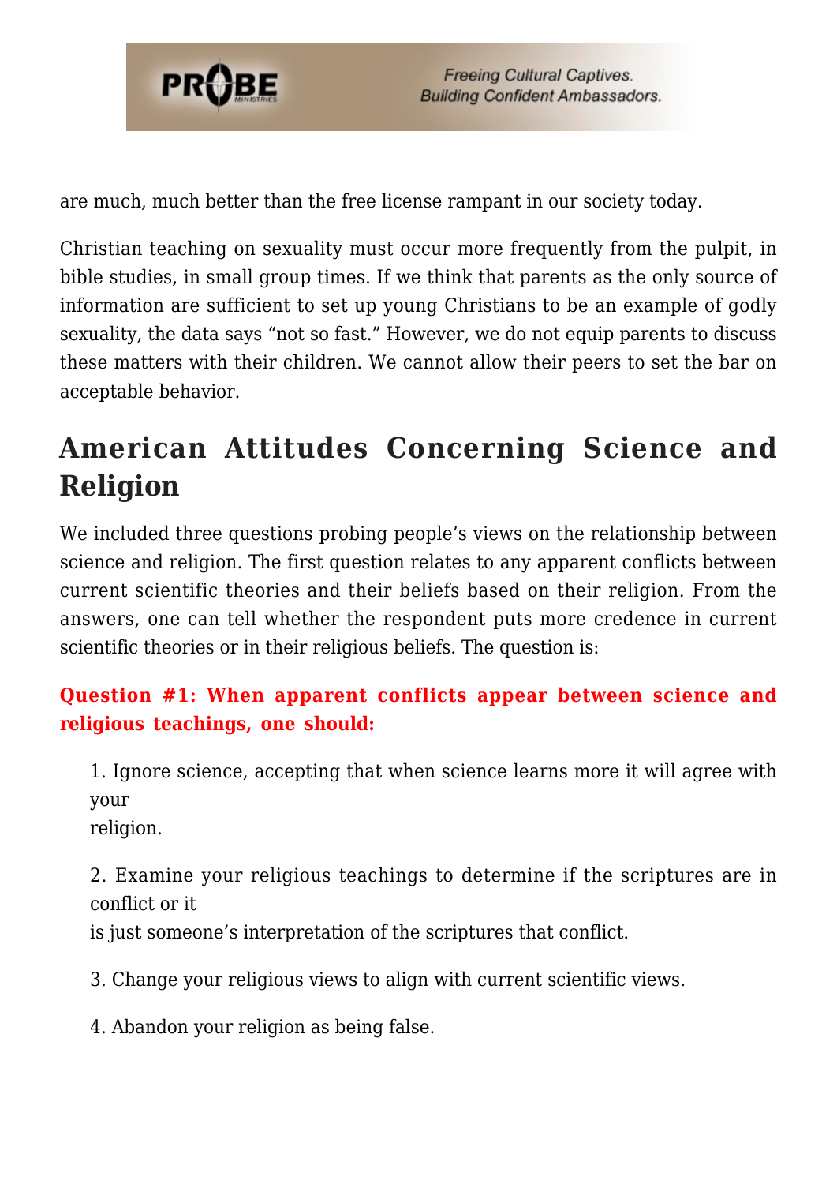are much, much better than the free license rampant in our society today.

Christian teaching on sexuality must occur more frequently from the pulpit, in bible studies, in small group times. If we think that parents as the only source of information are sufficient to set up young Christians to be an example of godly sexuality, the data says "not so fast." However, we do not equip parents to discuss these matters with their children. We cannot allow their peers to set the bar on acceptable behavior.

## American Attitudes Concerning Science and Religion

We included three questions probing people's views on the relationship between science and religion. The first question relates to any apparent conflicts between current scientific theories and their beliefs based on their religion. From the answers, one can tell whether the respondent puts more credence in current scientific theories or in their religious beliefs. The question is:

**Question #1: When apparent conflicts appear between science and religious teachings, one should:**

1. Ignore science, accepting that when science learns more it will agree with your religion.
2. Examine your religious teachings to determine if the scriptures are in conflict or it is just someone's interpretation of the scriptures that conflict.
3. Change your religious views to align with current scientific views.
4. Abandon your religion as being false.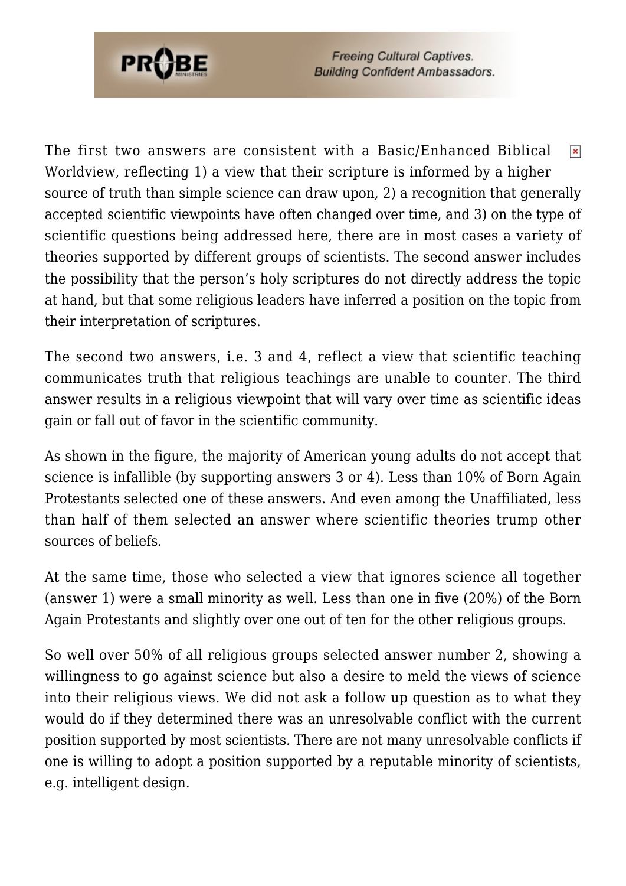The first two answers are consistent with a Basic/Enhanced Biblical Worldview, reflecting 1) a view that their scripture is informed by a higher source of truth than simple science can draw upon, 2) a recognition that generally accepted scientific viewpoints have often changed over time, and 3) on the type of scientific questions being addressed here, there are in most cases a variety of theories supported by different groups of scientists. The second answer includes the possibility that the person's holy scriptures do not directly address the topic at hand, but that some religious leaders have inferred a position on the topic from their interpretation of scriptures.

The second two answers, i.e. 3 and 4, reflect a view that scientific teaching communicates truth that religious teachings are unable to counter. The third answer results in a religious viewpoint that will vary over time as scientific ideas gain or fall out of favor in the scientific community.

As shown in the figure, the majority of American young adults do not accept that science is infallible (by supporting answers 3 or 4). Less than 10% of Born Again Protestants selected one of these answers. And even among the Unaffiliated, less than half of them selected an answer where scientific theories trump other sources of beliefs.

At the same time, those who selected a view that ignores science all together (answer 1) were a small minority as well. Less than one in five (20%) of the Born Again Protestants and slightly over one out of ten for the other religious groups.

So well over 50% of all religious groups selected answer number 2, showing a willingness to go against science but also a desire to meld the views of science into their religious views. We did not ask a follow up question as to what they would do if they determined there was an unresolvable conflict with the current position supported by most scientists. There are not many unresolvable conflicts if one is willing to adopt a position supported by a reputable minority of scientists, e.g. intelligent design.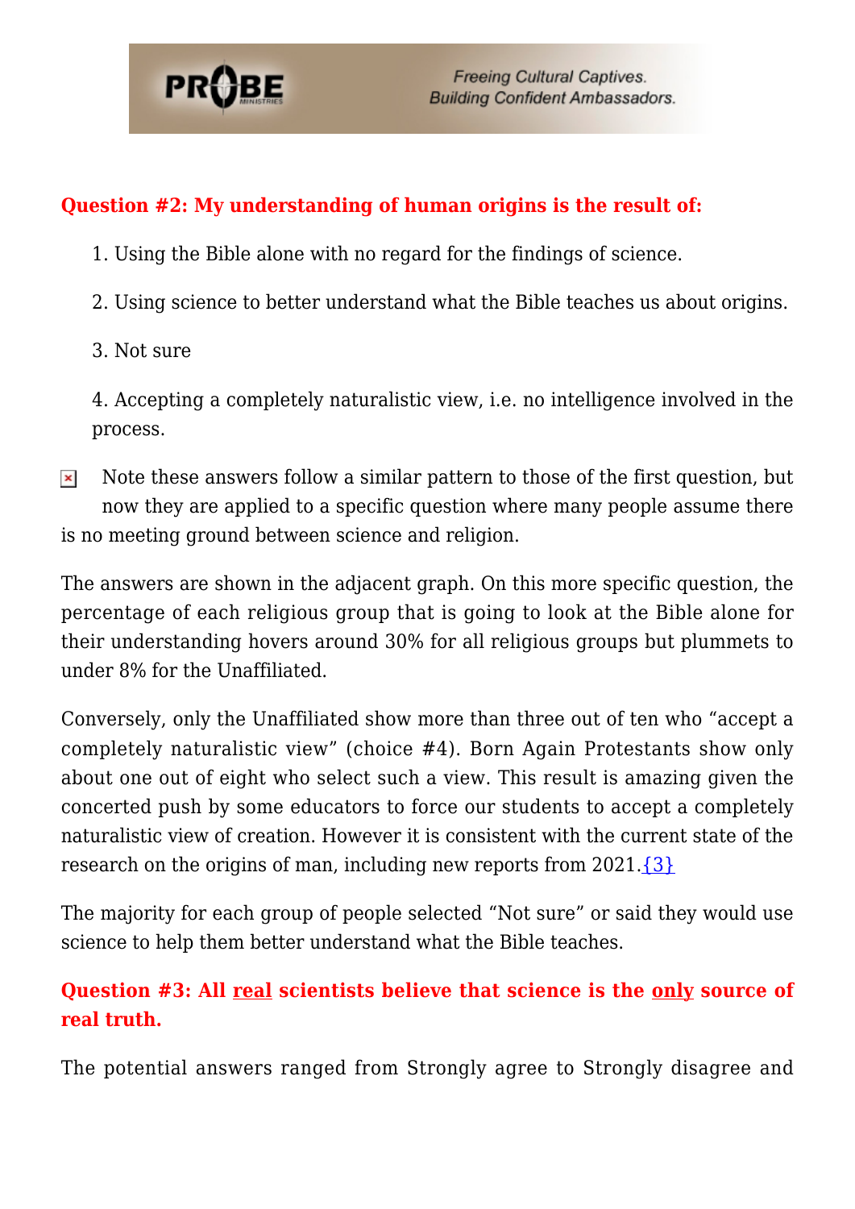**Question #2: My understanding of human origins is the result of:**

1. Using the Bible alone with no regard for the findings of science.
2. Using science to better understand what the Bible teaches us about origins.
3. Not sure
4. Accepting a completely naturalistic view, i.e. no intelligence involved in the process.

Note these answers follow a similar pattern to those of the first question, but now they are applied to a specific question where many people assume there is no meeting ground between science and religion.

The answers are shown in the adjacent graph. On this more specific question, the percentage of each religious group that is going to look at the Bible alone for their understanding hovers around 30% for all religious groups but plummets to under 8% for the Unaffiliated.

Conversely, only the Unaffiliated show more than three out of ten who "accept a completely naturalistic view" (choice #4). Born Again Protestants show only about one out of eight who select such a view. This result is amazing given the concerted push by some educators to force our students to accept a completely naturalistic view of creation. However it is consistent with the current state of the research on the origins of man, including new reports from 2021.{3}

The majority for each group of people selected "Not sure" or said they would use science to help them better understand what the Bible teaches.

**Question #3: All real scientists believe that science is the only source of real truth.**

The potential answers ranged from Strongly agree to Strongly disagree and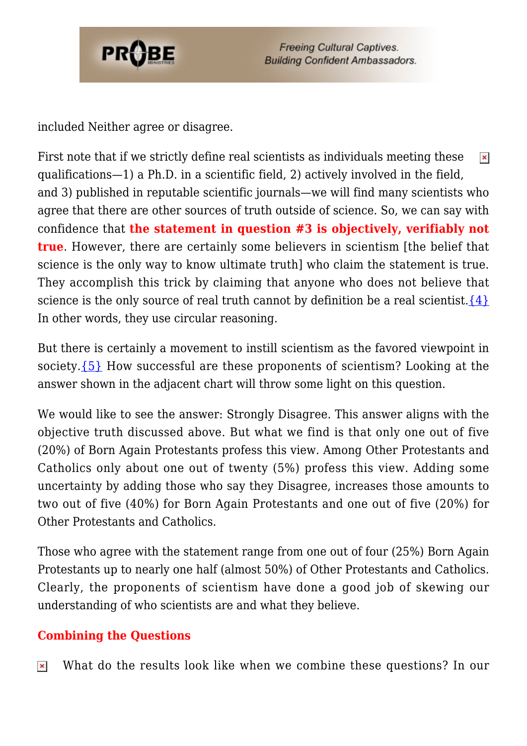included Neither agree or disagree.

First note that if we strictly define real scientists as individuals meeting these qualifications—1) a Ph.D. in a scientific field, 2) actively involved in the field, and 3) published in reputable scientific journals—we will find many scientists who agree that there are other sources of truth outside of science. So, we can say with confidence that **the statement in question #3 is objectively, verifiably not true**. However, there are certainly some believers in scientism [the belief that science is the only way to know ultimate truth] who claim the statement is true. They accomplish this trick by claiming that anyone who does not believe that science is the only source of real truth cannot by definition be a real scientist.{4} In other words, they use circular reasoning.

But there is certainly a movement to instill scientism as the favored viewpoint in society.{5} How successful are these proponents of scientism? Looking at the answer shown in the adjacent chart will throw some light on this question.

We would like to see the answer: Strongly Disagree. This answer aligns with the objective truth discussed above. But what we find is that only one out of five (20%) of Born Again Protestants profess this view. Among Other Protestants and Catholics only about one out of twenty (5%) profess this view. Adding some uncertainty by adding those who say they Disagree, increases those amounts to two out of five (40%) for Born Again Protestants and one out of five (20%) for Other Protestants and Catholics.

Those who agree with the statement range from one out of four (25%) Born Again Protestants up to nearly one half (almost 50%) of Other Protestants and Catholics. Clearly, the proponents of scientism have done a good job of skewing our understanding of who scientists are and what they believe.

## Combining the Questions

What do the results look like when we combine these questions? In our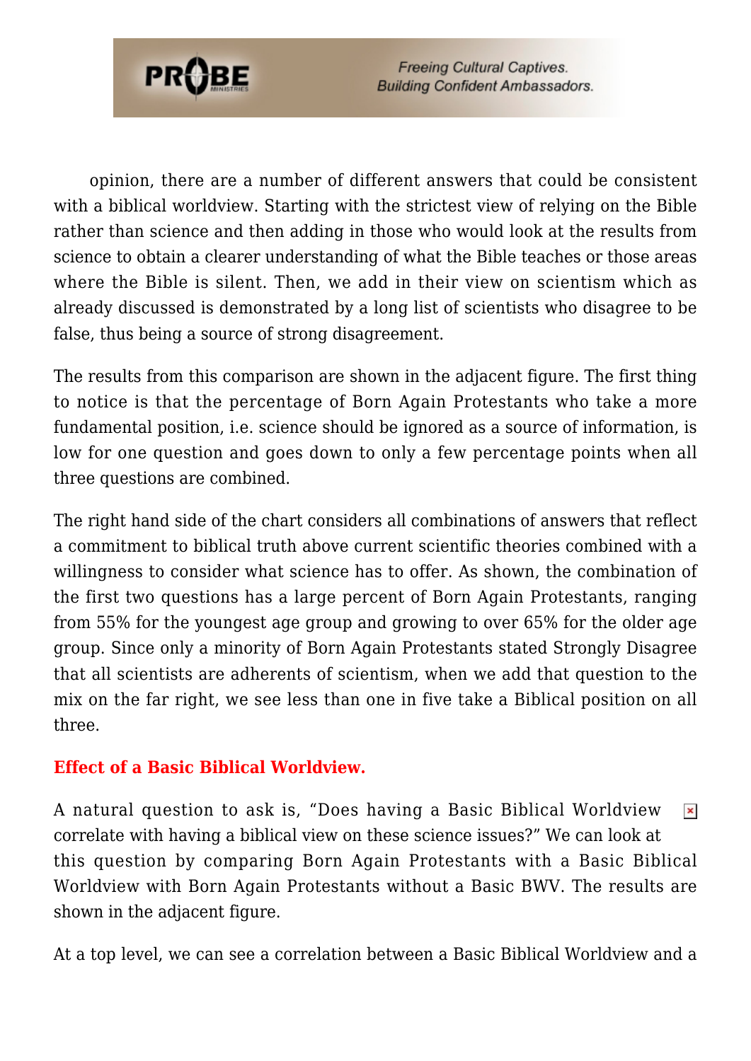opinion, there are a number of different answers that could be consistent with a biblical worldview. Starting with the strictest view of relying on the Bible rather than science and then adding in those who would look at the results from science to obtain a clearer understanding of what the Bible teaches or those areas where the Bible is silent. Then, we add in their view on scientism which as already discussed is demonstrated by a long list of scientists who disagree to be false, thus being a source of strong disagreement.

The results from this comparison are shown in the adjacent figure. The first thing to notice is that the percentage of Born Again Protestants who take a more fundamental position, i.e. science should be ignored as a source of information, is low for one question and goes down to only a few percentage points when all three questions are combined.

The right hand side of the chart considers all combinations of answers that reflect a commitment to biblical truth above current scientific theories combined with a willingness to consider what science has to offer. As shown, the combination of the first two questions has a large percent of Born Again Protestants, ranging from 55% for the youngest age group and growing to over 65% for the older age group. Since only a minority of Born Again Protestants stated Strongly Disagree that all scientists are adherents of scientism, when we add that question to the mix on the far right, we see less than one in five take a Biblical position on all three.

### Effect of a Basic Biblical Worldview.

A natural question to ask is, "Does having a Basic Biblical Worldview correlate with having a biblical view on these science issues?" We can look at this question by comparing Born Again Protestants with a Basic Biblical Worldview with Born Again Protestants without a Basic BWV. The results are shown in the adjacent figure.

At a top level, we can see a correlation between a Basic Biblical Worldview and a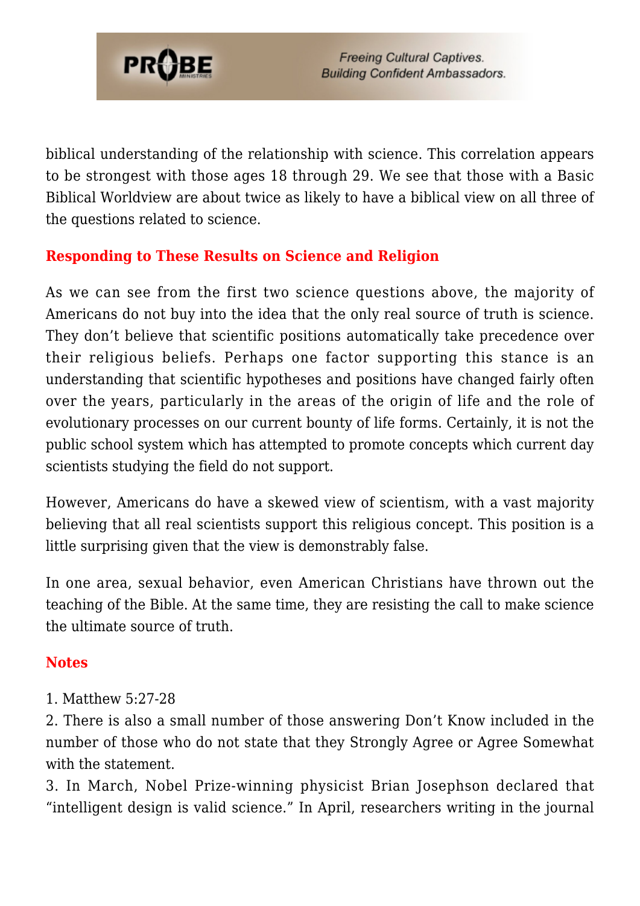biblical understanding of the relationship with science. This correlation appears to be strongest with those ages 18 through 29. We see that those with a Basic Biblical Worldview are about twice as likely to have a biblical view on all three of the questions related to science.

## Responding to These Results on Science and Religion

As we can see from the first two science questions above, the majority of Americans do not buy into the idea that the only real source of truth is science. They don't believe that scientific positions automatically take precedence over their religious beliefs. Perhaps one factor supporting this stance is an understanding that scientific hypotheses and positions have changed fairly often over the years, particularly in the areas of the origin of life and the role of evolutionary processes on our current bounty of life forms. Certainly, it is not the public school system which has attempted to promote concepts which current day scientists studying the field do not support.

However, Americans do have a skewed view of scientism, with a vast majority believing that all real scientists support this religious concept. This position is a little surprising given that the view is demonstrably false.

In one area, sexual behavior, even American Christians have thrown out the teaching of the Bible. At the same time, they are resisting the call to make science the ultimate source of truth.

## Notes

1. Matthew 5:27-28
2. There is also a small number of those answering Don't Know included in the number of those who do not state that they Strongly Agree or Agree Somewhat with the statement.
3. In March, Nobel Prize-winning physicist Brian Josephson declared that "intelligent design is valid science." In April, researchers writing in the journal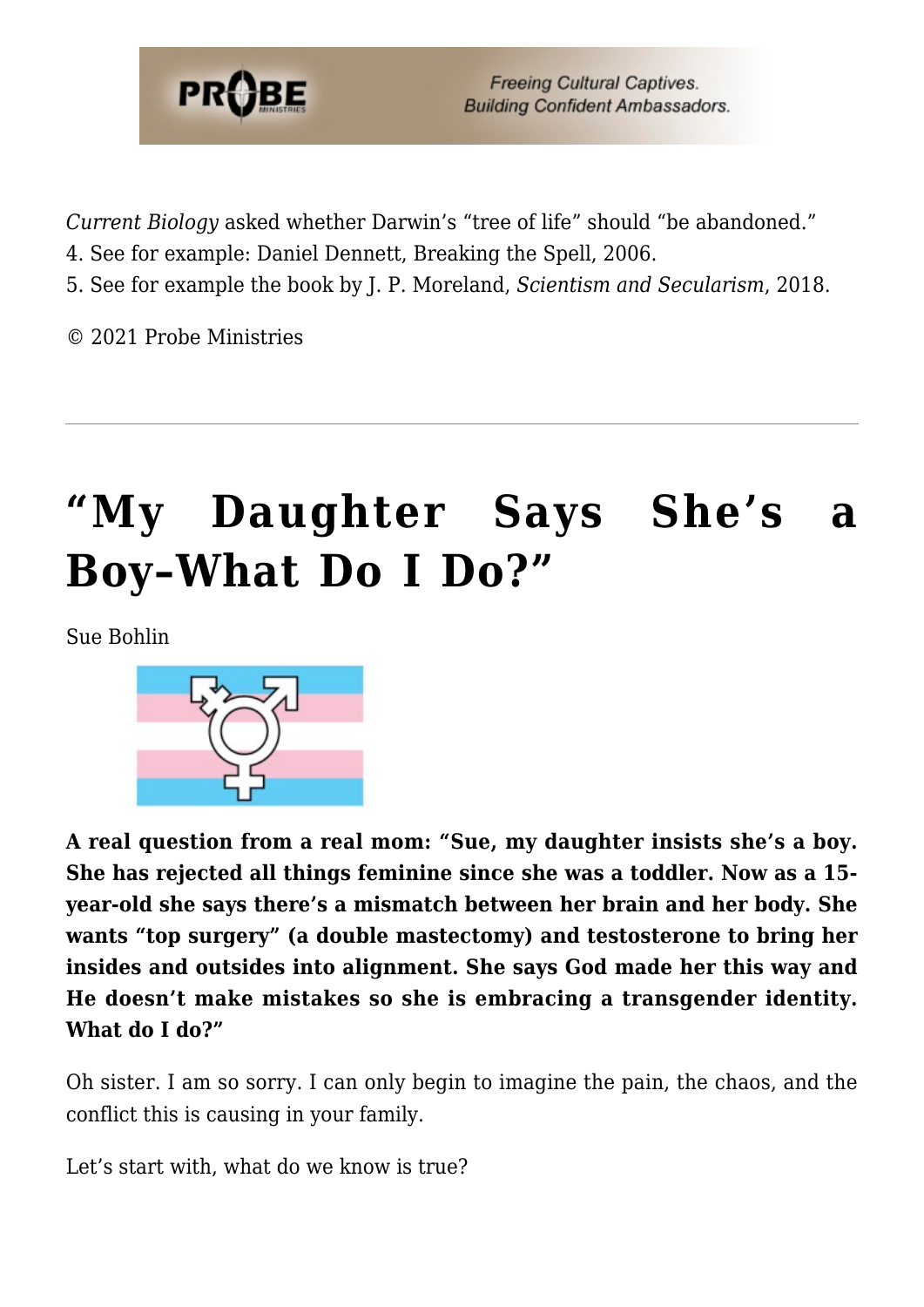*Current Biology* asked whether Darwin's "tree of life" should "be abandoned."
4. See for example: Daniel Dennett, Breaking the Spell, 2006.
5. See for example the book by J. P. Moreland, *Scientism and Secularism*, 2018.

© 2021 Probe Ministries

---

# "My Daughter Says She's a Boy–What Do I Do?"

Sue Bohlin

**A real question from a real mom: "Sue, my daughter insists she's a boy. She has rejected all things feminine since she was a toddler. Now as a 15-year-old she says there's a mismatch between her brain and her body. She wants "top surgery" (a double mastectomy) and testosterone to bring her insides and outsides into alignment. She says God made her this way and He doesn't make mistakes so she is embracing a transgender identity. What do I do?"**

Oh sister. I am so sorry. I can only begin to imagine the pain, the chaos, and the conflict this is causing in your family.

Let's start with, what do we know is true?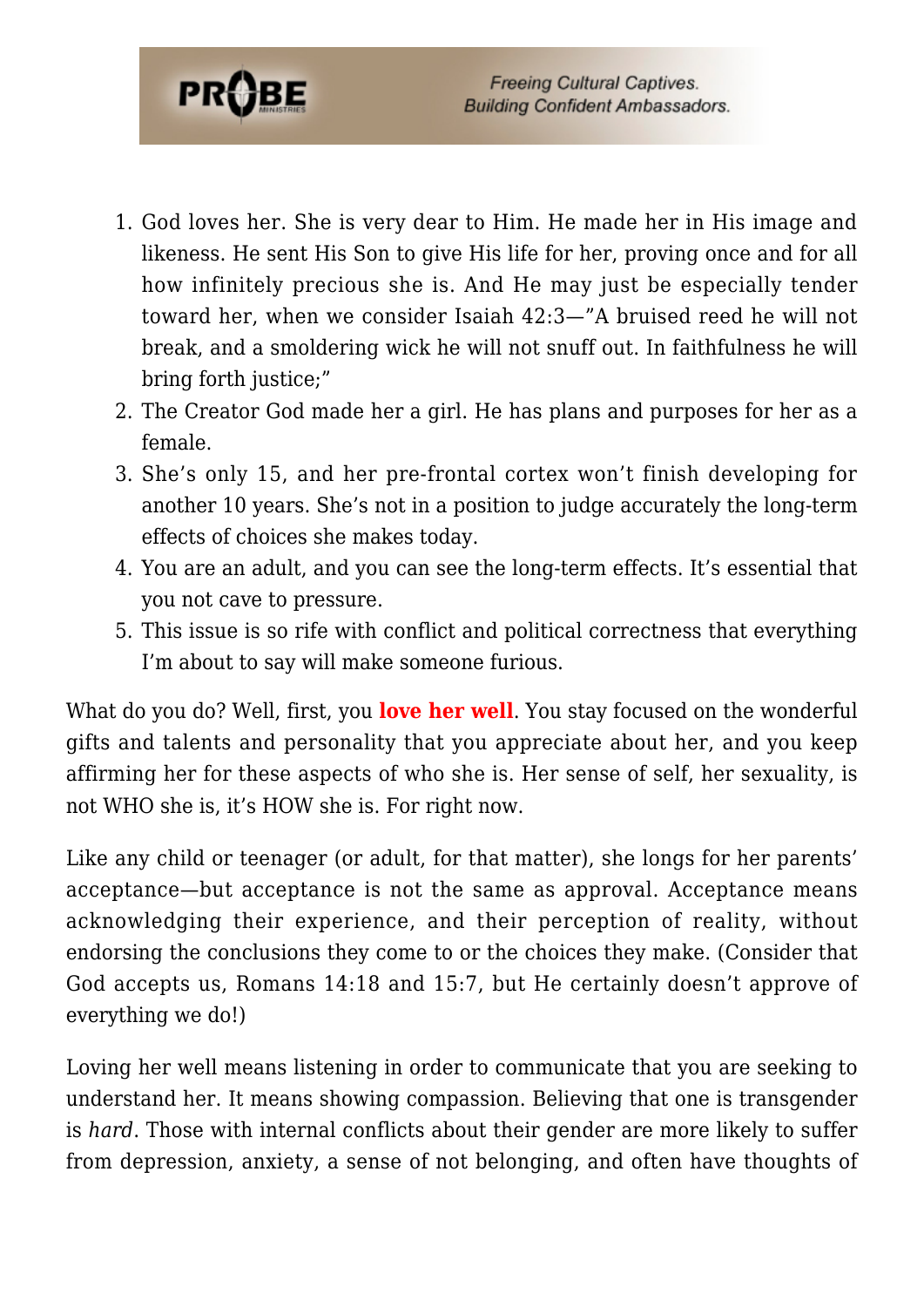1. God loves her. She is very dear to Him. He made her in His image and likeness. He sent His Son to give His life for her, proving once and for all how infinitely precious she is. And He may just be especially tender toward her, when we consider Isaiah 42:3—"A bruised reed he will not break, and a smoldering wick he will not snuff out. In faithfulness he will bring forth justice;"
2. The Creator God made her a girl. He has plans and purposes for her as a female.
3. She's only 15, and her pre-frontal cortex won't finish developing for another 10 years. She's not in a position to judge accurately the long-term effects of choices she makes today.
4. You are an adult, and you can see the long-term effects. It's essential that you not cave to pressure.
5. This issue is so rife with conflict and political correctness that everything I'm about to say will make someone furious.

What do you do? Well, first, you **love her well**. You stay focused on the wonderful gifts and talents and personality that you appreciate about her, and you keep affirming her for these aspects of who she is. Her sense of self, her sexuality, is not WHO she is, it's HOW she is. For right now.

Like any child or teenager (or adult, for that matter), she longs for her parents' acceptance—but acceptance is not the same as approval. Acceptance means acknowledging their experience, and their perception of reality, without endorsing the conclusions they come to or the choices they make. (Consider that God accepts us, Romans 14:18 and 15:7, but He certainly doesn't approve of everything we do!)

Loving her well means listening in order to communicate that you are seeking to understand her. It means showing compassion. Believing that one is transgender is *hard*. Those with internal conflicts about their gender are more likely to suffer from depression, anxiety, a sense of not belonging, and often have thoughts of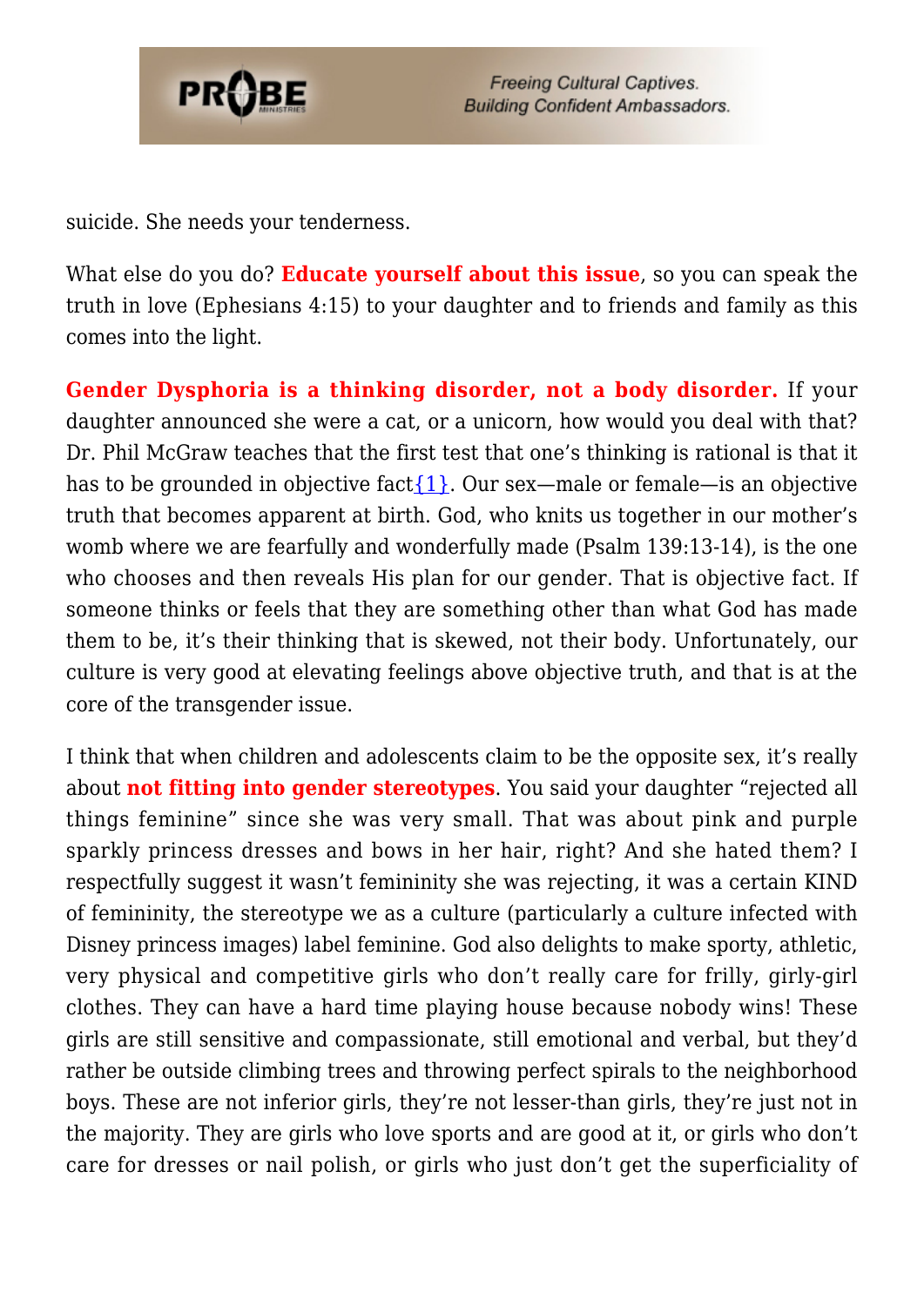suicide. She needs your tenderness.

What else do you do? **Educate yourself about this issue**, so you can speak the truth in love (Ephesians 4:15) to your daughter and to friends and family as this comes into the light.

**Gender Dysphoria is a thinking disorder, not a body disorder.** If your daughter announced she were a cat, or a unicorn, how would you deal with that? Dr. Phil McGraw teaches that the first test that one's thinking is rational is that it has to be grounded in objective fact{1}. Our sex—male or female—is an objective truth that becomes apparent at birth. God, who knits us together in our mother's womb where we are fearfully and wonderfully made (Psalm 139:13-14), is the one who chooses and then reveals His plan for our gender. That is objective fact. If someone thinks or feels that they are something other than what God has made them to be, it's their thinking that is skewed, not their body. Unfortunately, our culture is very good at elevating feelings above objective truth, and that is at the core of the transgender issue.

I think that when children and adolescents claim to be the opposite sex, it's really about **not fitting into gender stereotypes**. You said your daughter "rejected all things feminine" since she was very small. That was about pink and purple sparkly princess dresses and bows in her hair, right? And she hated them? I respectfully suggest it wasn't femininity she was rejecting, it was a certain KIND of femininity, the stereotype we as a culture (particularly a culture infected with Disney princess images) label feminine. God also delights to make sporty, athletic, very physical and competitive girls who don't really care for frilly, girly-girl clothes. They can have a hard time playing house because nobody wins! These girls are still sensitive and compassionate, still emotional and verbal, but they'd rather be outside climbing trees and throwing perfect spirals to the neighborhood boys. These are not inferior girls, they're not lesser-than girls, they're just not in the majority. They are girls who love sports and are good at it, or girls who don't care for dresses or nail polish, or girls who just don't get the superficiality of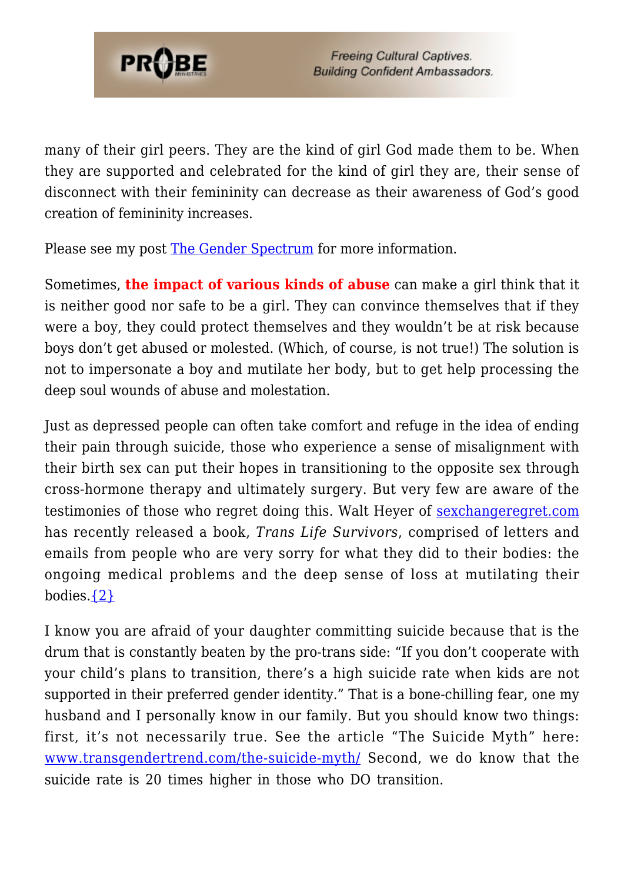many of their girl peers. They are the kind of girl God made them to be. When they are supported and celebrated for the kind of girl they are, their sense of disconnect with their femininity can decrease as their awareness of God's good creation of femininity increases.

Please see my post [The Gender Spectrum](The Gender Spectrum) for more information.

Sometimes, **the impact of various kinds of abuse** can make a girl think that it is neither good nor safe to be a girl. They can convince themselves that if they were a boy, they could protect themselves and they wouldn't be at risk because boys don't get abused or molested. (Which, of course, is not true!) The solution is not to impersonate a boy and mutilate her body, but to get help processing the deep soul wounds of abuse and molestation.

Just as depressed people can often take comfort and refuge in the idea of ending their pain through suicide, those who experience a sense of misalignment with their birth sex can put their hopes in transitioning to the opposite sex through cross-hormone therapy and ultimately surgery. But very few are aware of the testimonies of those who regret doing this. Walt Heyer of [sexchangeregret.com](sexchangeregret.com) has recently released a book, *Trans Life Survivors*, comprised of letters and emails from people who are very sorry for what they did to their bodies: the ongoing medical problems and the deep sense of loss at mutilating their bodies.{2}

I know you are afraid of your daughter committing suicide because that is the drum that is constantly beaten by the pro-trans side: "If you don't cooperate with your child's plans to transition, there's a high suicide rate when kids are not supported in their preferred gender identity." That is a bone-chilling fear, one my husband and I personally know in our family. But you should know two things: first, it's not necessarily true. See the article "The Suicide Myth" here: [www.transgendertrend.com/the-suicide-myth/](www.transgendertrend.com/the-suicide-myth/) Second, we do know that the suicide rate is 20 times higher in those who DO transition.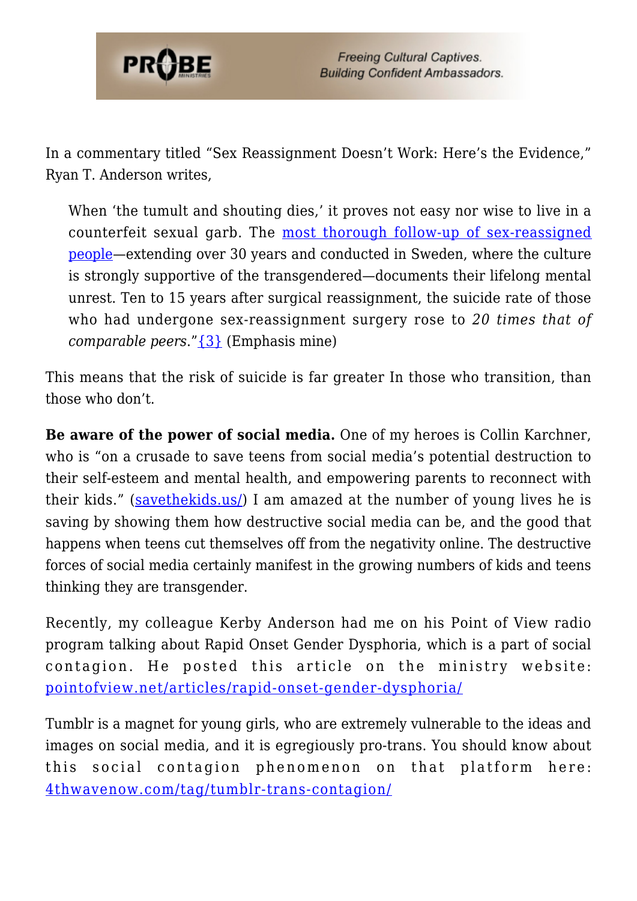In a commentary titled "Sex Reassignment Doesn't Work: Here's the Evidence," Ryan T. Anderson writes,

> When 'the tumult and shouting dies,' it proves not easy nor wise to live in a counterfeit sexual garb. The most thorough follow-up of sex-reassigned people—extending over 30 years and conducted in Sweden, where the culture is strongly supportive of the transgendered—documents their lifelong mental unrest. Ten to 15 years after surgical reassignment, the suicide rate of those who had undergone sex-reassignment surgery rose to *20 times that of comparable peers*."{3} (Emphasis mine)

This means that the risk of suicide is far greater In those who transition, than those who don't.

**Be aware of the power of social media.** One of my heroes is Collin Karchner, who is "on a crusade to save teens from social media's potential destruction to their self-esteem and mental health, and empowering parents to reconnect with their kids." (savethekids.us/) I am amazed at the number of young lives he is saving by showing them how destructive social media can be, and the good that happens when teens cut themselves off from the negativity online. The destructive forces of social media certainly manifest in the growing numbers of kids and teens thinking they are transgender.

Recently, my colleague Kerby Anderson had me on his Point of View radio program talking about Rapid Onset Gender Dysphoria, which is a part of social contagion. He posted this article on the ministry website: pointofview.net/articles/rapid-onset-gender-dysphoria/

Tumblr is a magnet for young girls, who are extremely vulnerable to the ideas and images on social media, and it is egregiously pro-trans. You should know about this social contagion phenomenon on that platform here: 4thwavenow.com/tag/tumblr-trans-contagion/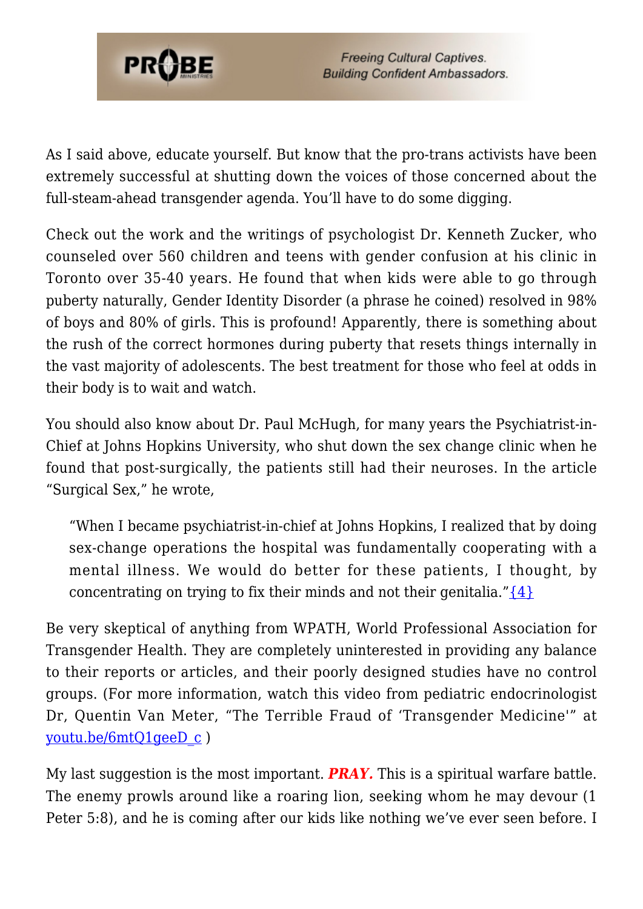As I said above, educate yourself. But know that the pro-trans activists have been extremely successful at shutting down the voices of those concerned about the full-steam-ahead transgender agenda. You'll have to do some digging.

Check out the work and the writings of psychologist Dr. Kenneth Zucker, who counseled over 560 children and teens with gender confusion at his clinic in Toronto over 35-40 years. He found that when kids were able to go through puberty naturally, Gender Identity Disorder (a phrase he coined) resolved in 98% of boys and 80% of girls. This is profound! Apparently, there is something about the rush of the correct hormones during puberty that resets things internally in the vast majority of adolescents. The best treatment for those who feel at odds in their body is to wait and watch.

You should also know about Dr. Paul McHugh, for many years the Psychiatrist-in-Chief at Johns Hopkins University, who shut down the sex change clinic when he found that post-surgically, the patients still had their neuroses. In the article "Surgical Sex," he wrote,

> "When I became psychiatrist-in-chief at Johns Hopkins, I realized that by doing sex-change operations the hospital was fundamentally cooperating with a mental illness. We would do better for these patients, I thought, by concentrating on trying to fix their minds and not their genitalia."{4}

Be very skeptical of anything from WPATH, World Professional Association for Transgender Health. They are completely uninterested in providing any balance to their reports or articles, and their poorly designed studies have no control groups. (For more information, watch this video from pediatric endocrinologist Dr, Quentin Van Meter, "The Terrible Fraud of 'Transgender Medicine'" at youtu.be/6mtQ1geeD_c )

My last suggestion is the most important. ***PRAY.*** This is a spiritual warfare battle. The enemy prowls around like a roaring lion, seeking whom he may devour (1 Peter 5:8), and he is coming after our kids like nothing we've ever seen before. I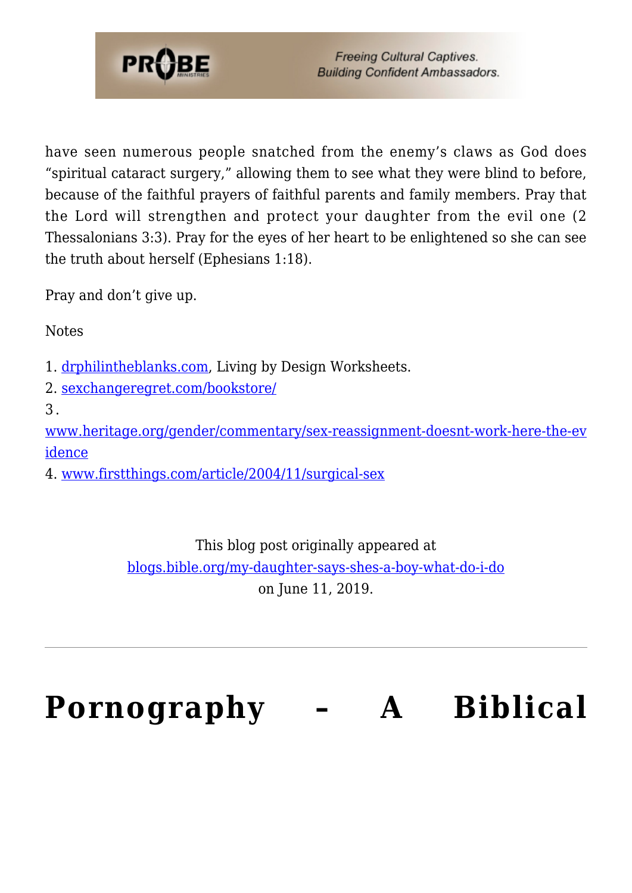have seen numerous people snatched from the enemy's claws as God does "spiritual cataract surgery," allowing them to see what they were blind to before, because of the faithful prayers of faithful parents and family members. Pray that the Lord will strengthen and protect your daughter from the evil one (2 Thessalonians 3:3). Pray for the eyes of her heart to be enlightened so she can see the truth about herself (Ephesians 1:18).

Pray and don't give up.

Notes

1. drphilintheblanks.com, Living by Design Worksheets.
2. sexchangeregret.com/bookstore/
3. www.heritage.org/gender/commentary/sex-reassignment-doesnt-work-here-the-evidence
4. www.firstthings.com/article/2004/11/surgical-sex

This blog post originally appeared at blogs.bible.org/my-daughter-says-shes-a-boy-what-do-i-do on June 11, 2019.

---

# Pornography – A Biblical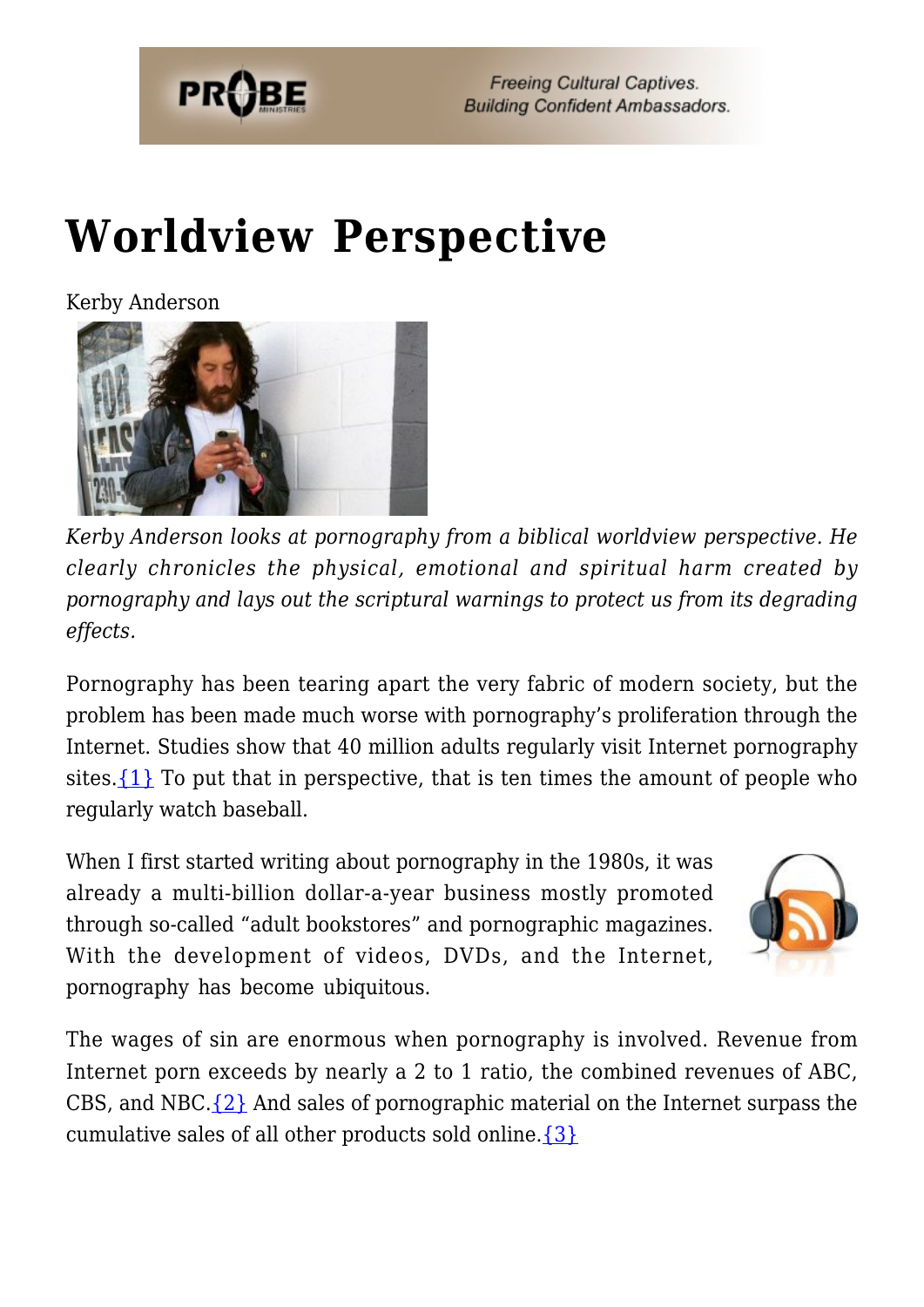# Worldview Perspective

Kerby Anderson

*Kerby Anderson looks at pornography from a biblical worldview perspective. He clearly chronicles the physical, emotional and spiritual harm created by pornography and lays out the scriptural warnings to protect us from its degrading effects.*

Pornography has been tearing apart the very fabric of modern society, but the problem has been made much worse with pornography's proliferation through the Internet. Studies show that 40 million adults regularly visit Internet pornography sites.{1} To put that in perspective, that is ten times the amount of people who regularly watch baseball.

When I first started writing about pornography in the 1980s, it was already a multi-billion dollar-a-year business mostly promoted through so-called "adult bookstores" and pornographic magazines. With the development of videos, DVDs, and the Internet, pornography has become ubiquitous.

The wages of sin are enormous when pornography is involved. Revenue from Internet porn exceeds by nearly a 2 to 1 ratio, the combined revenues of ABC, CBS, and NBC.{2} And sales of pornographic material on the Internet surpass the cumulative sales of all other products sold online.{3}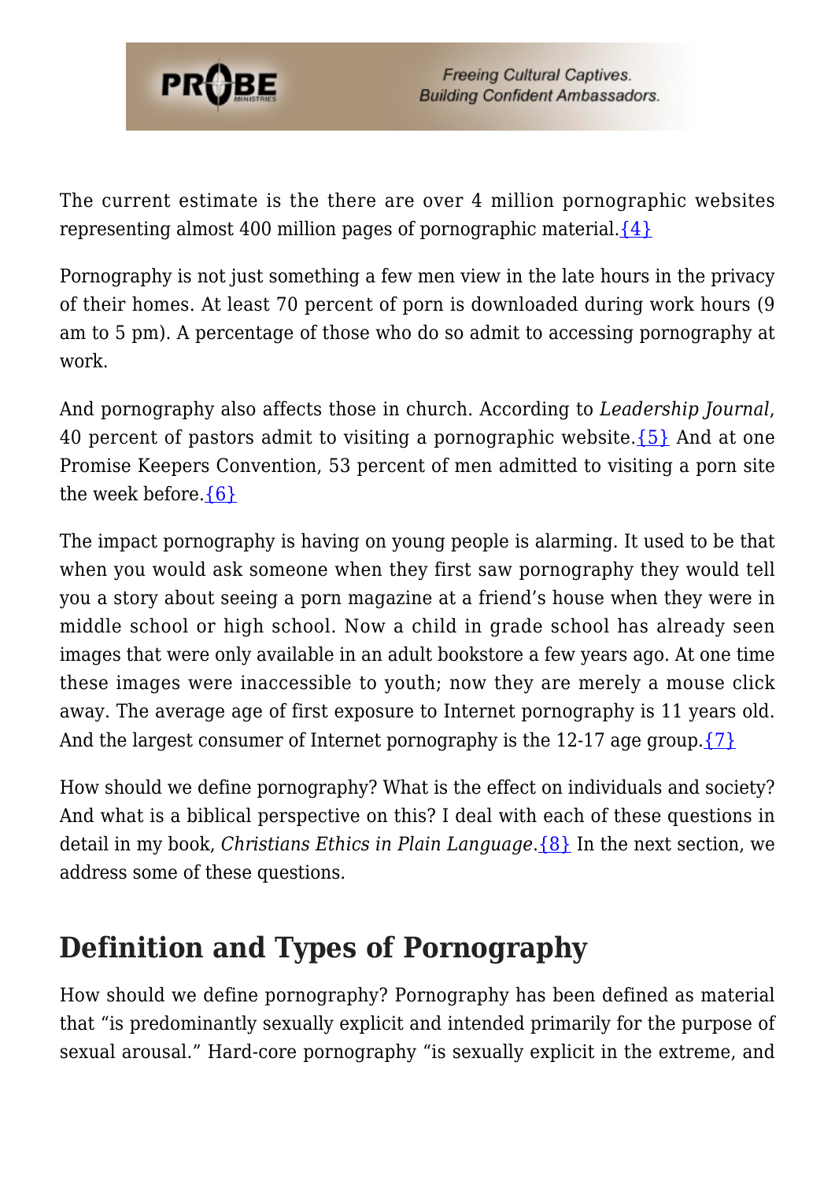The current estimate is the there are over 4 million pornographic websites representing almost 400 million pages of pornographic material.{4}

Pornography is not just something a few men view in the late hours in the privacy of their homes. At least 70 percent of porn is downloaded during work hours (9 am to 5 pm). A percentage of those who do so admit to accessing pornography at work.

And pornography also affects those in church. According to *Leadership Journal*, 40 percent of pastors admit to visiting a pornographic website.{5} And at one Promise Keepers Convention, 53 percent of men admitted to visiting a porn site the week before.{6}

The impact pornography is having on young people is alarming. It used to be that when you would ask someone when they first saw pornography they would tell you a story about seeing a porn magazine at a friend's house when they were in middle school or high school. Now a child in grade school has already seen images that were only available in an adult bookstore a few years ago. At one time these images were inaccessible to youth; now they are merely a mouse click away. The average age of first exposure to Internet pornography is 11 years old. And the largest consumer of Internet pornography is the 12-17 age group.{7}

How should we define pornography? What is the effect on individuals and society? And what is a biblical perspective on this? I deal with each of these questions in detail in my book, *Christians Ethics in Plain Language*.{8} In the next section, we address some of these questions.

## Definition and Types of Pornography

How should we define pornography? Pornography has been defined as material that "is predominantly sexually explicit and intended primarily for the purpose of sexual arousal." Hard-core pornography "is sexually explicit in the extreme, and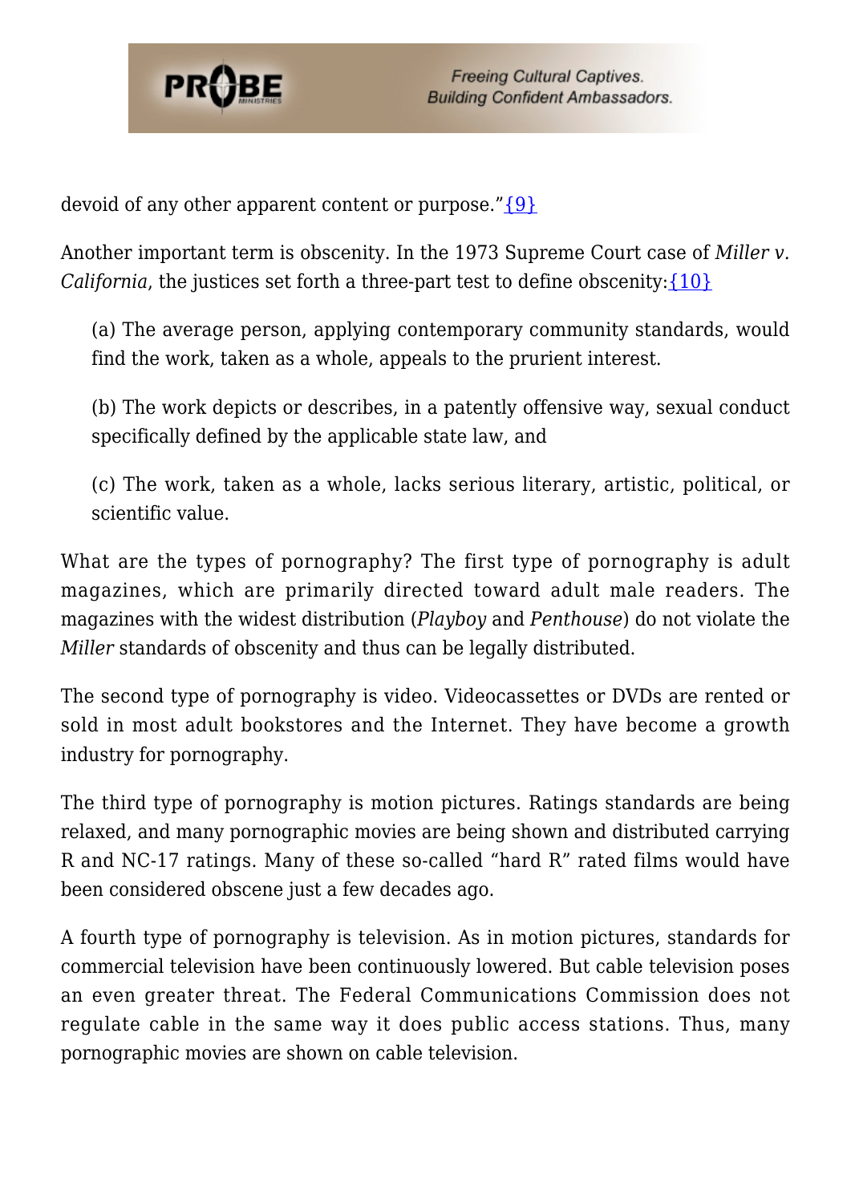devoid of any other apparent content or purpose."{9}

Another important term is obscenity. In the 1973 Supreme Court case of *Miller v. California*, the justices set forth a three-part test to define obscenity:{10}

> (a) The average person, applying contemporary community standards, would find the work, taken as a whole, appeals to the prurient interest.
>
> (b) The work depicts or describes, in a patently offensive way, sexual conduct specifically defined by the applicable state law, and
>
> (c) The work, taken as a whole, lacks serious literary, artistic, political, or scientific value.

What are the types of pornography? The first type of pornography is adult magazines, which are primarily directed toward adult male readers. The magazines with the widest distribution (*Playboy* and *Penthouse*) do not violate the *Miller* standards of obscenity and thus can be legally distributed.

The second type of pornography is video. Videocassettes or DVDs are rented or sold in most adult bookstores and the Internet. They have become a growth industry for pornography.

The third type of pornography is motion pictures. Ratings standards are being relaxed, and many pornographic movies are being shown and distributed carrying R and NC-17 ratings. Many of these so-called "hard R" rated films would have been considered obscene just a few decades ago.

A fourth type of pornography is television. As in motion pictures, standards for commercial television have been continuously lowered. But cable television poses an even greater threat. The Federal Communications Commission does not regulate cable in the same way it does public access stations. Thus, many pornographic movies are shown on cable television.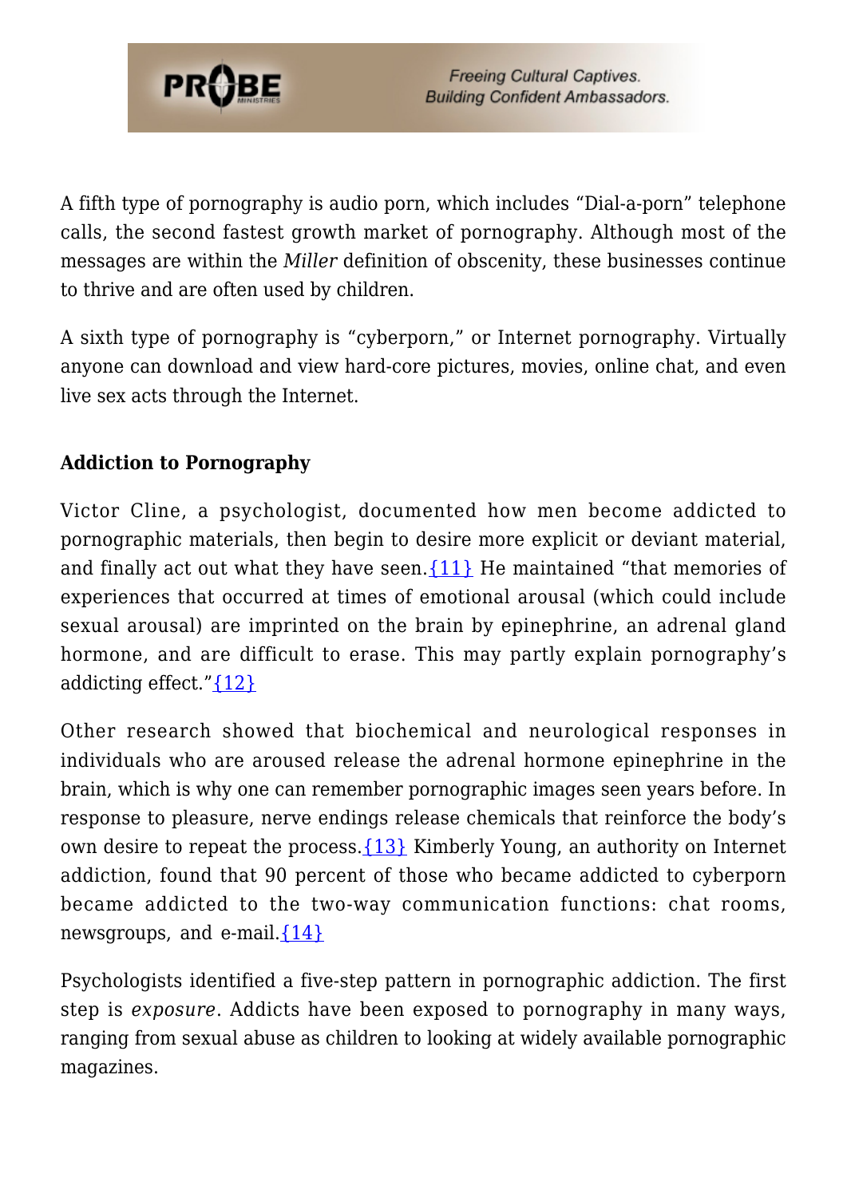A fifth type of pornography is audio porn, which includes "Dial-a-porn" telephone calls, the second fastest growth market of pornography. Although most of the messages are within the *Miller* definition of obscenity, these businesses continue to thrive and are often used by children.

A sixth type of pornography is "cyberporn," or Internet pornography. Virtually anyone can download and view hard-core pictures, movies, online chat, and even live sex acts through the Internet.

**Addiction to Pornography**

Victor Cline, a psychologist, documented how men become addicted to pornographic materials, then begin to desire more explicit or deviant material, and finally act out what they have seen.{11} He maintained "that memories of experiences that occurred at times of emotional arousal (which could include sexual arousal) are imprinted on the brain by epinephrine, an adrenal gland hormone, and are difficult to erase. This may partly explain pornography's addicting effect."{12}

Other research showed that biochemical and neurological responses in individuals who are aroused release the adrenal hormone epinephrine in the brain, which is why one can remember pornographic images seen years before. In response to pleasure, nerve endings release chemicals that reinforce the body's own desire to repeat the process.{13} Kimberly Young, an authority on Internet addiction, found that 90 percent of those who became addicted to cyberporn became addicted to the two-way communication functions: chat rooms, newsgroups, and e-mail.{14}

Psychologists identified a five-step pattern in pornographic addiction. The first step is *exposure*. Addicts have been exposed to pornography in many ways, ranging from sexual abuse as children to looking at widely available pornographic magazines.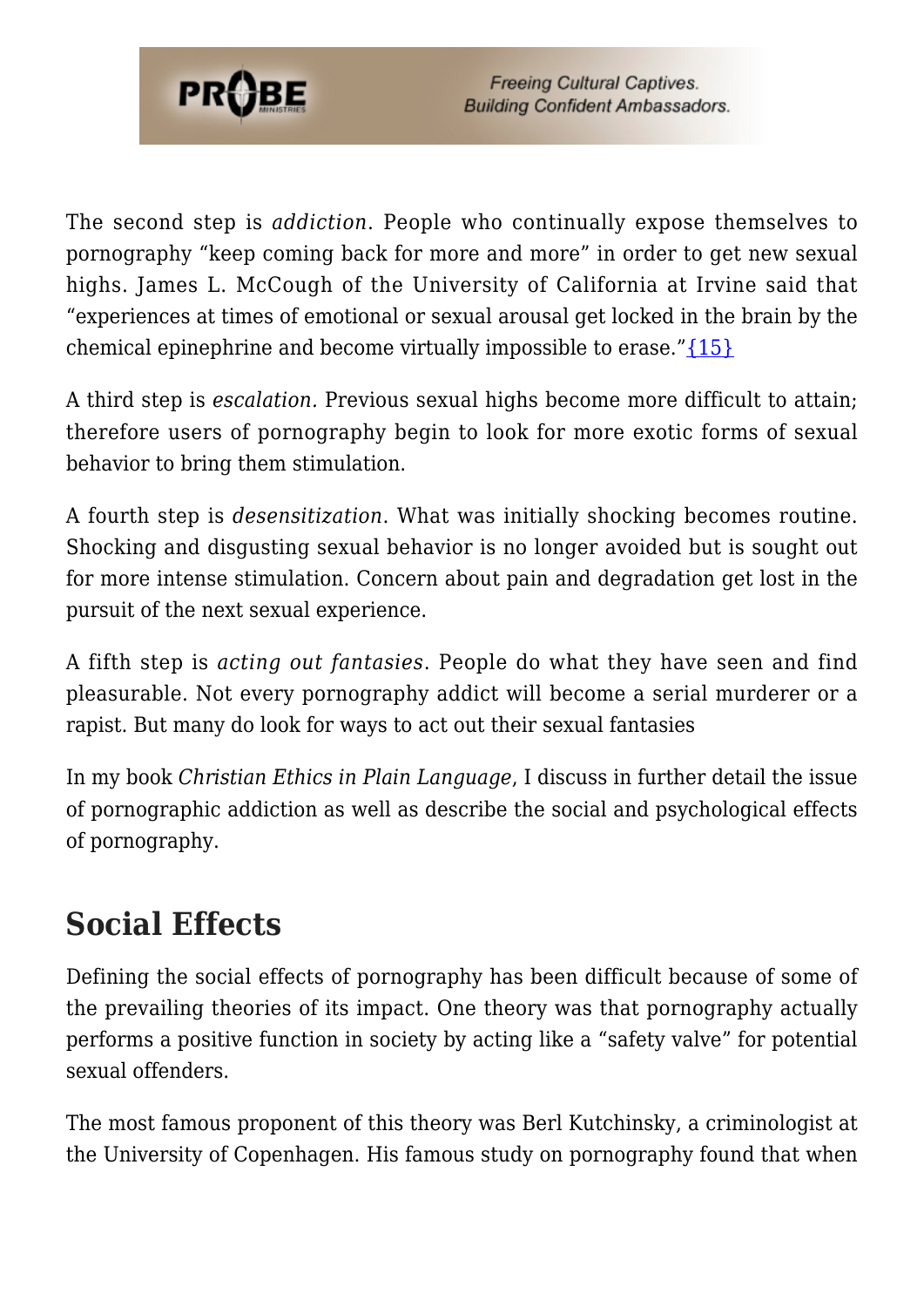The second step is *addiction*. People who continually expose themselves to pornography "keep coming back for more and more" in order to get new sexual highs. James L. McCough of the University of California at Irvine said that "experiences at times of emotional or sexual arousal get locked in the brain by the chemical epinephrine and become virtually impossible to erase."{15}

A third step is *escalation.* Previous sexual highs become more difficult to attain; therefore users of pornography begin to look for more exotic forms of sexual behavior to bring them stimulation.

A fourth step is *desensitization*. What was initially shocking becomes routine. Shocking and disgusting sexual behavior is no longer avoided but is sought out for more intense stimulation. Concern about pain and degradation get lost in the pursuit of the next sexual experience.

A fifth step is *acting out fantasies*. People do what they have seen and find pleasurable. Not every pornography addict will become a serial murderer or a rapist. But many do look for ways to act out their sexual fantasies

In my book *Christian Ethics in Plain Language*, I discuss in further detail the issue of pornographic addiction as well as describe the social and psychological effects of pornography.

## Social Effects

Defining the social effects of pornography has been difficult because of some of the prevailing theories of its impact. One theory was that pornography actually performs a positive function in society by acting like a "safety valve" for potential sexual offenders.

The most famous proponent of this theory was Berl Kutchinsky, a criminologist at the University of Copenhagen. His famous study on pornography found that when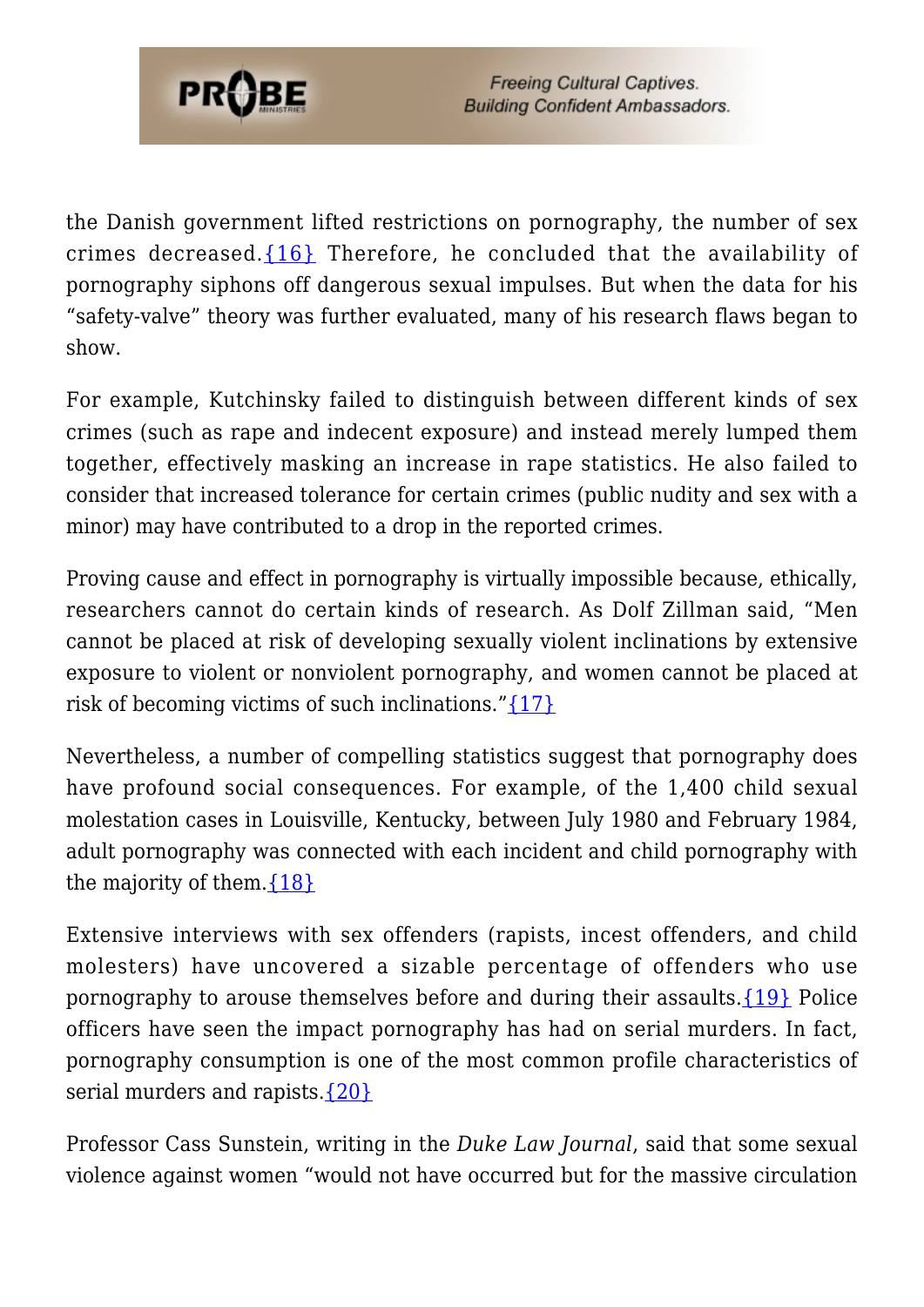the Danish government lifted restrictions on pornography, the number of sex crimes decreased.{16} Therefore, he concluded that the availability of pornography siphons off dangerous sexual impulses. But when the data for his "safety-valve" theory was further evaluated, many of his research flaws began to show.

For example, Kutchinsky failed to distinguish between different kinds of sex crimes (such as rape and indecent exposure) and instead merely lumped them together, effectively masking an increase in rape statistics. He also failed to consider that increased tolerance for certain crimes (public nudity and sex with a minor) may have contributed to a drop in the reported crimes.

Proving cause and effect in pornography is virtually impossible because, ethically, researchers cannot do certain kinds of research. As Dolf Zillman said, "Men cannot be placed at risk of developing sexually violent inclinations by extensive exposure to violent or nonviolent pornography, and women cannot be placed at risk of becoming victims of such inclinations."{17}

Nevertheless, a number of compelling statistics suggest that pornography does have profound social consequences. For example, of the 1,400 child sexual molestation cases in Louisville, Kentucky, between July 1980 and February 1984, adult pornography was connected with each incident and child pornography with the majority of them.{18}

Extensive interviews with sex offenders (rapists, incest offenders, and child molesters) have uncovered a sizable percentage of offenders who use pornography to arouse themselves before and during their assaults.{19} Police officers have seen the impact pornography has had on serial murders. In fact, pornography consumption is one of the most common profile characteristics of serial murders and rapists.{20}

Professor Cass Sunstein, writing in the *Duke Law Journal*, said that some sexual violence against women "would not have occurred but for the massive circulation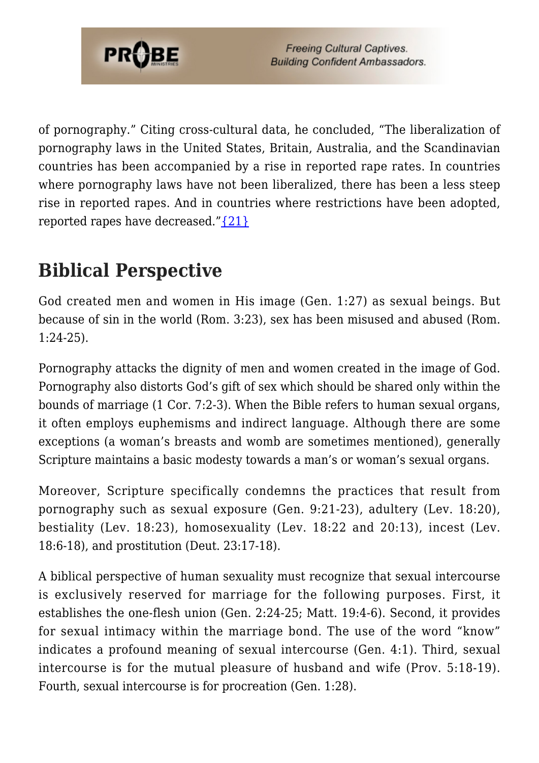of pornography." Citing cross-cultural data, he concluded, "The liberalization of pornography laws in the United States, Britain, Australia, and the Scandinavian countries has been accompanied by a rise in reported rape rates. In countries where pornography laws have not been liberalized, there has been a less steep rise in reported rapes. And in countries where restrictions have been adopted, reported rapes have decreased."{21}

## Biblical Perspective

God created men and women in His image (Gen. 1:27) as sexual beings. But because of sin in the world (Rom. 3:23), sex has been misused and abused (Rom. 1:24-25).

Pornography attacks the dignity of men and women created in the image of God. Pornography also distorts God's gift of sex which should be shared only within the bounds of marriage (1 Cor. 7:2-3). When the Bible refers to human sexual organs, it often employs euphemisms and indirect language. Although there are some exceptions (a woman's breasts and womb are sometimes mentioned), generally Scripture maintains a basic modesty towards a man's or woman's sexual organs.

Moreover, Scripture specifically condemns the practices that result from pornography such as sexual exposure (Gen. 9:21-23), adultery (Lev. 18:20), bestiality (Lev. 18:23), homosexuality (Lev. 18:22 and 20:13), incest (Lev. 18:6-18), and prostitution (Deut. 23:17-18).

A biblical perspective of human sexuality must recognize that sexual intercourse is exclusively reserved for marriage for the following purposes. First, it establishes the one-flesh union (Gen. 2:24-25; Matt. 19:4-6). Second, it provides for sexual intimacy within the marriage bond. The use of the word "know" indicates a profound meaning of sexual intercourse (Gen. 4:1). Third, sexual intercourse is for the mutual pleasure of husband and wife (Prov. 5:18-19). Fourth, sexual intercourse is for procreation (Gen. 1:28).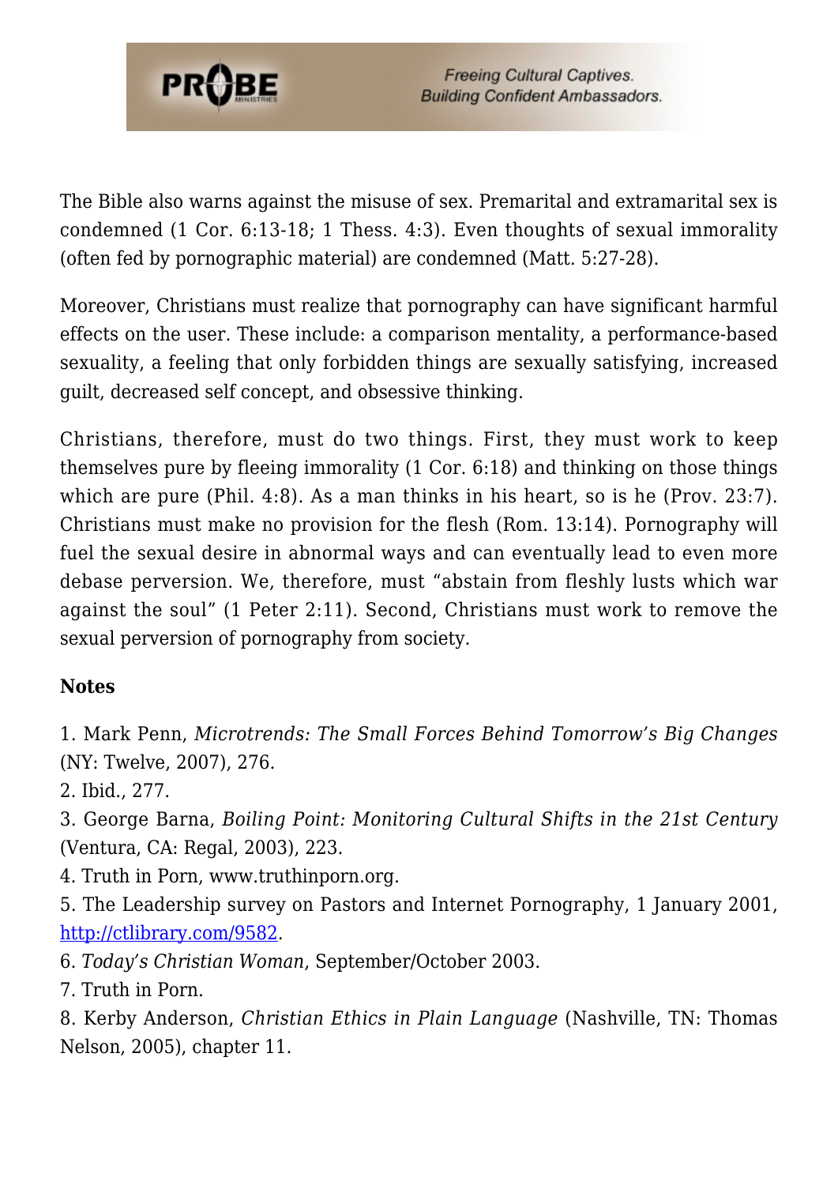The Bible also warns against the misuse of sex. Premarital and extramarital sex is condemned (1 Cor. 6:13-18; 1 Thess. 4:3). Even thoughts of sexual immorality (often fed by pornographic material) are condemned (Matt. 5:27-28).

Moreover, Christians must realize that pornography can have significant harmful effects on the user. These include: a comparison mentality, a performance-based sexuality, a feeling that only forbidden things are sexually satisfying, increased guilt, decreased self concept, and obsessive thinking.

Christians, therefore, must do two things. First, they must work to keep themselves pure by fleeing immorality (1 Cor. 6:18) and thinking on those things which are pure (Phil. 4:8). As a man thinks in his heart, so is he (Prov. 23:7). Christians must make no provision for the flesh (Rom. 13:14). Pornography will fuel the sexual desire in abnormal ways and can eventually lead to even more debase perversion. We, therefore, must "abstain from fleshly lusts which war against the soul" (1 Peter 2:11). Second, Christians must work to remove the sexual perversion of pornography from society.

**Notes**

1. Mark Penn, *Microtrends: The Small Forces Behind Tomorrow's Big Changes* (NY: Twelve, 2007), 276.
2. Ibid., 277.
3. George Barna, *Boiling Point: Monitoring Cultural Shifts in the 21st Century* (Ventura, CA: Regal, 2003), 223.
4. Truth in Porn, www.truthinporn.org.
5. The Leadership survey on Pastors and Internet Pornography, 1 January 2001, http://ctlibrary.com/9582.
6. *Today's Christian Woman*, September/October 2003.
7. Truth in Porn.
8. Kerby Anderson, *Christian Ethics in Plain Language* (Nashville, TN: Thomas Nelson, 2005), chapter 11.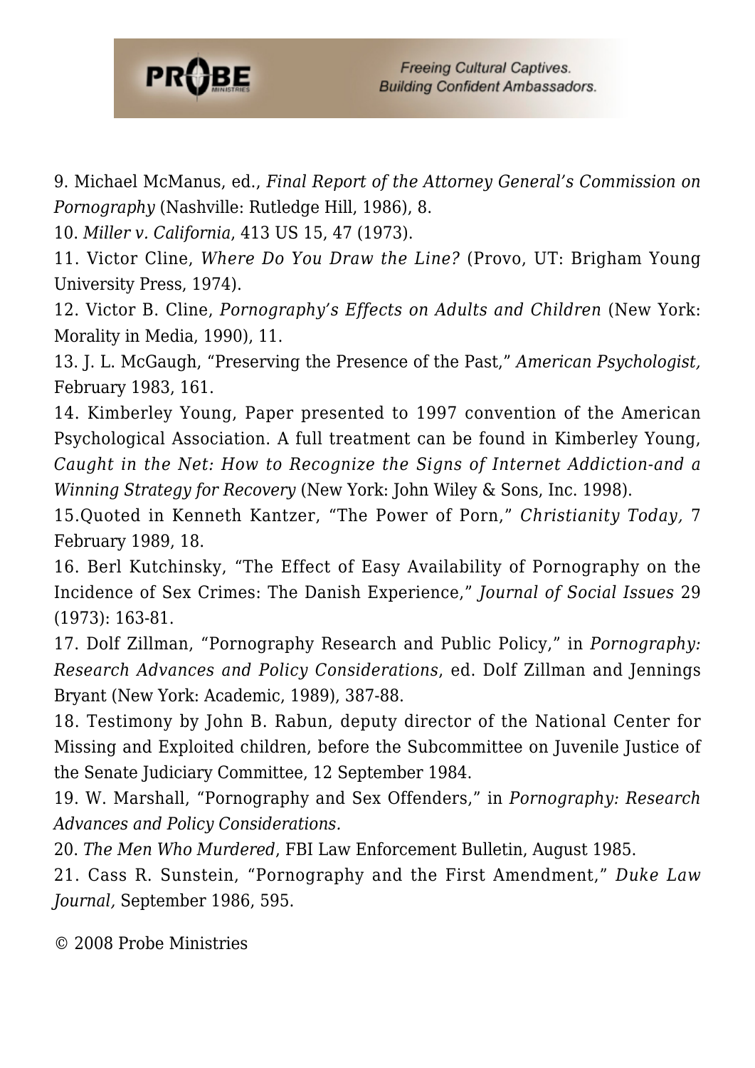9. Michael McManus, ed., *Final Report of the Attorney General's Commission on Pornography* (Nashville: Rutledge Hill, 1986), 8.

10. *Miller v. California*, 413 US 15, 47 (1973).

11. Victor Cline, *Where Do You Draw the Line?* (Provo, UT: Brigham Young University Press, 1974).

12. Victor B. Cline, *Pornography's Effects on Adults and Children* (New York: Morality in Media, 1990), 11.

13. J. L. McGaugh, "Preserving the Presence of the Past," *American Psychologist,* February 1983, 161.

14. Kimberley Young, Paper presented to 1997 convention of the American Psychological Association. A full treatment can be found in Kimberley Young, *Caught in the Net: How to Recognize the Signs of Internet Addiction-and a Winning Strategy for Recovery* (New York: John Wiley & Sons, Inc. 1998).

15.Quoted in Kenneth Kantzer, "The Power of Porn," *Christianity Today,* 7 February 1989, 18.

16. Berl Kutchinsky, "The Effect of Easy Availability of Pornography on the Incidence of Sex Crimes: The Danish Experience," *Journal of Social Issues* 29 (1973): 163-81.

17. Dolf Zillman, "Pornography Research and Public Policy," in *Pornography: Research Advances and Policy Considerations*, ed. Dolf Zillman and Jennings Bryant (New York: Academic, 1989), 387-88.

18. Testimony by John B. Rabun, deputy director of the National Center for Missing and Exploited children, before the Subcommittee on Juvenile Justice of the Senate Judiciary Committee, 12 September 1984.

19. W. Marshall, "Pornography and Sex Offenders," in *Pornography: Research Advances and Policy Considerations.*

20. *The Men Who Murdered*, FBI Law Enforcement Bulletin, August 1985.

21. Cass R. Sunstein, "Pornography and the First Amendment," *Duke Law Journal,* September 1986, 595.

© 2008 Probe Ministries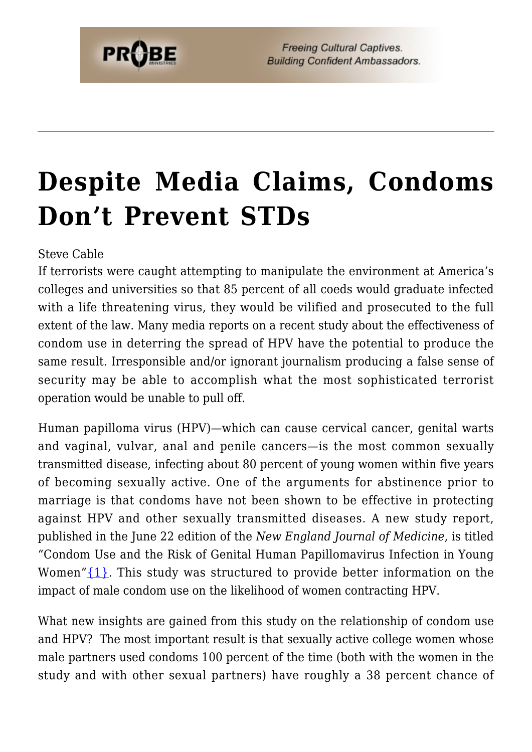# Despite Media Claims, Condoms Don't Prevent STDs

Steve Cable

If terrorists were caught attempting to manipulate the environment at America's colleges and universities so that 85 percent of all coeds would graduate infected with a life threatening virus, they would be vilified and prosecuted to the full extent of the law. Many media reports on a recent study about the effectiveness of condom use in deterring the spread of HPV have the potential to produce the same result. Irresponsible and/or ignorant journalism producing a false sense of security may be able to accomplish what the most sophisticated terrorist operation would be unable to pull off.

Human papilloma virus (HPV)—which can cause cervical cancer, genital warts and vaginal, vulvar, anal and penile cancers—is the most common sexually transmitted disease, infecting about 80 percent of young women within five years of becoming sexually active. One of the arguments for abstinence prior to marriage is that condoms have not been shown to be effective in protecting against HPV and other sexually transmitted diseases. A new study report, published in the June 22 edition of the *New England Journal of Medicine*, is titled "Condom Use and the Risk of Genital Human Papillomavirus Infection in Young Women"{1}. This study was structured to provide better information on the impact of male condom use on the likelihood of women contracting HPV.

What new insights are gained from this study on the relationship of condom use and HPV? The most important result is that sexually active college women whose male partners used condoms 100 percent of the time (both with the women in the study and with other sexual partners) have roughly a 38 percent chance of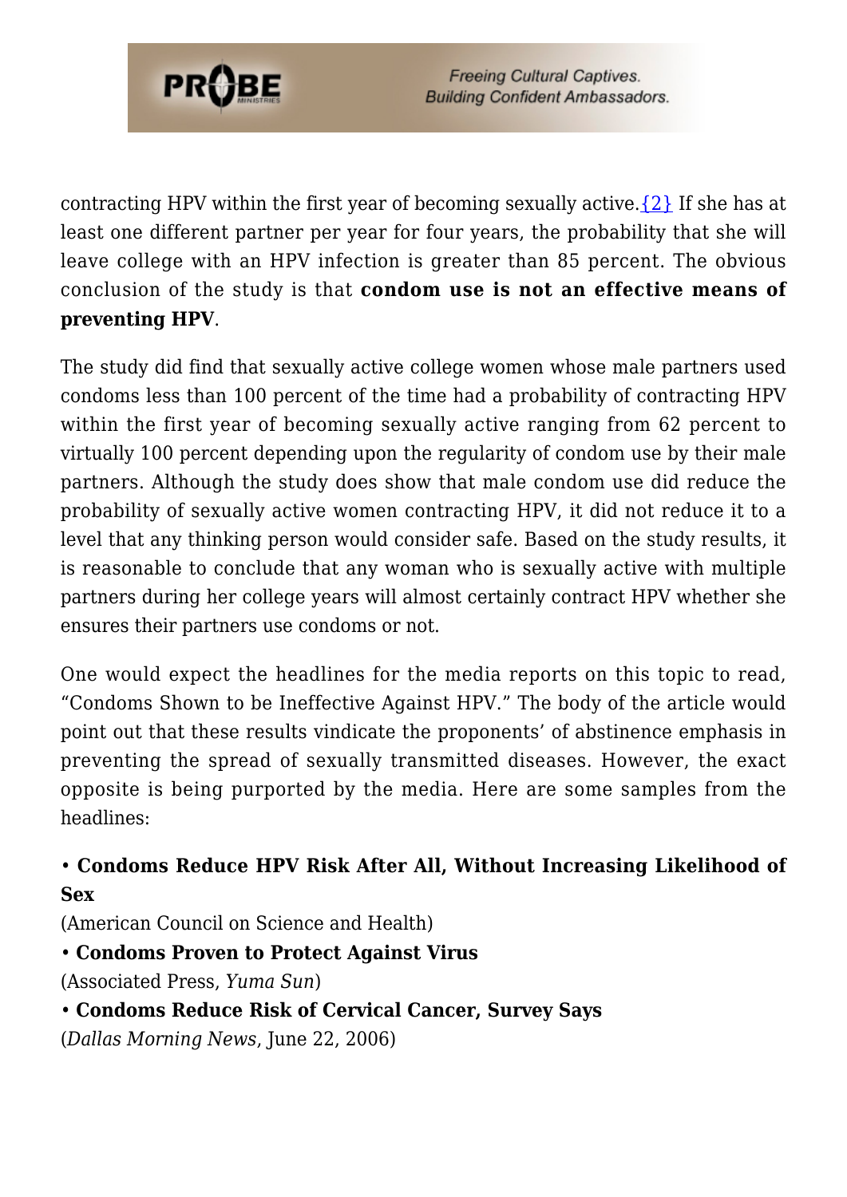contracting HPV within the first year of becoming sexually active.{2} If she has at least one different partner per year for four years, the probability that she will leave college with an HPV infection is greater than 85 percent. The obvious conclusion of the study is that **condom use is not an effective means of preventing HPV**.

The study did find that sexually active college women whose male partners used condoms less than 100 percent of the time had a probability of contracting HPV within the first year of becoming sexually active ranging from 62 percent to virtually 100 percent depending upon the regularity of condom use by their male partners. Although the study does show that male condom use did reduce the probability of sexually active women contracting HPV, it did not reduce it to a level that any thinking person would consider safe. Based on the study results, it is reasonable to conclude that any woman who is sexually active with multiple partners during her college years will almost certainly contract HPV whether she ensures their partners use condoms or not.

One would expect the headlines for the media reports on this topic to read, "Condoms Shown to be Ineffective Against HPV." The body of the article would point out that these results vindicate the proponents' of abstinence emphasis in preventing the spread of sexually transmitted diseases. However, the exact opposite is being purported by the media. Here are some samples from the headlines:

• **Condoms Reduce HPV Risk After All, Without Increasing Likelihood of Sex**
(American Council on Science and Health)
• **Condoms Proven to Protect Against Virus**
(Associated Press, *Yuma Sun*)
• **Condoms Reduce Risk of Cervical Cancer, Survey Says**
(*Dallas Morning News*, June 22, 2006)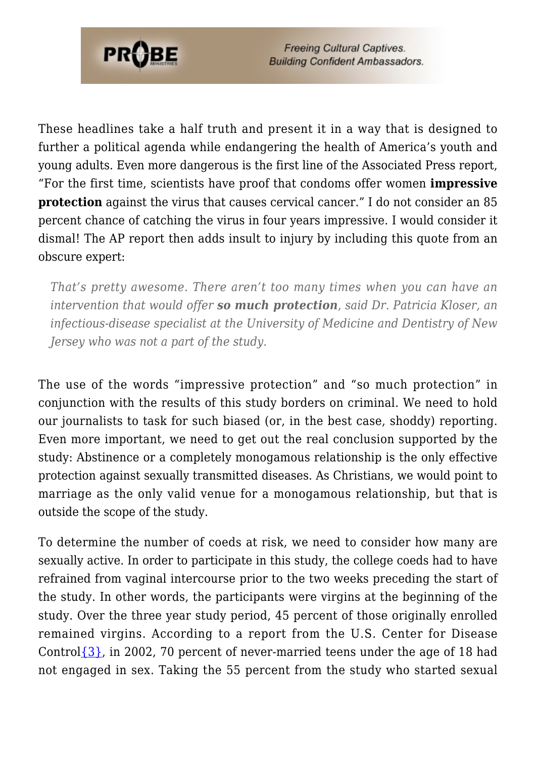These headlines take a half truth and present it in a way that is designed to further a political agenda while endangering the health of America's youth and young adults. Even more dangerous is the first line of the Associated Press report, "For the first time, scientists have proof that condoms offer women **impressive protection** against the virus that causes cervical cancer." I do not consider an 85 percent chance of catching the virus in four years impressive. I would consider it dismal! The AP report then adds insult to injury by including this quote from an obscure expert:

> *That's pretty awesome. There aren't too many times when you can have an intervention that would offer* ***so much protection****, said Dr. Patricia Kloser, an infectious-disease specialist at the University of Medicine and Dentistry of New Jersey who was not a part of the study.*

The use of the words "impressive protection" and "so much protection" in conjunction with the results of this study borders on criminal. We need to hold our journalists to task for such biased (or, in the best case, shoddy) reporting. Even more important, we need to get out the real conclusion supported by the study: Abstinence or a completely monogamous relationship is the only effective protection against sexually transmitted diseases. As Christians, we would point to marriage as the only valid venue for a monogamous relationship, but that is outside the scope of the study.

To determine the number of coeds at risk, we need to consider how many are sexually active. In order to participate in this study, the college coeds had to have refrained from vaginal intercourse prior to the two weeks preceding the start of the study. In other words, the participants were virgins at the beginning of the study. Over the three year study period, 45 percent of those originally enrolled remained virgins. According to a report from the U.S. Center for Disease Control{3}, in 2002, 70 percent of never-married teens under the age of 18 had not engaged in sex. Taking the 55 percent from the study who started sexual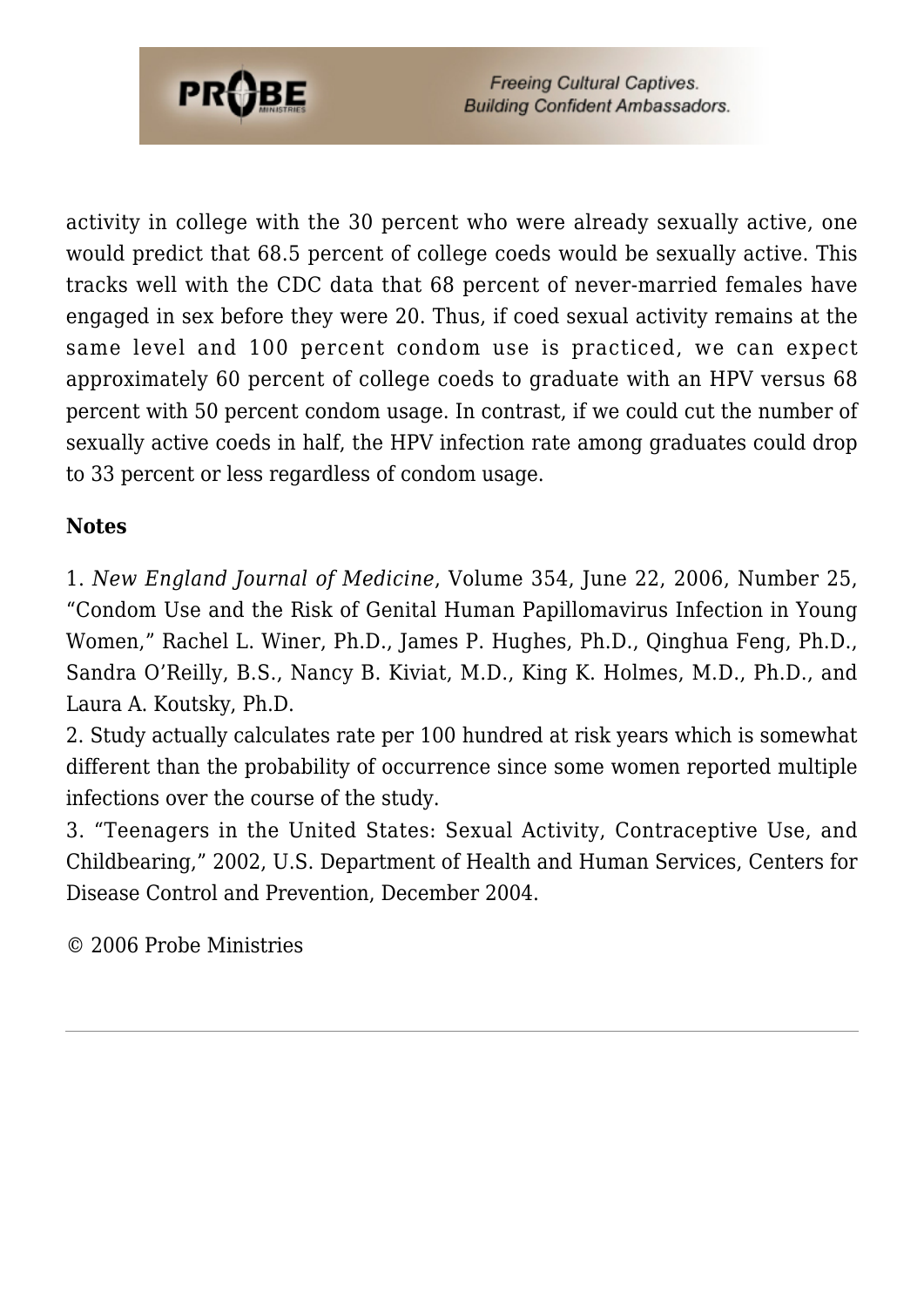activity in college with the 30 percent who were already sexually active, one would predict that 68.5 percent of college coeds would be sexually active. This tracks well with the CDC data that 68 percent of never-married females have engaged in sex before they were 20. Thus, if coed sexual activity remains at the same level and 100 percent condom use is practiced, we can expect approximately 60 percent of college coeds to graduate with an HPV versus 68 percent with 50 percent condom usage. In contrast, if we could cut the number of sexually active coeds in half, the HPV infection rate among graduates could drop to 33 percent or less regardless of condom usage.

**Notes**

1. *New England Journal of Medicine*, Volume 354, June 22, 2006, Number 25, "Condom Use and the Risk of Genital Human Papillomavirus Infection in Young Women," Rachel L. Winer, Ph.D., James P. Hughes, Ph.D., Qinghua Feng, Ph.D., Sandra O'Reilly, B.S., Nancy B. Kiviat, M.D., King K. Holmes, M.D., Ph.D., and Laura A. Koutsky, Ph.D.
2. Study actually calculates rate per 100 hundred at risk years which is somewhat different than the probability of occurrence since some women reported multiple infections over the course of the study.
3. "Teenagers in the United States: Sexual Activity, Contraceptive Use, and Childbearing," 2002, U.S. Department of Health and Human Services, Centers for Disease Control and Prevention, December 2004.

© 2006 Probe Ministries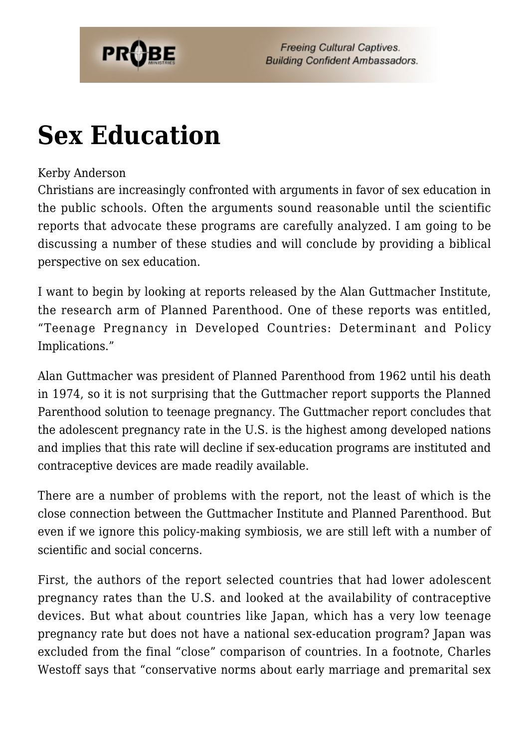# Sex Education

Kerby Anderson

Christians are increasingly confronted with arguments in favor of sex education in the public schools. Often the arguments sound reasonable until the scientific reports that advocate these programs are carefully analyzed. I am going to be discussing a number of these studies and will conclude by providing a biblical perspective on sex education.

I want to begin by looking at reports released by the Alan Guttmacher Institute, the research arm of Planned Parenthood. One of these reports was entitled, "Teenage Pregnancy in Developed Countries: Determinant and Policy Implications."

Alan Guttmacher was president of Planned Parenthood from 1962 until his death in 1974, so it is not surprising that the Guttmacher report supports the Planned Parenthood solution to teenage pregnancy. The Guttmacher report concludes that the adolescent pregnancy rate in the U.S. is the highest among developed nations and implies that this rate will decline if sex-education programs are instituted and contraceptive devices are made readily available.

There are a number of problems with the report, not the least of which is the close connection between the Guttmacher Institute and Planned Parenthood. But even if we ignore this policy-making symbiosis, we are still left with a number of scientific and social concerns.

First, the authors of the report selected countries that had lower adolescent pregnancy rates than the U.S. and looked at the availability of contraceptive devices. But what about countries like Japan, which has a very low teenage pregnancy rate but does not have a national sex-education program? Japan was excluded from the final "close" comparison of countries. In a footnote, Charles Westoff says that "conservative norms about early marriage and premarital sex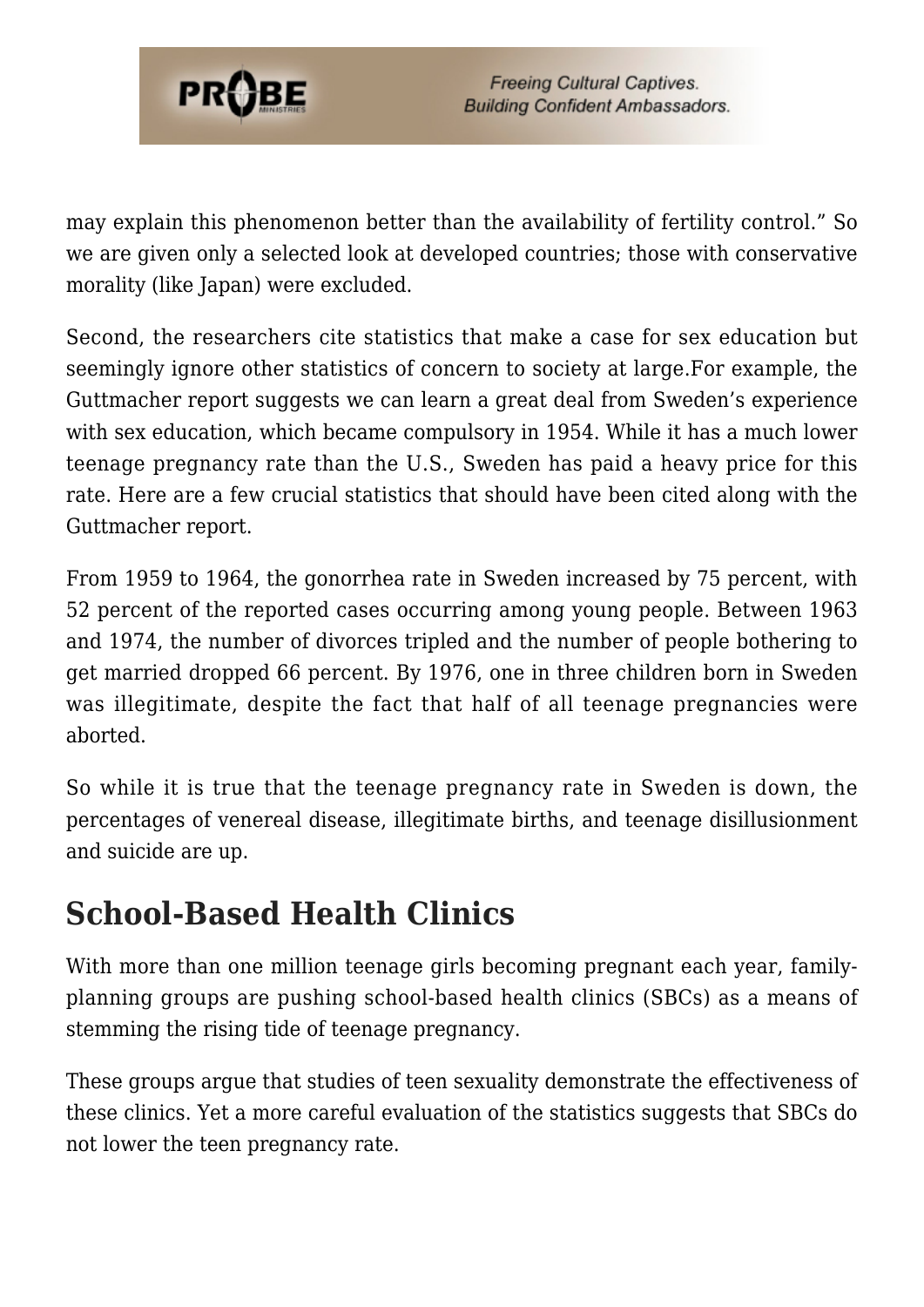may explain this phenomenon better than the availability of fertility control." So we are given only a selected look at developed countries; those with conservative morality (like Japan) were excluded.

Second, the researchers cite statistics that make a case for sex education but seemingly ignore other statistics of concern to society at large.For example, the Guttmacher report suggests we can learn a great deal from Sweden's experience with sex education, which became compulsory in 1954. While it has a much lower teenage pregnancy rate than the U.S., Sweden has paid a heavy price for this rate. Here are a few crucial statistics that should have been cited along with the Guttmacher report.

From 1959 to 1964, the gonorrhea rate in Sweden increased by 75 percent, with 52 percent of the reported cases occurring among young people. Between 1963 and 1974, the number of divorces tripled and the number of people bothering to get married dropped 66 percent. By 1976, one in three children born in Sweden was illegitimate, despite the fact that half of all teenage pregnancies were aborted.

So while it is true that the teenage pregnancy rate in Sweden is down, the percentages of venereal disease, illegitimate births, and teenage disillusionment and suicide are up.

## School-Based Health Clinics

With more than one million teenage girls becoming pregnant each year, family-planning groups are pushing school-based health clinics (SBCs) as a means of stemming the rising tide of teenage pregnancy.

These groups argue that studies of teen sexuality demonstrate the effectiveness of these clinics. Yet a more careful evaluation of the statistics suggests that SBCs do not lower the teen pregnancy rate.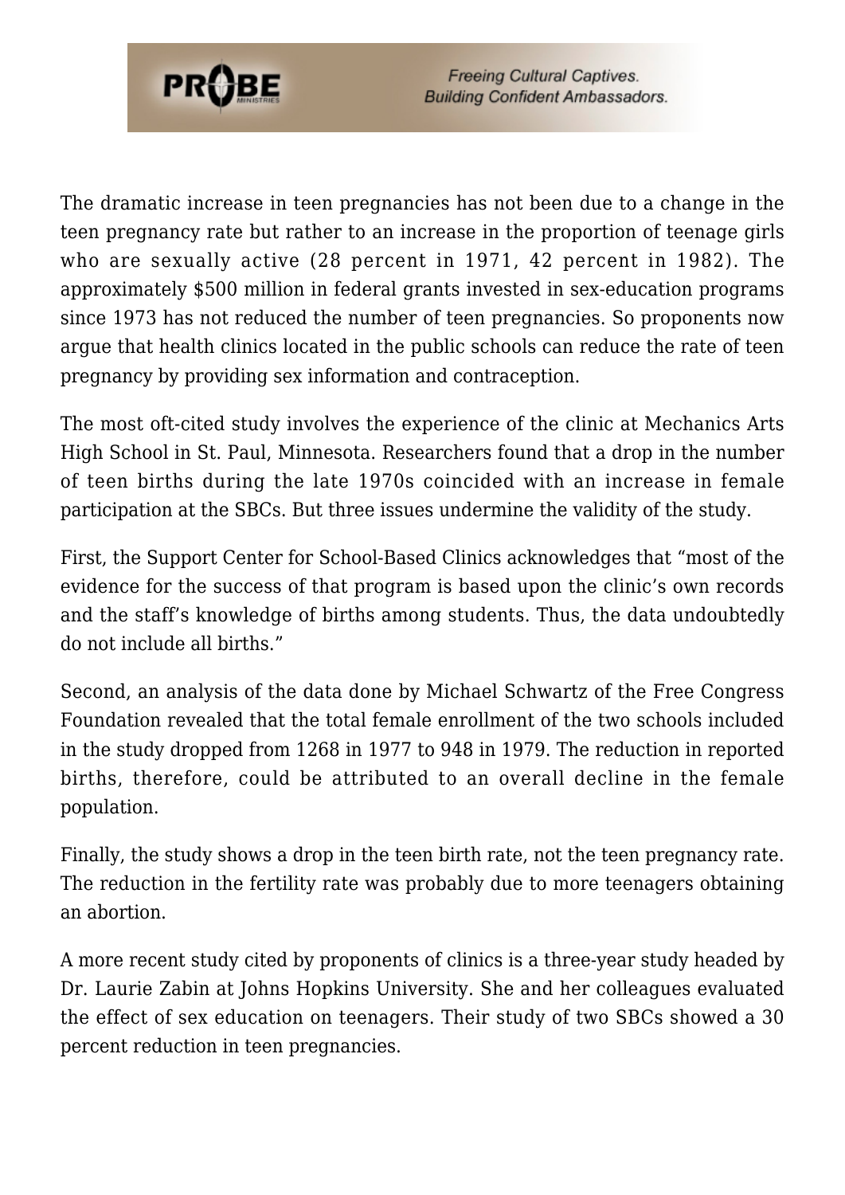The dramatic increase in teen pregnancies has not been due to a change in the teen pregnancy rate but rather to an increase in the proportion of teenage girls who are sexually active (28 percent in 1971, 42 percent in 1982). The approximately $500 million in federal grants invested in sex-education programs since 1973 has not reduced the number of teen pregnancies. So proponents now argue that health clinics located in the public schools can reduce the rate of teen pregnancy by providing sex information and contraception.

The most oft-cited study involves the experience of the clinic at Mechanics Arts High School in St. Paul, Minnesota. Researchers found that a drop in the number of teen births during the late 1970s coincided with an increase in female participation at the SBCs. But three issues undermine the validity of the study.

First, the Support Center for School-Based Clinics acknowledges that "most of the evidence for the success of that program is based upon the clinic's own records and the staff's knowledge of births among students. Thus, the data undoubtedly do not include all births."

Second, an analysis of the data done by Michael Schwartz of the Free Congress Foundation revealed that the total female enrollment of the two schools included in the study dropped from 1268 in 1977 to 948 in 1979. The reduction in reported births, therefore, could be attributed to an overall decline in the female population.

Finally, the study shows a drop in the teen birth rate, not the teen pregnancy rate. The reduction in the fertility rate was probably due to more teenagers obtaining an abortion.

A more recent study cited by proponents of clinics is a three-year study headed by Dr. Laurie Zabin at Johns Hopkins University. She and her colleagues evaluated the effect of sex education on teenagers. Their study of two SBCs showed a 30 percent reduction in teen pregnancies.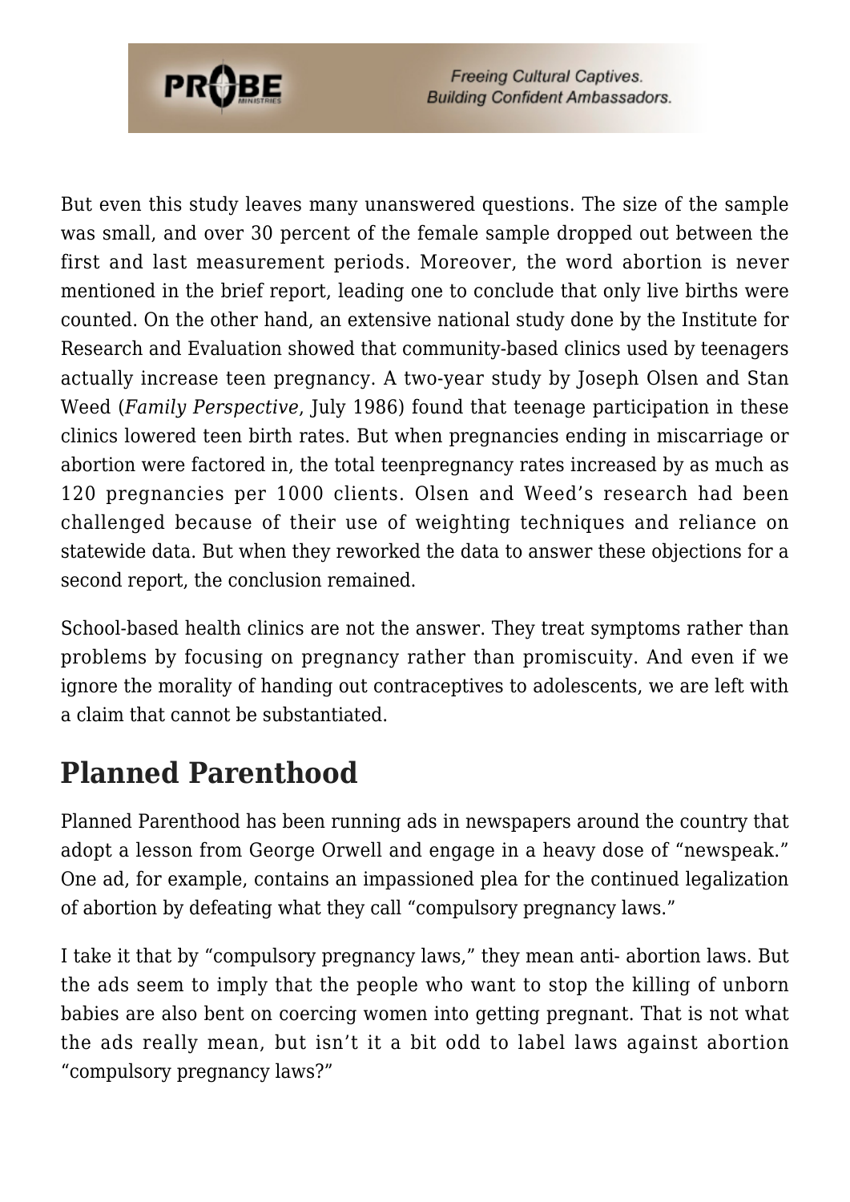But even this study leaves many unanswered questions. The size of the sample was small, and over 30 percent of the female sample dropped out between the first and last measurement periods. Moreover, the word abortion is never mentioned in the brief report, leading one to conclude that only live births were counted. On the other hand, an extensive national study done by the Institute for Research and Evaluation showed that community-based clinics used by teenagers actually increase teen pregnancy. A two-year study by Joseph Olsen and Stan Weed (*Family Perspective*, July 1986) found that teenage participation in these clinics lowered teen birth rates. But when pregnancies ending in miscarriage or abortion were factored in, the total teenpregnancy rates increased by as much as 120 pregnancies per 1000 clients. Olsen and Weed's research had been challenged because of their use of weighting techniques and reliance on statewide data. But when they reworked the data to answer these objections for a second report, the conclusion remained.

School-based health clinics are not the answer. They treat symptoms rather than problems by focusing on pregnancy rather than promiscuity. And even if we ignore the morality of handing out contraceptives to adolescents, we are left with a claim that cannot be substantiated.

## Planned Parenthood

Planned Parenthood has been running ads in newspapers around the country that adopt a lesson from George Orwell and engage in a heavy dose of "newspeak." One ad, for example, contains an impassioned plea for the continued legalization of abortion by defeating what they call "compulsory pregnancy laws."

I take it that by "compulsory pregnancy laws," they mean anti- abortion laws. But the ads seem to imply that the people who want to stop the killing of unborn babies are also bent on coercing women into getting pregnant. That is not what the ads really mean, but isn't it a bit odd to label laws against abortion "compulsory pregnancy laws?"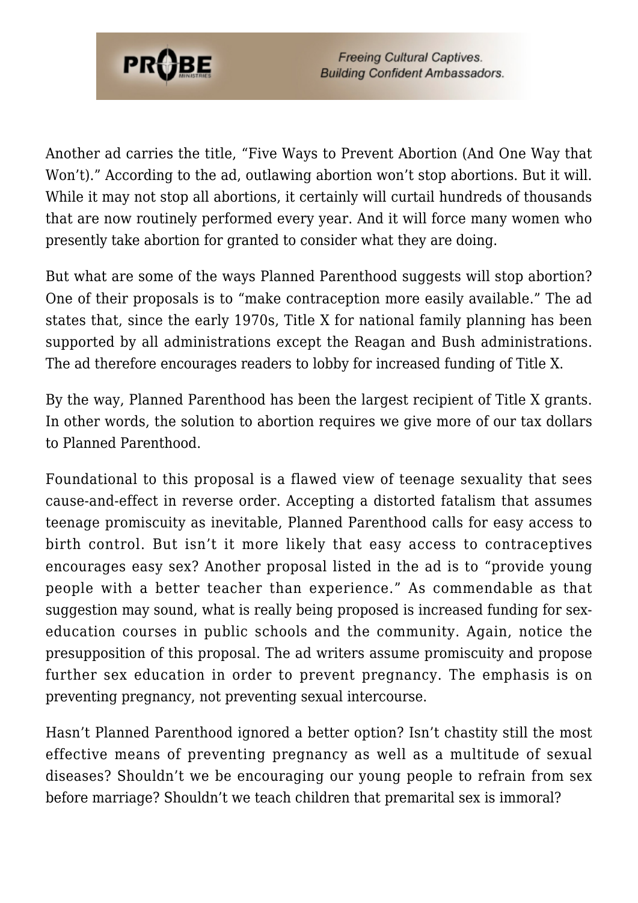Another ad carries the title, "Five Ways to Prevent Abortion (And One Way that Won't)." According to the ad, outlawing abortion won't stop abortions. But it will. While it may not stop all abortions, it certainly will curtail hundreds of thousands that are now routinely performed every year. And it will force many women who presently take abortion for granted to consider what they are doing.

But what are some of the ways Planned Parenthood suggests will stop abortion? One of their proposals is to "make contraception more easily available." The ad states that, since the early 1970s, Title X for national family planning has been supported by all administrations except the Reagan and Bush administrations. The ad therefore encourages readers to lobby for increased funding of Title X.

By the way, Planned Parenthood has been the largest recipient of Title X grants. In other words, the solution to abortion requires we give more of our tax dollars to Planned Parenthood.

Foundational to this proposal is a flawed view of teenage sexuality that sees cause-and-effect in reverse order. Accepting a distorted fatalism that assumes teenage promiscuity as inevitable, Planned Parenthood calls for easy access to birth control. But isn't it more likely that easy access to contraceptives encourages easy sex? Another proposal listed in the ad is to "provide young people with a better teacher than experience." As commendable as that suggestion may sound, what is really being proposed is increased funding for sex-education courses in public schools and the community. Again, notice the presupposition of this proposal. The ad writers assume promiscuity and propose further sex education in order to prevent pregnancy. The emphasis is on preventing pregnancy, not preventing sexual intercourse.

Hasn't Planned Parenthood ignored a better option? Isn't chastity still the most effective means of preventing pregnancy as well as a multitude of sexual diseases? Shouldn't we be encouraging our young people to refrain from sex before marriage? Shouldn't we teach children that premarital sex is immoral?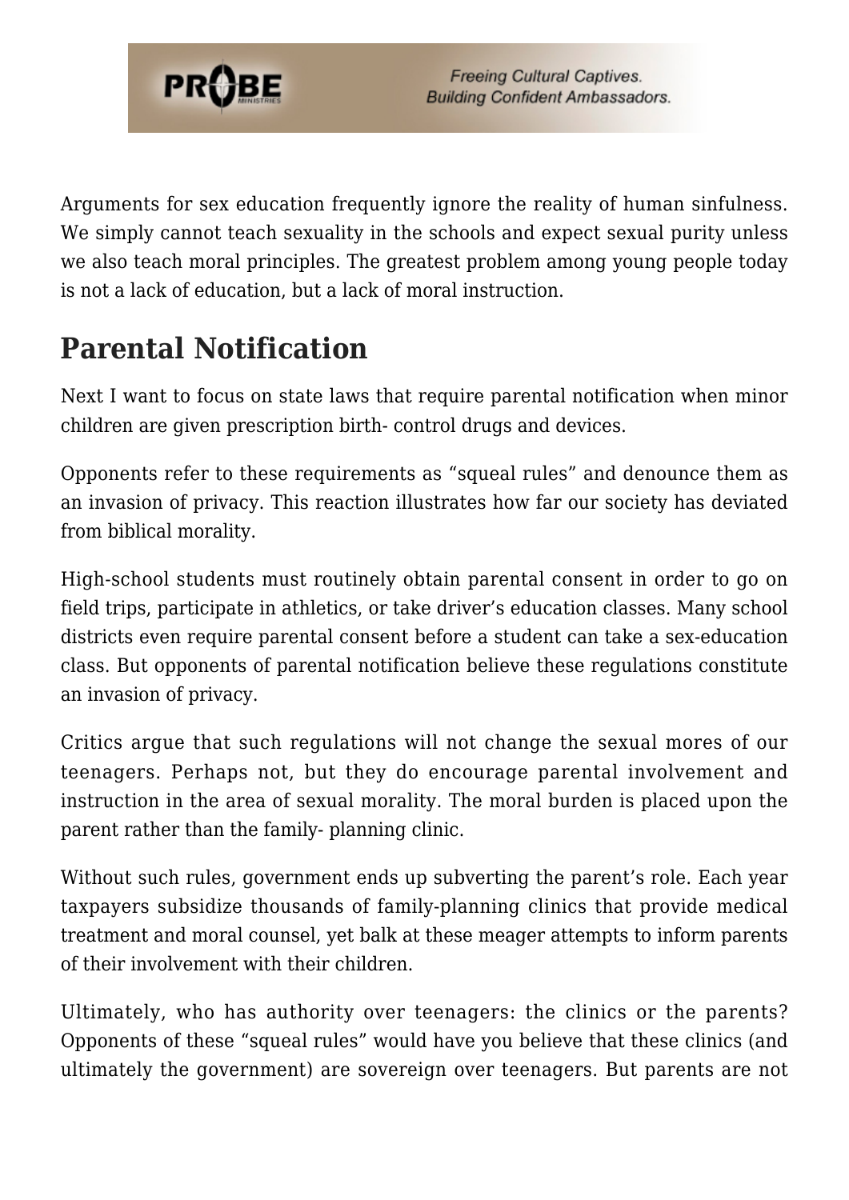Arguments for sex education frequently ignore the reality of human sinfulness. We simply cannot teach sexuality in the schools and expect sexual purity unless we also teach moral principles. The greatest problem among young people today is not a lack of education, but a lack of moral instruction.

## Parental Notification

Next I want to focus on state laws that require parental notification when minor children are given prescription birth- control drugs and devices.

Opponents refer to these requirements as "squeal rules" and denounce them as an invasion of privacy. This reaction illustrates how far our society has deviated from biblical morality.

High-school students must routinely obtain parental consent in order to go on field trips, participate in athletics, or take driver's education classes. Many school districts even require parental consent before a student can take a sex-education class. But opponents of parental notification believe these regulations constitute an invasion of privacy.

Critics argue that such regulations will not change the sexual mores of our teenagers. Perhaps not, but they do encourage parental involvement and instruction in the area of sexual morality. The moral burden is placed upon the parent rather than the family- planning clinic.

Without such rules, government ends up subverting the parent's role. Each year taxpayers subsidize thousands of family-planning clinics that provide medical treatment and moral counsel, yet balk at these meager attempts to inform parents of their involvement with their children.

Ultimately, who has authority over teenagers: the clinics or the parents? Opponents of these "squeal rules" would have you believe that these clinics (and ultimately the government) are sovereign over teenagers. But parents are not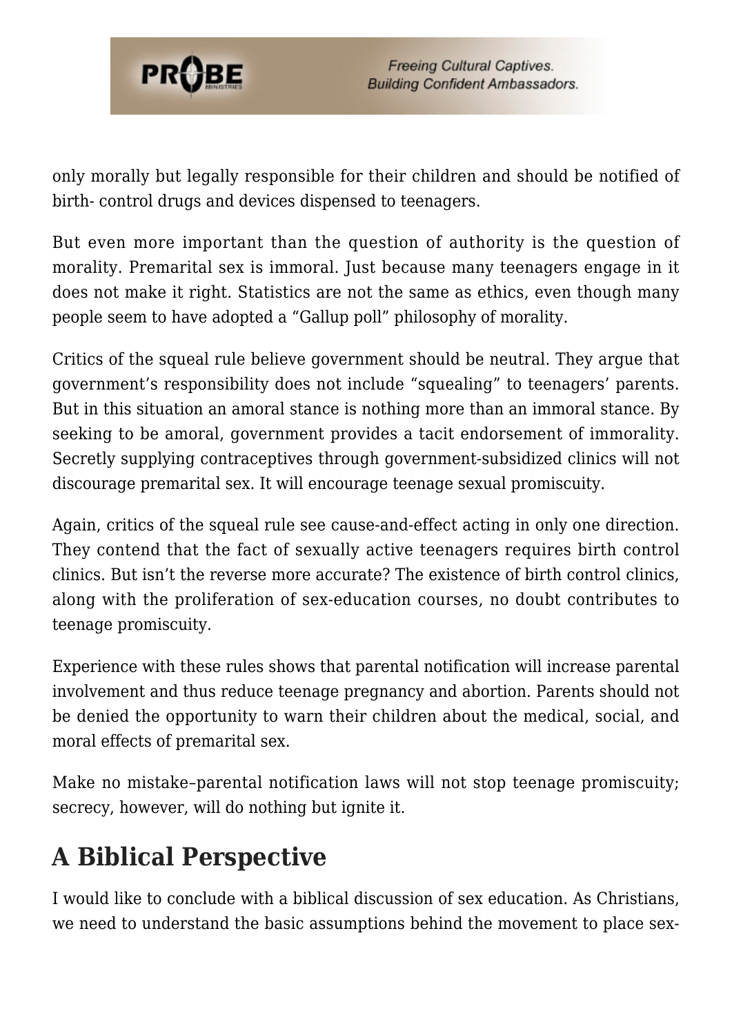only morally but legally responsible for their children and should be notified of birth- control drugs and devices dispensed to teenagers.

But even more important than the question of authority is the question of morality. Premarital sex is immoral. Just because many teenagers engage in it does not make it right. Statistics are not the same as ethics, even though many people seem to have adopted a "Gallup poll" philosophy of morality.

Critics of the squeal rule believe government should be neutral. They argue that government's responsibility does not include "squealing" to teenagers' parents. But in this situation an amoral stance is nothing more than an immoral stance. By seeking to be amoral, government provides a tacit endorsement of immorality. Secretly supplying contraceptives through government-subsidized clinics will not discourage premarital sex. It will encourage teenage sexual promiscuity.

Again, critics of the squeal rule see cause-and-effect acting in only one direction. They contend that the fact of sexually active teenagers requires birth control clinics. But isn't the reverse more accurate? The existence of birth control clinics, along with the proliferation of sex-education courses, no doubt contributes to teenage promiscuity.

Experience with these rules shows that parental notification will increase parental involvement and thus reduce teenage pregnancy and abortion. Parents should not be denied the opportunity to warn their children about the medical, social, and moral effects of premarital sex.

Make no mistake–parental notification laws will not stop teenage promiscuity; secrecy, however, will do nothing but ignite it.

## A Biblical Perspective

I would like to conclude with a biblical discussion of sex education. As Christians, we need to understand the basic assumptions behind the movement to place sex-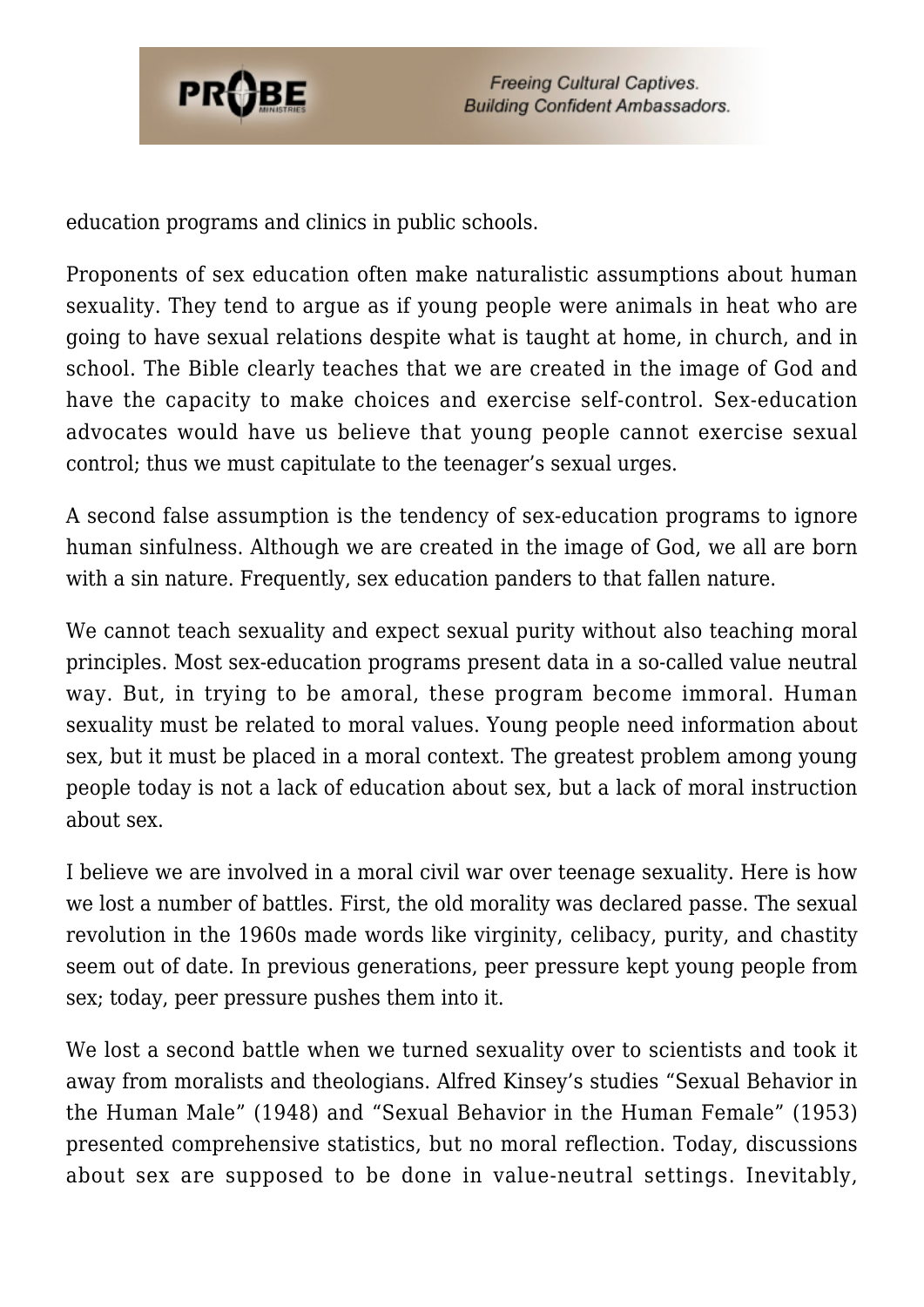education programs and clinics in public schools.

Proponents of sex education often make naturalistic assumptions about human sexuality. They tend to argue as if young people were animals in heat who are going to have sexual relations despite what is taught at home, in church, and in school. The Bible clearly teaches that we are created in the image of God and have the capacity to make choices and exercise self-control. Sex-education advocates would have us believe that young people cannot exercise sexual control; thus we must capitulate to the teenager's sexual urges.

A second false assumption is the tendency of sex-education programs to ignore human sinfulness. Although we are created in the image of God, we all are born with a sin nature. Frequently, sex education panders to that fallen nature.

We cannot teach sexuality and expect sexual purity without also teaching moral principles. Most sex-education programs present data in a so-called value neutral way. But, in trying to be amoral, these program become immoral. Human sexuality must be related to moral values. Young people need information about sex, but it must be placed in a moral context. The greatest problem among young people today is not a lack of education about sex, but a lack of moral instruction about sex.

I believe we are involved in a moral civil war over teenage sexuality. Here is how we lost a number of battles. First, the old morality was declared passe. The sexual revolution in the 1960s made words like virginity, celibacy, purity, and chastity seem out of date. In previous generations, peer pressure kept young people from sex; today, peer pressure pushes them into it.

We lost a second battle when we turned sexuality over to scientists and took it away from moralists and theologians. Alfred Kinsey's studies "Sexual Behavior in the Human Male" (1948) and "Sexual Behavior in the Human Female" (1953) presented comprehensive statistics, but no moral reflection. Today, discussions about sex are supposed to be done in value-neutral settings. Inevitably,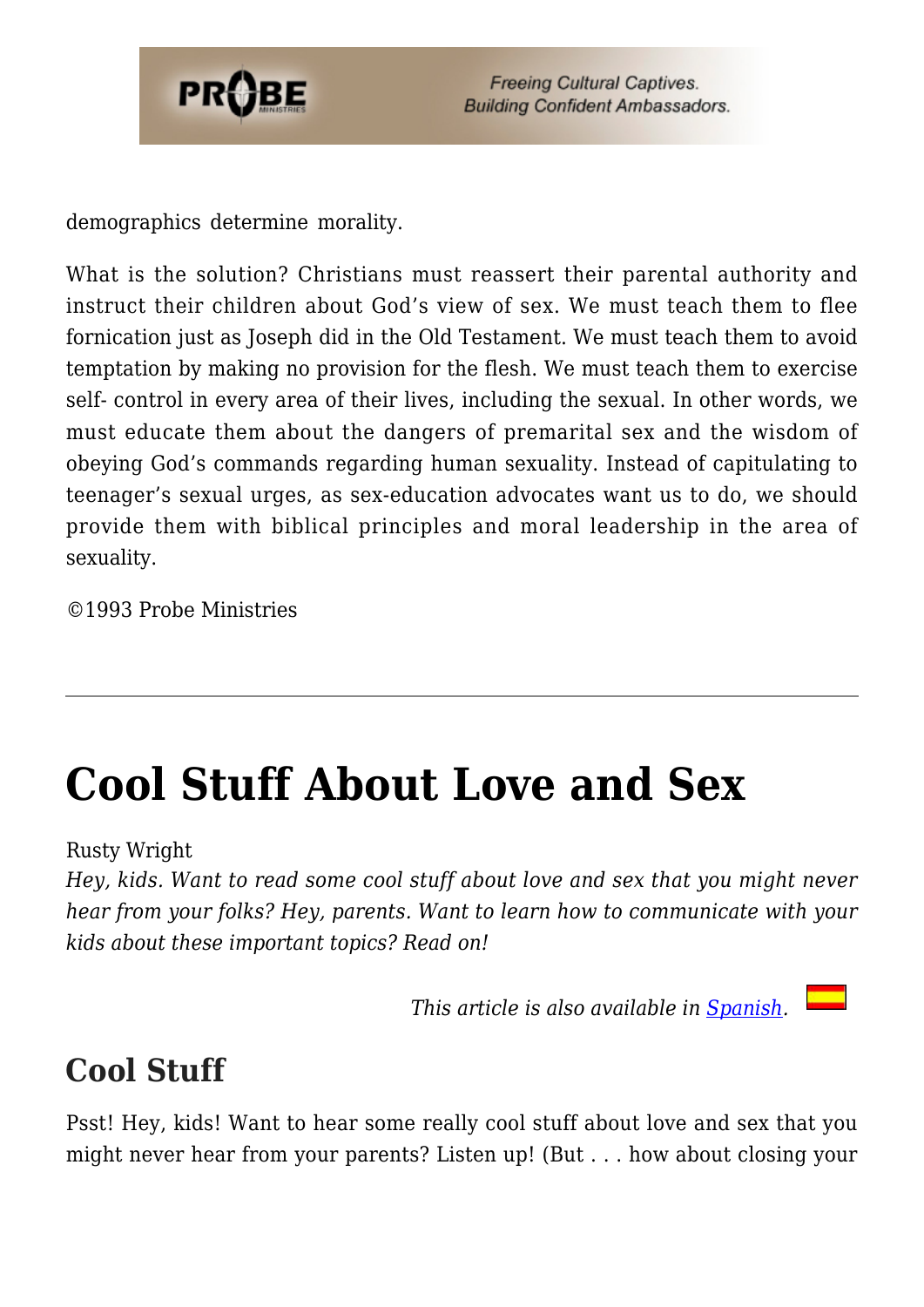demographics determine morality.

What is the solution? Christians must reassert their parental authority and instruct their children about God's view of sex. We must teach them to flee fornication just as Joseph did in the Old Testament. We must teach them to avoid temptation by making no provision for the flesh. We must teach them to exercise self- control in every area of their lives, including the sexual. In other words, we must educate them about the dangers of premarital sex and the wisdom of obeying God's commands regarding human sexuality. Instead of capitulating to teenager's sexual urges, as sex-education advocates want us to do, we should provide them with biblical principles and moral leadership in the area of sexuality.

©1993 Probe Ministries

---

# Cool Stuff About Love and Sex

Rusty Wright

*Hey, kids. Want to read some cool stuff about love and sex that you might never hear from your folks? Hey, parents. Want to learn how to communicate with your kids about these important topics? Read on!*

*This article is also available in [Spanish](#).*

## Cool Stuff

Psst! Hey, kids! Want to hear some really cool stuff about love and sex that you might never hear from your parents? Listen up! (But . . . how about closing your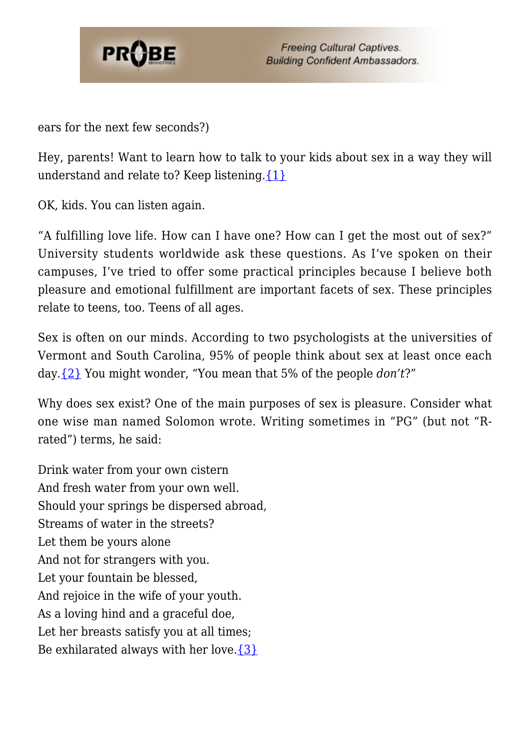ears for the next few seconds?)

Hey, parents! Want to learn how to talk to your kids about sex in a way they will understand and relate to? Keep listening.{1}

OK, kids. You can listen again.

"A fulfilling love life. How can I have one? How can I get the most out of sex?" University students worldwide ask these questions. As I've spoken on their campuses, I've tried to offer some practical principles because I believe both pleasure and emotional fulfillment are important facets of sex. These principles relate to teens, too. Teens of all ages.

Sex is often on our minds. According to two psychologists at the universities of Vermont and South Carolina, 95% of people think about sex at least once each day.{2} You might wonder, "You mean that 5% of the people *don't*?"

Why does sex exist? One of the main purposes of sex is pleasure. Consider what one wise man named Solomon wrote. Writing sometimes in "PG" (but not "R-rated") terms, he said:

Drink water from your own cistern
And fresh water from your own well.
Should your springs be dispersed abroad,
Streams of water in the streets?
Let them be yours alone
And not for strangers with you.
Let your fountain be blessed,
And rejoice in the wife of your youth.
As a loving hind and a graceful doe,
Let her breasts satisfy you at all times;
Be exhilarated always with her love.{3}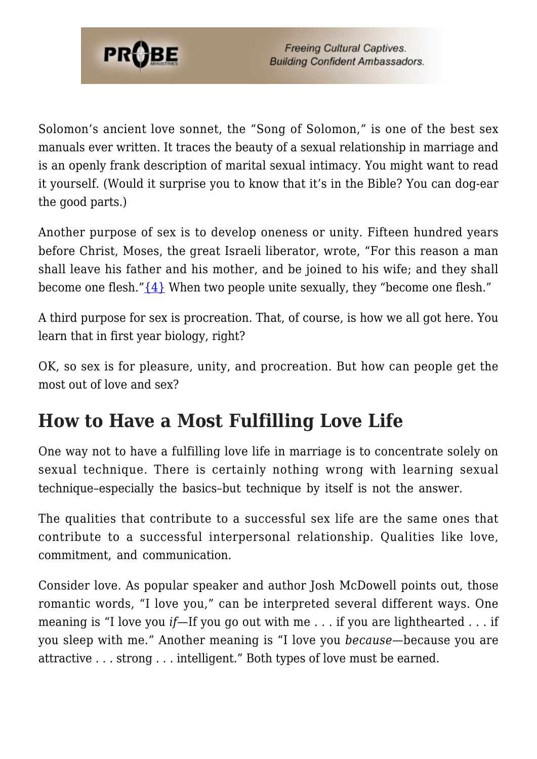Solomon's ancient love sonnet, the "Song of Solomon," is one of the best sex manuals ever written. It traces the beauty of a sexual relationship in marriage and is an openly frank description of marital sexual intimacy. You might want to read it yourself. (Would it surprise you to know that it's in the Bible? You can dog-ear the good parts.)

Another purpose of sex is to develop oneness or unity. Fifteen hundred years before Christ, Moses, the great Israeli liberator, wrote, "For this reason a man shall leave his father and his mother, and be joined to his wife; and they shall become one flesh."{4} When two people unite sexually, they "become one flesh."

A third purpose for sex is procreation. That, of course, is how we all got here. You learn that in first year biology, right?

OK, so sex is for pleasure, unity, and procreation. But how can people get the most out of love and sex?

## How to Have a Most Fulfilling Love Life

One way not to have a fulfilling love life in marriage is to concentrate solely on sexual technique. There is certainly nothing wrong with learning sexual technique–especially the basics–but technique by itself is not the answer.

The qualities that contribute to a successful sex life are the same ones that contribute to a successful interpersonal relationship. Qualities like love, commitment, and communication.

Consider love. As popular speaker and author Josh McDowell points out, those romantic words, "I love you," can be interpreted several different ways. One meaning is "I love you *if*—If you go out with me . . . if you are lighthearted . . . if you sleep with me." Another meaning is "I love you *because*—because you are attractive . . . strong . . . intelligent." Both types of love must be earned.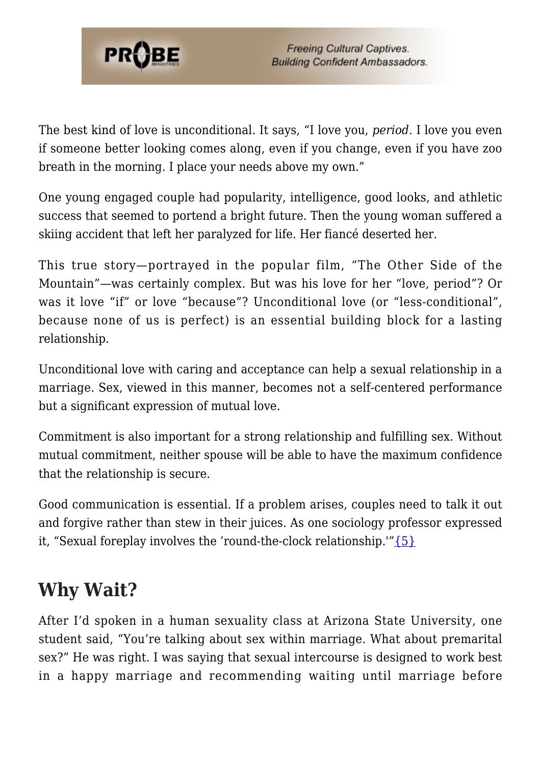The best kind of love is unconditional. It says, "I love you, *period*. I love you even if someone better looking comes along, even if you change, even if you have zoo breath in the morning. I place your needs above my own."

One young engaged couple had popularity, intelligence, good looks, and athletic success that seemed to portend a bright future. Then the young woman suffered a skiing accident that left her paralyzed for life. Her fiancé deserted her.

This true story—portrayed in the popular film, "The Other Side of the Mountain"—was certainly complex. But was his love for her "love, period"? Or was it love "if" or love "because"? Unconditional love (or "less-conditional", because none of us is perfect) is an essential building block for a lasting relationship.

Unconditional love with caring and acceptance can help a sexual relationship in a marriage. Sex, viewed in this manner, becomes not a self-centered performance but a significant expression of mutual love.

Commitment is also important for a strong relationship and fulfilling sex. Without mutual commitment, neither spouse will be able to have the maximum confidence that the relationship is secure.

Good communication is essential. If a problem arises, couples need to talk it out and forgive rather than stew in their juices. As one sociology professor expressed it, "Sexual foreplay involves the 'round-the-clock relationship.'"{5}

## Why Wait?

After I'd spoken in a human sexuality class at Arizona State University, one student said, "You're talking about sex within marriage. What about premarital sex?" He was right. I was saying that sexual intercourse is designed to work best in a happy marriage and recommending waiting until marriage before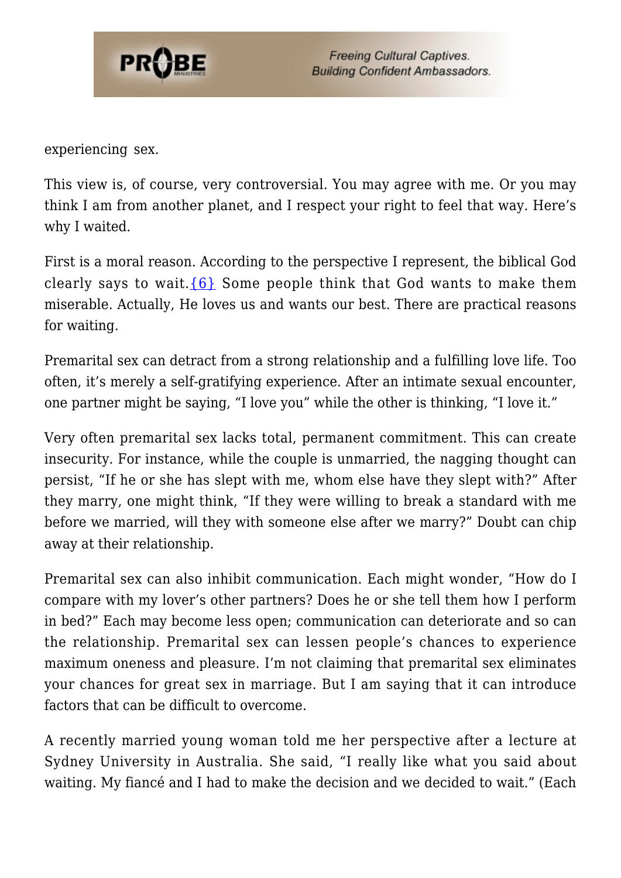experiencing sex.

This view is, of course, very controversial. You may agree with me. Or you may think I am from another planet, and I respect your right to feel that way. Here's why I waited.

First is a moral reason. According to the perspective I represent, the biblical God clearly says to wait.{6} Some people think that God wants to make them miserable. Actually, He loves us and wants our best. There are practical reasons for waiting.

Premarital sex can detract from a strong relationship and a fulfilling love life. Too often, it's merely a self-gratifying experience. After an intimate sexual encounter, one partner might be saying, "I love you" while the other is thinking, "I love it."

Very often premarital sex lacks total, permanent commitment. This can create insecurity. For instance, while the couple is unmarried, the nagging thought can persist, "If he or she has slept with me, whom else have they slept with?" After they marry, one might think, "If they were willing to break a standard with me before we married, will they with someone else after we marry?" Doubt can chip away at their relationship.

Premarital sex can also inhibit communication. Each might wonder, "How do I compare with my lover's other partners? Does he or she tell them how I perform in bed?" Each may become less open; communication can deteriorate and so can the relationship. Premarital sex can lessen people's chances to experience maximum oneness and pleasure. I'm not claiming that premarital sex eliminates your chances for great sex in marriage. But I am saying that it can introduce factors that can be difficult to overcome.

A recently married young woman told me her perspective after a lecture at Sydney University in Australia. She said, "I really like what you said about waiting. My fiancé and I had to make the decision and we decided to wait." (Each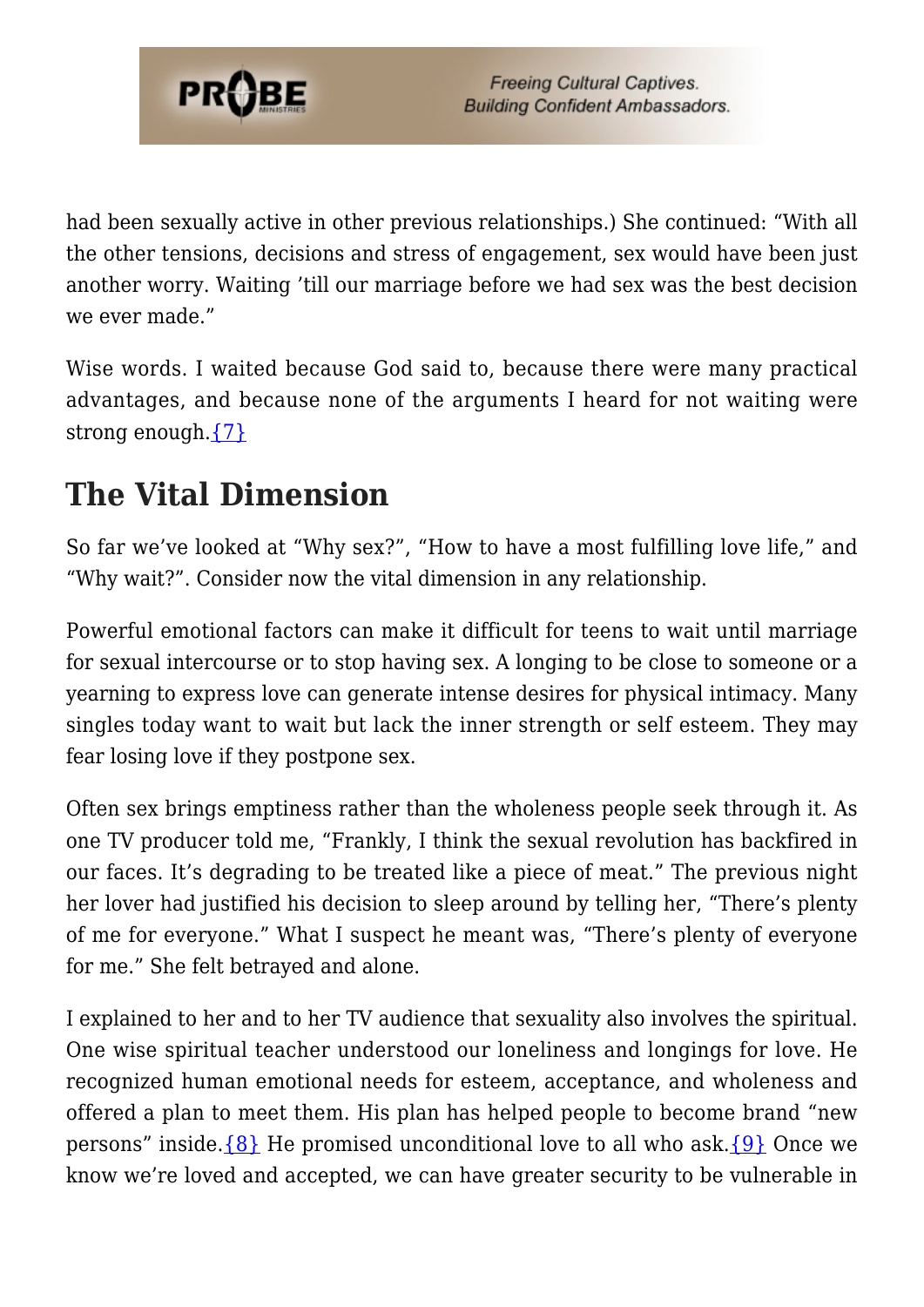had been sexually active in other previous relationships.) She continued: "With all the other tensions, decisions and stress of engagement, sex would have been just another worry. Waiting 'till our marriage before we had sex was the best decision we ever made."

Wise words. I waited because God said to, because there were many practical advantages, and because none of the arguments I heard for not waiting were strong enough.{7}

## The Vital Dimension

So far we've looked at "Why sex?", "How to have a most fulfilling love life," and "Why wait?". Consider now the vital dimension in any relationship.

Powerful emotional factors can make it difficult for teens to wait until marriage for sexual intercourse or to stop having sex. A longing to be close to someone or a yearning to express love can generate intense desires for physical intimacy. Many singles today want to wait but lack the inner strength or self esteem. They may fear losing love if they postpone sex.

Often sex brings emptiness rather than the wholeness people seek through it. As one TV producer told me, "Frankly, I think the sexual revolution has backfired in our faces. It's degrading to be treated like a piece of meat." The previous night her lover had justified his decision to sleep around by telling her, "There's plenty of me for everyone." What I suspect he meant was, "There's plenty of everyone for me." She felt betrayed and alone.

I explained to her and to her TV audience that sexuality also involves the spiritual. One wise spiritual teacher understood our loneliness and longings for love. He recognized human emotional needs for esteem, acceptance, and wholeness and offered a plan to meet them. His plan has helped people to become brand "new persons" inside.{8} He promised unconditional love to all who ask.{9} Once we know we're loved and accepted, we can have greater security to be vulnerable in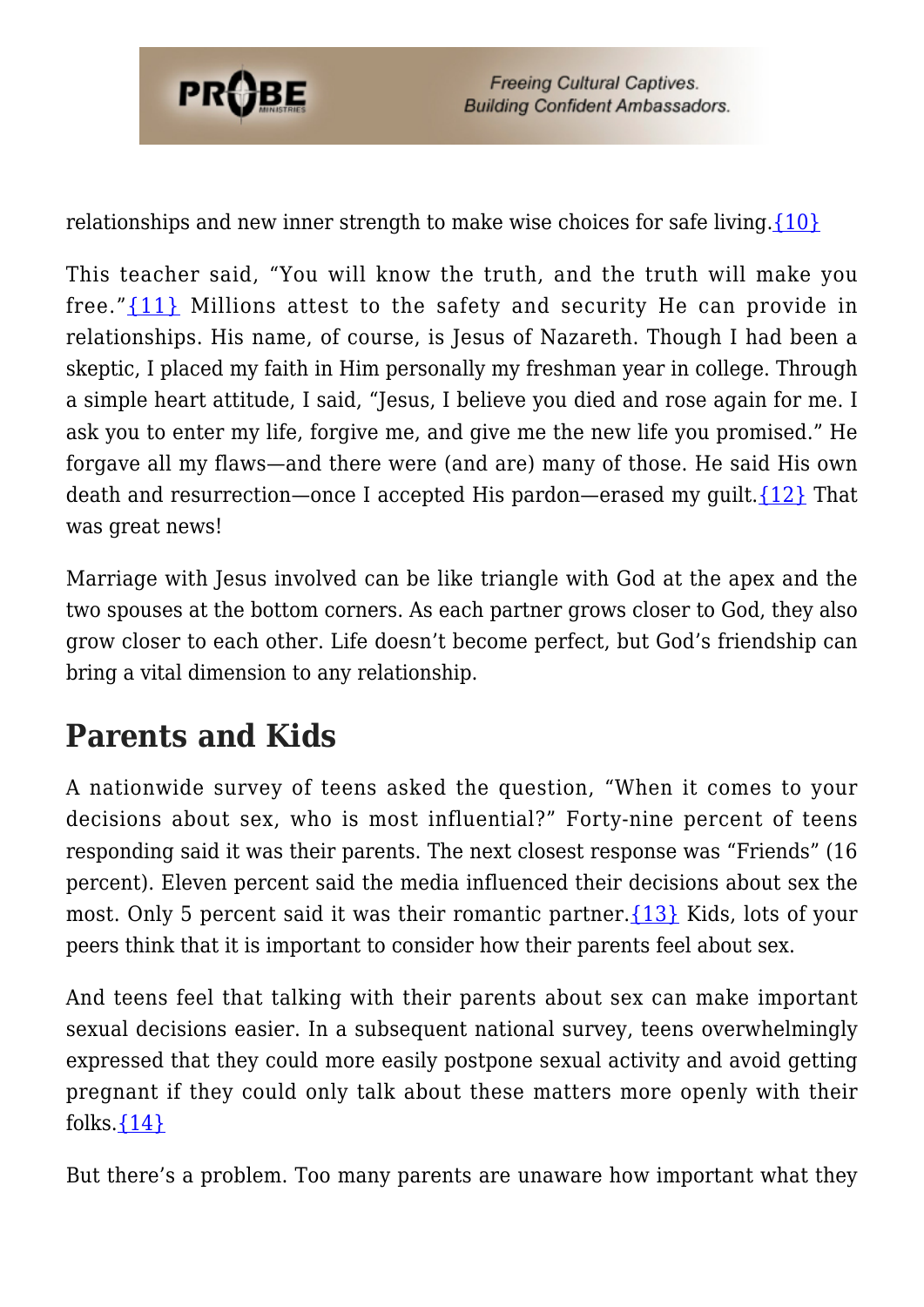relationships and new inner strength to make wise choices for safe living.{10}

This teacher said, “You will know the truth, and the truth will make you free.”{11} Millions attest to the safety and security He can provide in relationships. His name, of course, is Jesus of Nazareth. Though I had been a skeptic, I placed my faith in Him personally my freshman year in college. Through a simple heart attitude, I said, “Jesus, I believe you died and rose again for me. I ask you to enter my life, forgive me, and give me the new life you promised.” He forgave all my flaws—and there were (and are) many of those. He said His own death and resurrection—once I accepted His pardon—erased my guilt.{12} That was great news!

Marriage with Jesus involved can be like triangle with God at the apex and the two spouses at the bottom corners. As each partner grows closer to God, they also grow closer to each other. Life doesn’t become perfect, but God’s friendship can bring a vital dimension to any relationship.

## Parents and Kids

A nationwide survey of teens asked the question, “When it comes to your decisions about sex, who is most influential?” Forty-nine percent of teens responding said it was their parents. The next closest response was “Friends” (16 percent). Eleven percent said the media influenced their decisions about sex the most. Only 5 percent said it was their romantic partner.{13} Kids, lots of your peers think that it is important to consider how their parents feel about sex.

And teens feel that talking with their parents about sex can make important sexual decisions easier. In a subsequent national survey, teens overwhelmingly expressed that they could more easily postpone sexual activity and avoid getting pregnant if they could only talk about these matters more openly with their folks.{14}

But there’s a problem. Too many parents are unaware how important what they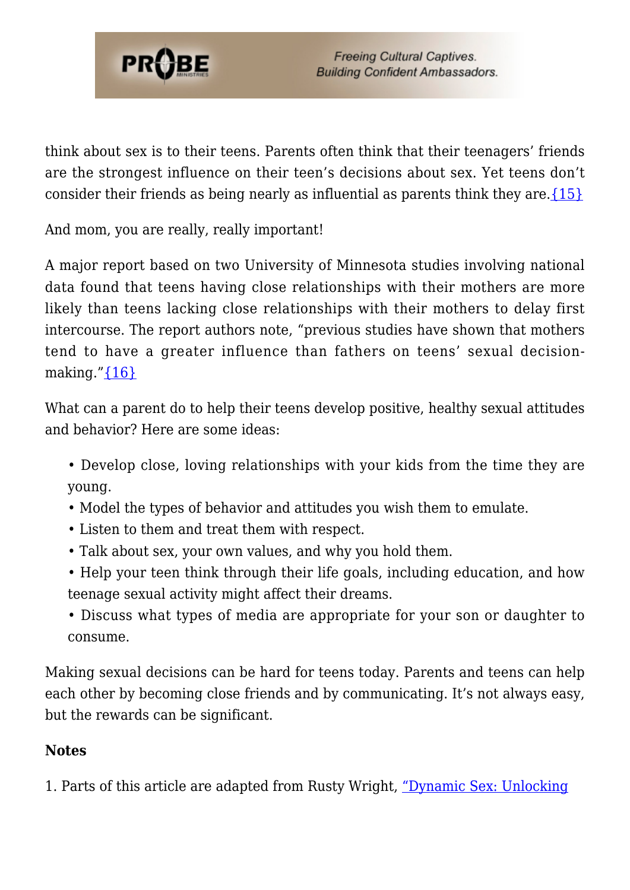think about sex is to their teens. Parents often think that their teenagers' friends are the strongest influence on their teen's decisions about sex. Yet teens don't consider their friends as being nearly as influential as parents think they are.{15}

And mom, you are really, really important!

A major report based on two University of Minnesota studies involving national data found that teens having close relationships with their mothers are more likely than teens lacking close relationships with their mothers to delay first intercourse. The report authors note, "previous studies have shown that mothers tend to have a greater influence than fathers on teens' sexual decision-making."{16}

What can a parent do to help their teens develop positive, healthy sexual attitudes and behavior? Here are some ideas:

- Develop close, loving relationships with your kids from the time they are young.
- Model the types of behavior and attitudes you wish them to emulate.
- Listen to them and treat them with respect.
- Talk about sex, your own values, and why you hold them.
- Help your teen think through their life goals, including education, and how teenage sexual activity might affect their dreams.
- Discuss what types of media are appropriate for your son or daughter to consume.

Making sexual decisions can be hard for teens today. Parents and teens can help each other by becoming close friends and by communicating. It's not always easy, but the rewards can be significant.

**Notes**

1. Parts of this article are adapted from Rusty Wright, "Dynamic Sex: Unlocking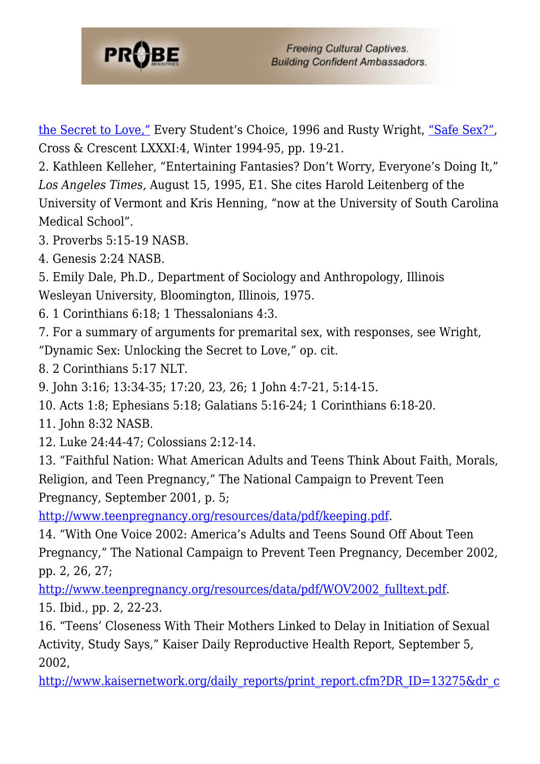the Secret to Love," Every Student's Choice, 1996 and Rusty Wright, "Safe Sex?", Cross & Crescent LXXXI:4, Winter 1994-95, pp. 19-21.

2. Kathleen Kelleher, "Entertaining Fantasies? Don't Worry, Everyone's Doing It," *Los Angeles Times,* August 15, 1995, E1. She cites Harold Leitenberg of the University of Vermont and Kris Henning, "now at the University of South Carolina Medical School".

3. Proverbs 5:15-19 NASB.

4. Genesis 2:24 NASB.

5. Emily Dale, Ph.D., Department of Sociology and Anthropology, Illinois Wesleyan University, Bloomington, Illinois, 1975.

6. 1 Corinthians 6:18; 1 Thessalonians 4:3.

7. For a summary of arguments for premarital sex, with responses, see Wright, "Dynamic Sex: Unlocking the Secret to Love," op. cit.

8. 2 Corinthians 5:17 NLT.

9. John 3:16; 13:34-35; 17:20, 23, 26; 1 John 4:7-21, 5:14-15.

10. Acts 1:8; Ephesians 5:18; Galatians 5:16-24; 1 Corinthians 6:18-20.

11. John 8:32 NASB.

12. Luke 24:44-47; Colossians 2:12-14.

13. "Faithful Nation: What American Adults and Teens Think About Faith, Morals, Religion, and Teen Pregnancy," The National Campaign to Prevent Teen Pregnancy, September 2001, p. 5; http://www.teenpregnancy.org/resources/data/pdf/keeping.pdf.

14. "With One Voice 2002: America's Adults and Teens Sound Off About Teen Pregnancy," The National Campaign to Prevent Teen Pregnancy, December 2002, pp. 2, 26, 27; http://www.teenpregnancy.org/resources/data/pdf/WOV2002_fulltext.pdf.

15. Ibid., pp. 2, 22-23.

16. "Teens' Closeness With Their Mothers Linked to Delay in Initiation of Sexual Activity, Study Says," Kaiser Daily Reproductive Health Report, September 5, 2002, http://www.kaisernetwork.org/daily_reports/print_report.cfm?DR_ID=13275&dr_c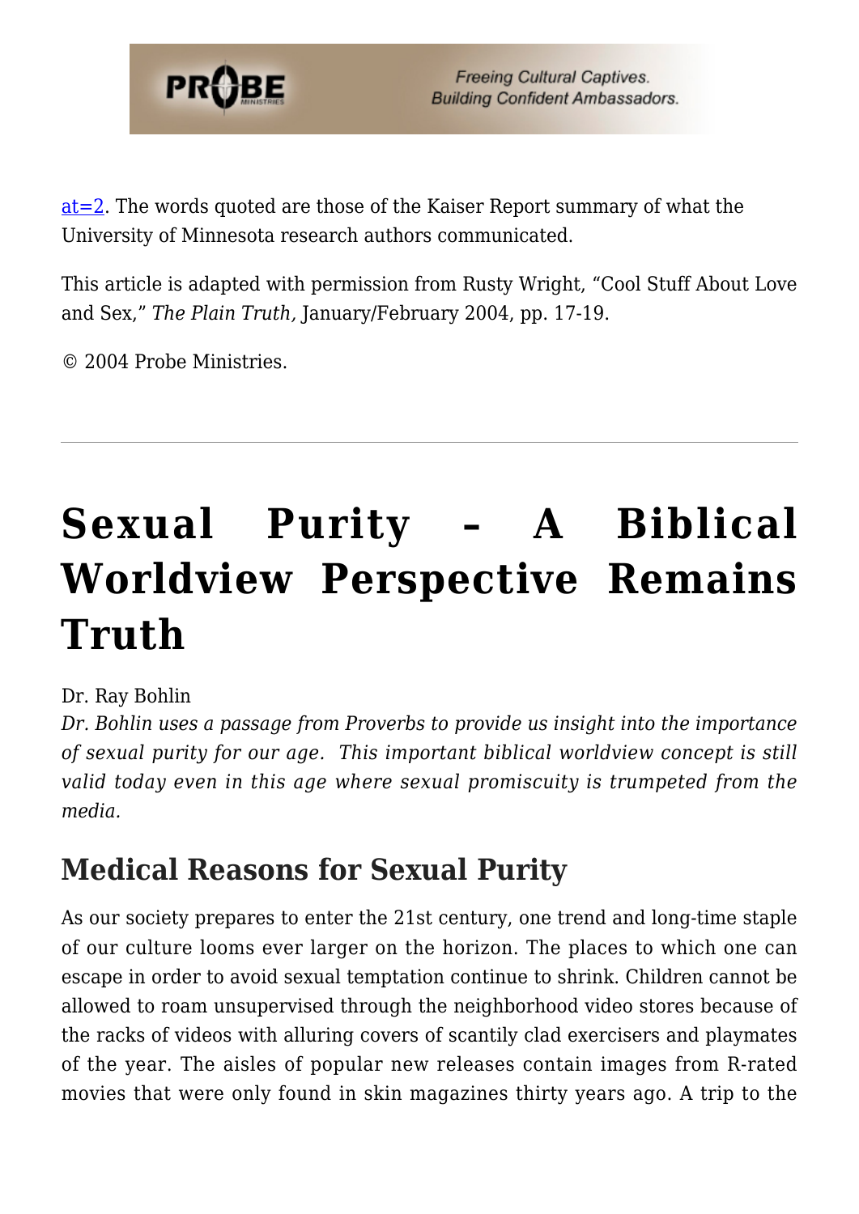at=2. The words quoted are those of the Kaiser Report summary of what the University of Minnesota research authors communicated.

This article is adapted with permission from Rusty Wright, "Cool Stuff About Love and Sex," *The Plain Truth,* January/February 2004, pp. 17-19.

© 2004 Probe Ministries.

---

# Sexual Purity – A Biblical Worldview Perspective Remains Truth

Dr. Ray Bohlin

*Dr. Bohlin uses a passage from Proverbs to provide us insight into the importance of sexual purity for our age. This important biblical worldview concept is still valid today even in this age where sexual promiscuity is trumpeted from the media.*

## Medical Reasons for Sexual Purity

As our society prepares to enter the 21st century, one trend and long-time staple of our culture looms ever larger on the horizon. The places to which one can escape in order to avoid sexual temptation continue to shrink. Children cannot be allowed to roam unsupervised through the neighborhood video stores because of the racks of videos with alluring covers of scantily clad exercisers and playmates of the year. The aisles of popular new releases contain images from R-rated movies that were only found in skin magazines thirty years ago. A trip to the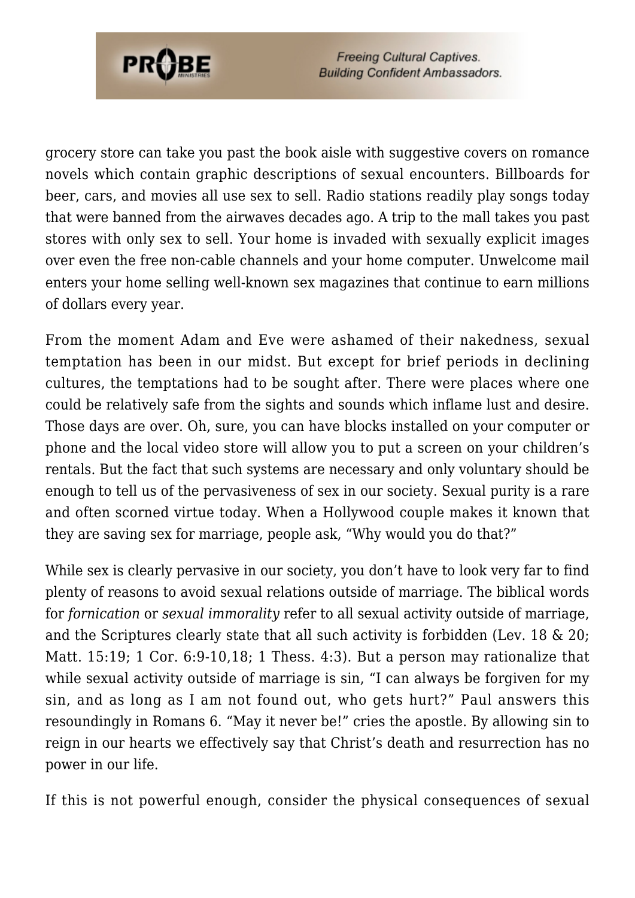grocery store can take you past the book aisle with suggestive covers on romance novels which contain graphic descriptions of sexual encounters. Billboards for beer, cars, and movies all use sex to sell. Radio stations readily play songs today that were banned from the airwaves decades ago. A trip to the mall takes you past stores with only sex to sell. Your home is invaded with sexually explicit images over even the free non-cable channels and your home computer. Unwelcome mail enters your home selling well-known sex magazines that continue to earn millions of dollars every year.

From the moment Adam and Eve were ashamed of their nakedness, sexual temptation has been in our midst. But except for brief periods in declining cultures, the temptations had to be sought after. There were places where one could be relatively safe from the sights and sounds which inflame lust and desire. Those days are over. Oh, sure, you can have blocks installed on your computer or phone and the local video store will allow you to put a screen on your children's rentals. But the fact that such systems are necessary and only voluntary should be enough to tell us of the pervasiveness of sex in our society. Sexual purity is a rare and often scorned virtue today. When a Hollywood couple makes it known that they are saving sex for marriage, people ask, "Why would you do that?"

While sex is clearly pervasive in our society, you don't have to look very far to find plenty of reasons to avoid sexual relations outside of marriage. The biblical words for *fornication* or *sexual immorality* refer to all sexual activity outside of marriage, and the Scriptures clearly state that all such activity is forbidden (Lev. 18 & 20; Matt. 15:19; 1 Cor. 6:9-10,18; 1 Thess. 4:3). But a person may rationalize that while sexual activity outside of marriage is sin, "I can always be forgiven for my sin, and as long as I am not found out, who gets hurt?" Paul answers this resoundingly in Romans 6. "May it never be!" cries the apostle. By allowing sin to reign in our hearts we effectively say that Christ's death and resurrection has no power in our life.

If this is not powerful enough, consider the physical consequences of sexual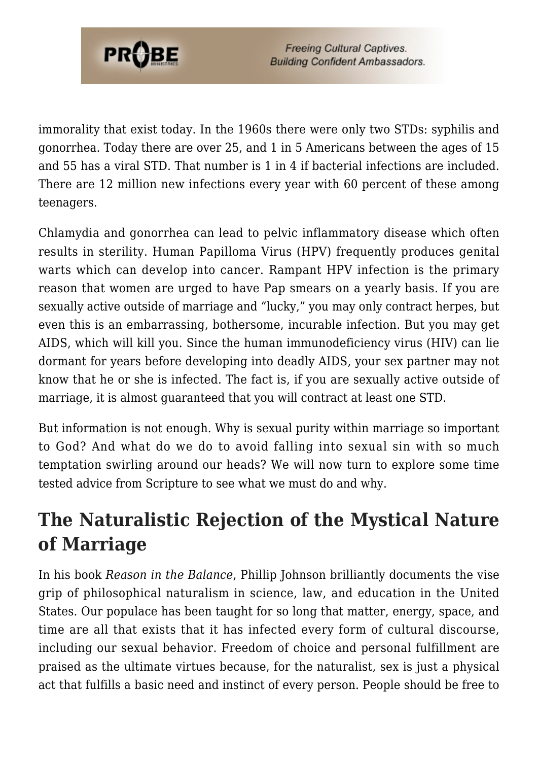immorality that exist today. In the 1960s there were only two STDs: syphilis and gonorrhea. Today there are over 25, and 1 in 5 Americans between the ages of 15 and 55 has a viral STD. That number is 1 in 4 if bacterial infections are included. There are 12 million new infections every year with 60 percent of these among teenagers.

Chlamydia and gonorrhea can lead to pelvic inflammatory disease which often results in sterility. Human Papilloma Virus (HPV) frequently produces genital warts which can develop into cancer. Rampant HPV infection is the primary reason that women are urged to have Pap smears on a yearly basis. If you are sexually active outside of marriage and "lucky," you may only contract herpes, but even this is an embarrassing, bothersome, incurable infection. But you may get AIDS, which will kill you. Since the human immunodeficiency virus (HIV) can lie dormant for years before developing into deadly AIDS, your sex partner may not know that he or she is infected. The fact is, if you are sexually active outside of marriage, it is almost guaranteed that you will contract at least one STD.

But information is not enough. Why is sexual purity within marriage so important to God? And what do we do to avoid falling into sexual sin with so much temptation swirling around our heads? We will now turn to explore some time tested advice from Scripture to see what we must do and why.

## The Naturalistic Rejection of the Mystical Nature of Marriage

In his book *Reason in the Balance*, Phillip Johnson brilliantly documents the vise grip of philosophical naturalism in science, law, and education in the United States. Our populace has been taught for so long that matter, energy, space, and time are all that exists that it has infected every form of cultural discourse, including our sexual behavior. Freedom of choice and personal fulfillment are praised as the ultimate virtues because, for the naturalist, sex is just a physical act that fulfills a basic need and instinct of every person. People should be free to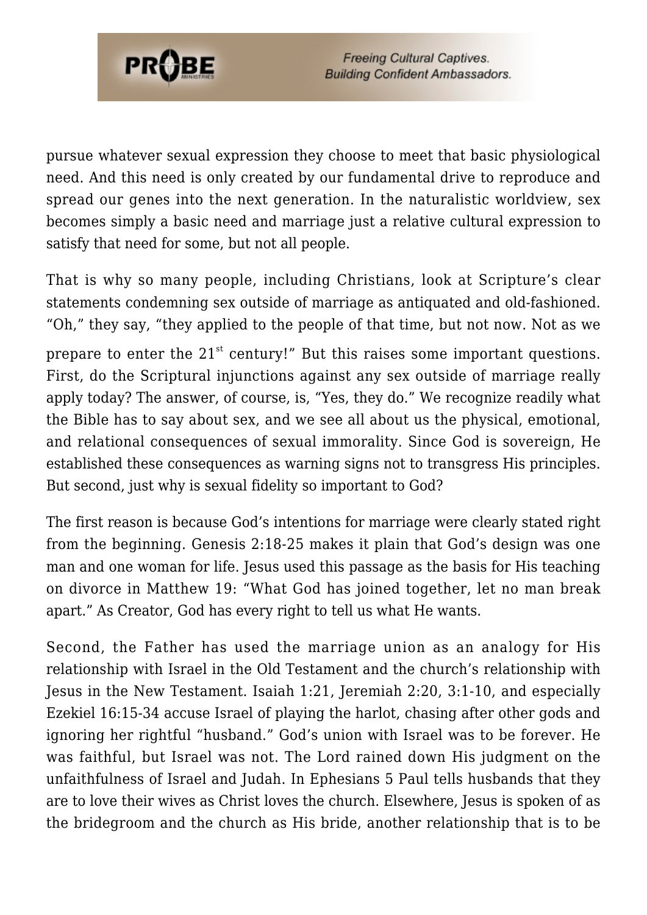pursue whatever sexual expression they choose to meet that basic physiological need. And this need is only created by our fundamental drive to reproduce and spread our genes into the next generation. In the naturalistic worldview, sex becomes simply a basic need and marriage just a relative cultural expression to satisfy that need for some, but not all people.

That is why so many people, including Christians, look at Scripture's clear statements condemning sex outside of marriage as antiquated and old-fashioned. "Oh," they say, "they applied to the people of that time, but not now. Not as we prepare to enter the 21st century!" But this raises some important questions. First, do the Scriptural injunctions against any sex outside of marriage really apply today? The answer, of course, is, "Yes, they do." We recognize readily what the Bible has to say about sex, and we see all about us the physical, emotional, and relational consequences of sexual immorality. Since God is sovereign, He established these consequences as warning signs not to transgress His principles. But second, just why is sexual fidelity so important to God?

The first reason is because God's intentions for marriage were clearly stated right from the beginning. Genesis 2:18-25 makes it plain that God's design was one man and one woman for life. Jesus used this passage as the basis for His teaching on divorce in Matthew 19: "What God has joined together, let no man break apart." As Creator, God has every right to tell us what He wants.

Second, the Father has used the marriage union as an analogy for His relationship with Israel in the Old Testament and the church's relationship with Jesus in the New Testament. Isaiah 1:21, Jeremiah 2:20, 3:1-10, and especially Ezekiel 16:15-34 accuse Israel of playing the harlot, chasing after other gods and ignoring her rightful "husband." God's union with Israel was to be forever. He was faithful, but Israel was not. The Lord rained down His judgment on the unfaithfulness of Israel and Judah. In Ephesians 5 Paul tells husbands that they are to love their wives as Christ loves the church. Elsewhere, Jesus is spoken of as the bridegroom and the church as His bride, another relationship that is to be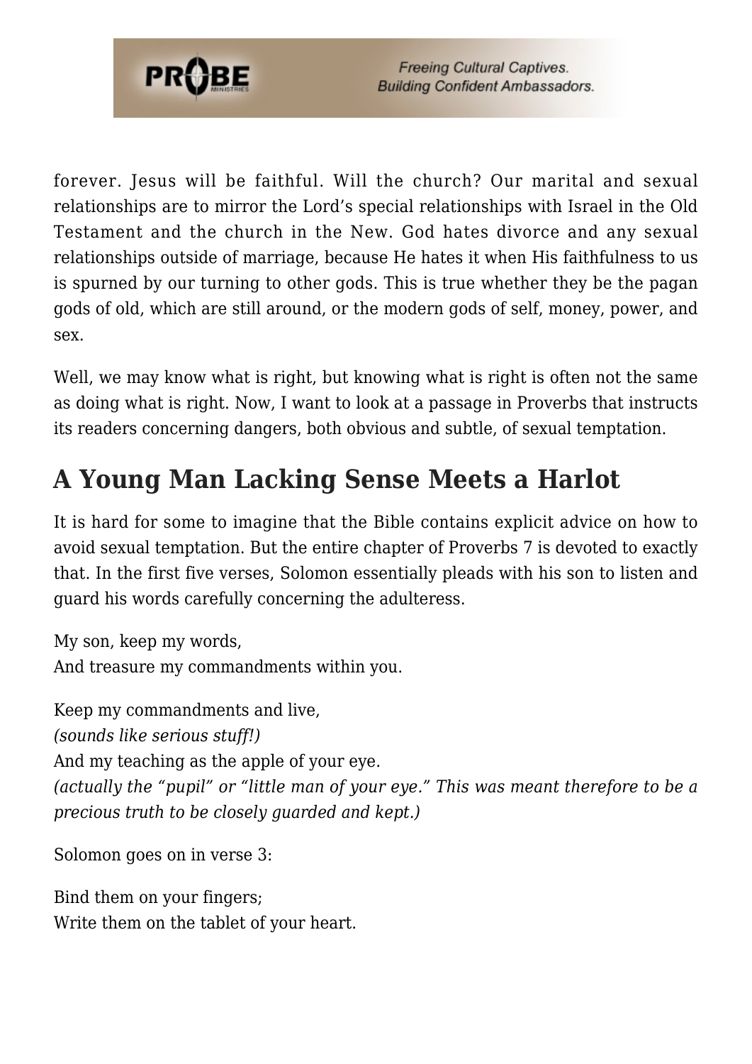forever. Jesus will be faithful. Will the church? Our marital and sexual relationships are to mirror the Lord's special relationships with Israel in the Old Testament and the church in the New. God hates divorce and any sexual relationships outside of marriage, because He hates it when His faithfulness to us is spurned by our turning to other gods. This is true whether they be the pagan gods of old, which are still around, or the modern gods of self, money, power, and sex.

Well, we may know what is right, but knowing what is right is often not the same as doing what is right. Now, I want to look at a passage in Proverbs that instructs its readers concerning dangers, both obvious and subtle, of sexual temptation.

## A Young Man Lacking Sense Meets a Harlot

It is hard for some to imagine that the Bible contains explicit advice on how to avoid sexual temptation. But the entire chapter of Proverbs 7 is devoted to exactly that. In the first five verses, Solomon essentially pleads with his son to listen and guard his words carefully concerning the adulteress.

My son, keep my words,  
And treasure my commandments within you.

Keep my commandments and live,  
*(sounds like serious stuff!)*  
And my teaching as the apple of your eye.  
*(actually the "pupil" or "little man of your eye." This was meant therefore to be a precious truth to be closely guarded and kept.)*

Solomon goes on in verse 3:

Bind them on your fingers;  
Write them on the tablet of your heart.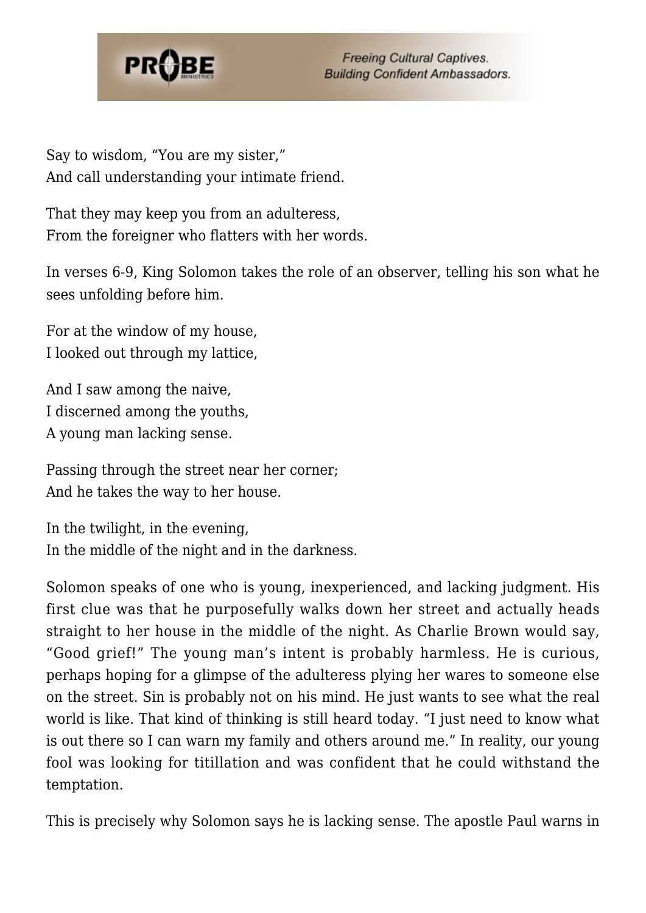Say to wisdom, “You are my sister,”
And call understanding your intimate friend.

That they may keep you from an adulteress,
From the foreigner who flatters with her words.

In verses 6-9, King Solomon takes the role of an observer, telling his son what he sees unfolding before him.

For at the window of my house,
I looked out through my lattice,

And I saw among the naive,
I discerned among the youths,
A young man lacking sense.

Passing through the street near her corner;
And he takes the way to her house.

In the twilight, in the evening,
In the middle of the night and in the darkness.

Solomon speaks of one who is young, inexperienced, and lacking judgment. His first clue was that he purposefully walks down her street and actually heads straight to her house in the middle of the night. As Charlie Brown would say, “Good grief!” The young man’s intent is probably harmless. He is curious, perhaps hoping for a glimpse of the adulteress plying her wares to someone else on the street. Sin is probably not on his mind. He just wants to see what the real world is like. That kind of thinking is still heard today. “I just need to know what is out there so I can warn my family and others around me.” In reality, our young fool was looking for titillation and was confident that he could withstand the temptation.

This is precisely why Solomon says he is lacking sense. The apostle Paul warns in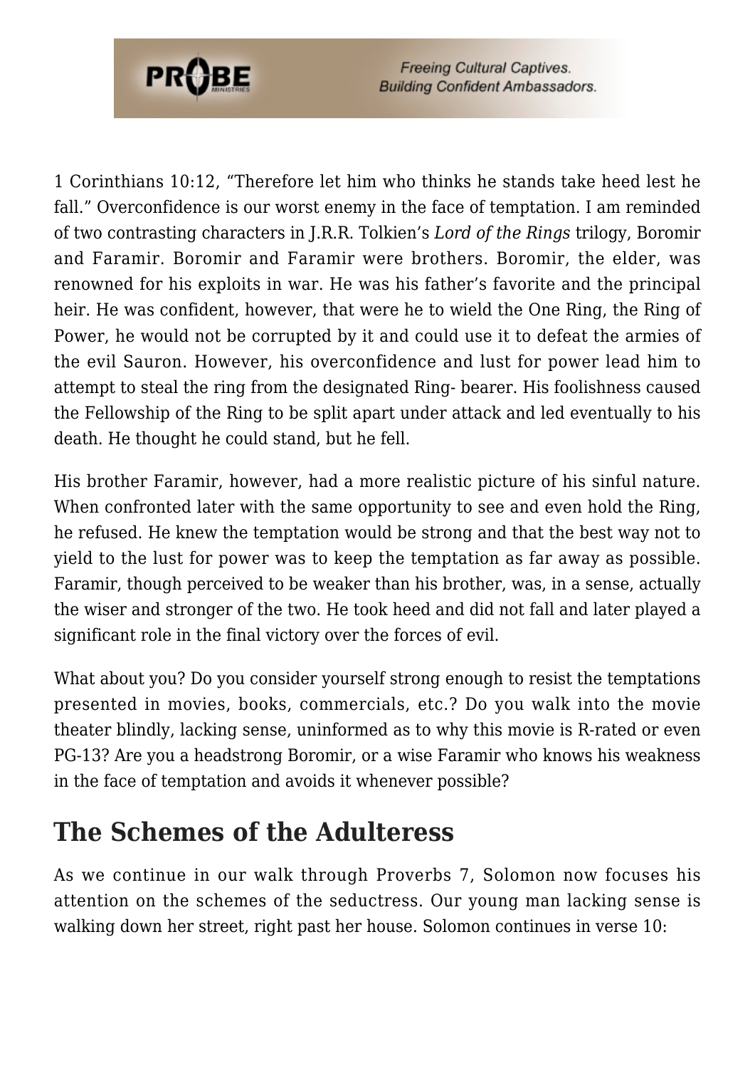1 Corinthians 10:12, "Therefore let him who thinks he stands take heed lest he fall." Overconfidence is our worst enemy in the face of temptation. I am reminded of two contrasting characters in J.R.R. Tolkien's *Lord of the Rings* trilogy, Boromir and Faramir. Boromir and Faramir were brothers. Boromir, the elder, was renowned for his exploits in war. He was his father's favorite and the principal heir. He was confident, however, that were he to wield the One Ring, the Ring of Power, he would not be corrupted by it and could use it to defeat the armies of the evil Sauron. However, his overconfidence and lust for power lead him to attempt to steal the ring from the designated Ring- bearer. His foolishness caused the Fellowship of the Ring to be split apart under attack and led eventually to his death. He thought he could stand, but he fell.

His brother Faramir, however, had a more realistic picture of his sinful nature. When confronted later with the same opportunity to see and even hold the Ring, he refused. He knew the temptation would be strong and that the best way not to yield to the lust for power was to keep the temptation as far away as possible. Faramir, though perceived to be weaker than his brother, was, in a sense, actually the wiser and stronger of the two. He took heed and did not fall and later played a significant role in the final victory over the forces of evil.

What about you? Do you consider yourself strong enough to resist the temptations presented in movies, books, commercials, etc.? Do you walk into the movie theater blindly, lacking sense, uninformed as to why this movie is R-rated or even PG-13? Are you a headstrong Boromir, or a wise Faramir who knows his weakness in the face of temptation and avoids it whenever possible?

## The Schemes of the Adulteress

As we continue in our walk through Proverbs 7, Solomon now focuses his attention on the schemes of the seductress. Our young man lacking sense is walking down her street, right past her house. Solomon continues in verse 10: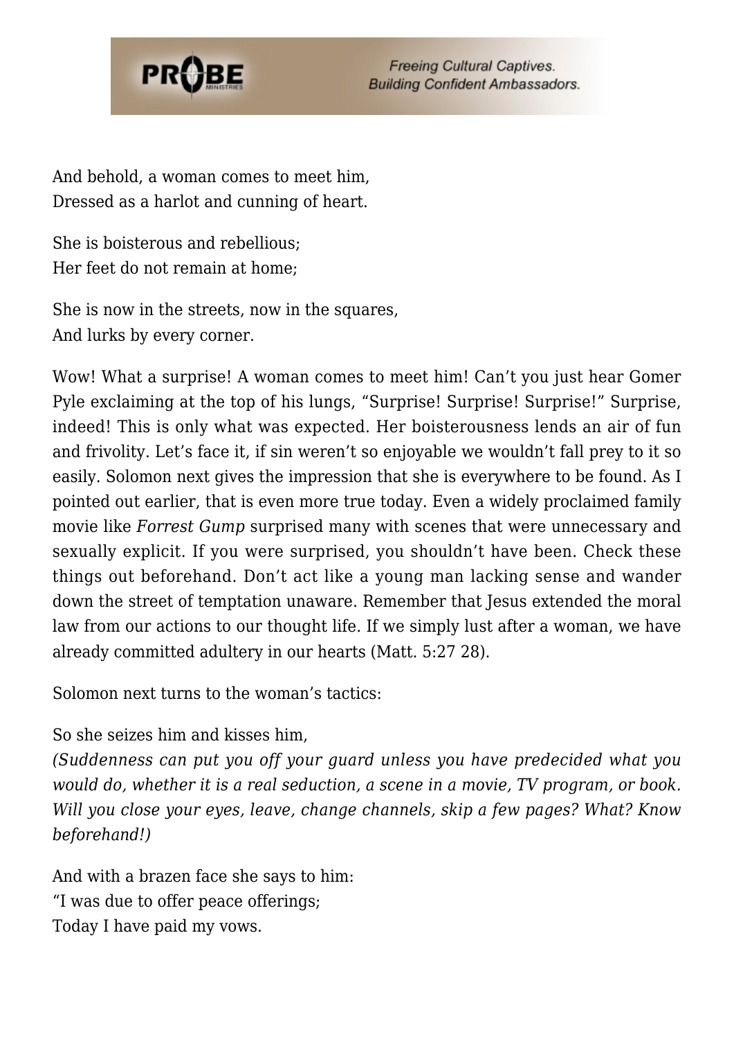And behold, a woman comes to meet him,  
Dressed as a harlot and cunning of heart.

She is boisterous and rebellious;  
Her feet do not remain at home;

She is now in the streets, now in the squares,  
And lurks by every corner.

Wow! What a surprise! A woman comes to meet him! Can't you just hear Gomer Pyle exclaiming at the top of his lungs, "Surprise! Surprise! Surprise!" Surprise, indeed! This is only what was expected. Her boisterousness lends an air of fun and frivolity. Let's face it, if sin weren't so enjoyable we wouldn't fall prey to it so easily. Solomon next gives the impression that she is everywhere to be found. As I pointed out earlier, that is even more true today. Even a widely proclaimed family movie like *Forrest Gump* surprised many with scenes that were unnecessary and sexually explicit. If you were surprised, you shouldn't have been. Check these things out beforehand. Don't act like a young man lacking sense and wander down the street of temptation unaware. Remember that Jesus extended the moral law from our actions to our thought life. If we simply lust after a woman, we have already committed adultery in our hearts (Matt. 5:27 28).

Solomon next turns to the woman's tactics:

So she seizes him and kisses him,  
*(Suddenness can put you off your guard unless you have predecided what you would do, whether it is a real seduction, a scene in a movie, TV program, or book. Will you close your eyes, leave, change channels, skip a few pages? What? Know beforehand!)*

And with a brazen face she says to him:  
"I was due to offer peace offerings;  
Today I have paid my vows.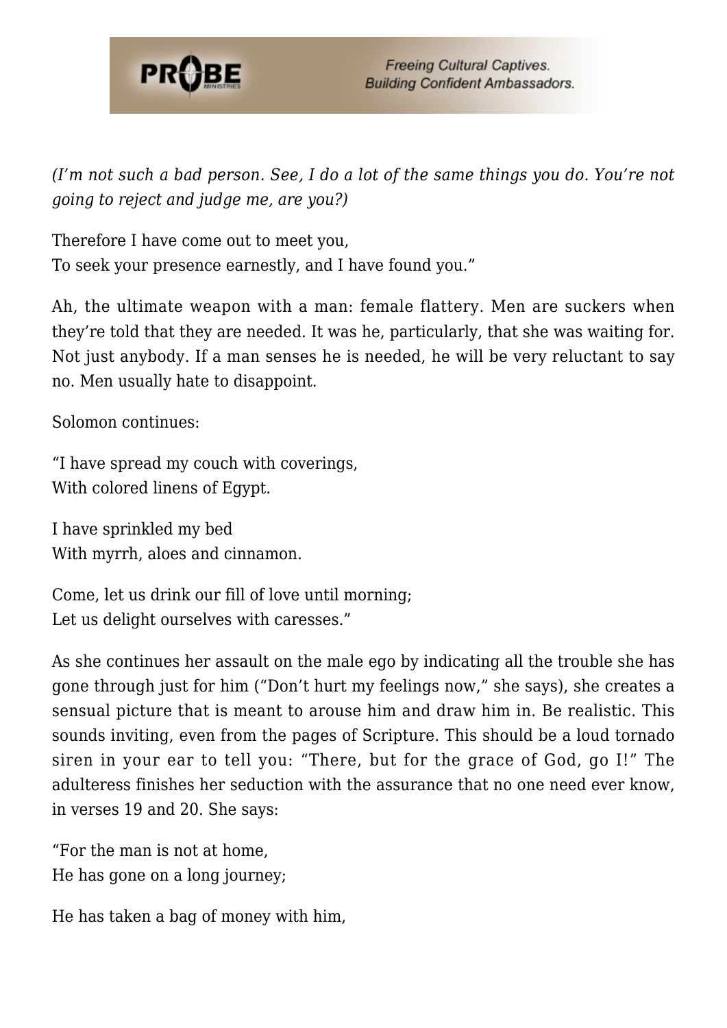*(I'm not such a bad person. See, I do a lot of the same things you do. You're not going to reject and judge me, are you?)*

Therefore I have come out to meet you,
To seek your presence earnestly, and I have found you."

Ah, the ultimate weapon with a man: female flattery. Men are suckers when they're told that they are needed. It was he, particularly, that she was waiting for. Not just anybody. If a man senses he is needed, he will be very reluctant to say no. Men usually hate to disappoint.

Solomon continues:

"I have spread my couch with coverings,
With colored linens of Egypt.

I have sprinkled my bed
With myrrh, aloes and cinnamon.

Come, let us drink our fill of love until morning;
Let us delight ourselves with caresses."

As she continues her assault on the male ego by indicating all the trouble she has gone through just for him ("Don't hurt my feelings now," she says), she creates a sensual picture that is meant to arouse him and draw him in. Be realistic. This sounds inviting, even from the pages of Scripture. This should be a loud tornado siren in your ear to tell you: "There, but for the grace of God, go I!" The adulteress finishes her seduction with the assurance that no one need ever know, in verses 19 and 20. She says:

"For the man is not at home,
He has gone on a long journey;

He has taken a bag of money with him,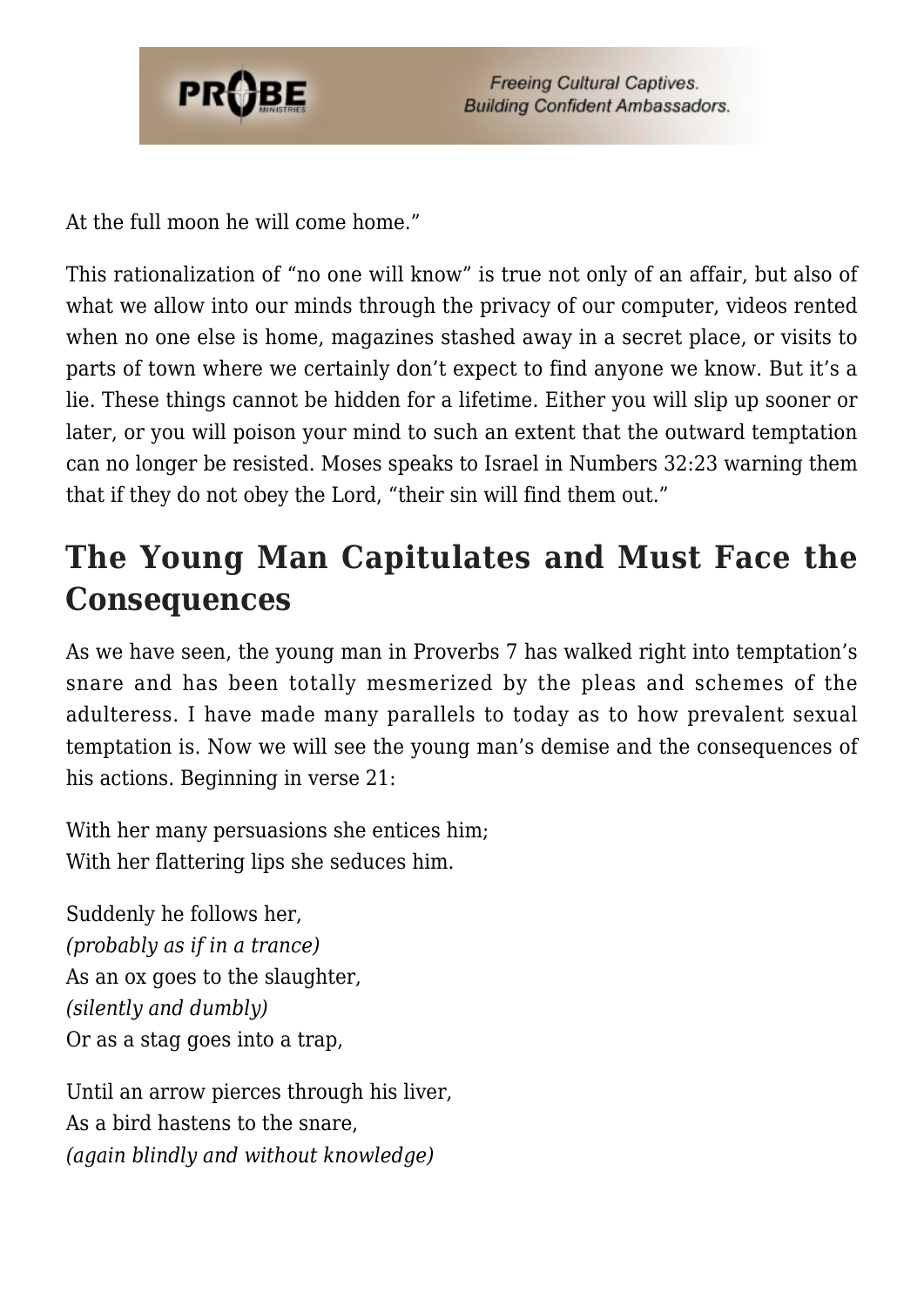At the full moon he will come home."

This rationalization of "no one will know" is true not only of an affair, but also of what we allow into our minds through the privacy of our computer, videos rented when no one else is home, magazines stashed away in a secret place, or visits to parts of town where we certainly don't expect to find anyone we know. But it's a lie. These things cannot be hidden for a lifetime. Either you will slip up sooner or later, or you will poison your mind to such an extent that the outward temptation can no longer be resisted. Moses speaks to Israel in Numbers 32:23 warning them that if they do not obey the Lord, "their sin will find them out."

## The Young Man Capitulates and Must Face the Consequences

As we have seen, the young man in Proverbs 7 has walked right into temptation's snare and has been totally mesmerized by the pleas and schemes of the adulteress. I have made many parallels to today as to how prevalent sexual temptation is. Now we will see the young man's demise and the consequences of his actions. Beginning in verse 21:

With her many persuasions she entices him;
With her flattering lips she seduces him.

Suddenly he follows her,
*(probably as if in a trance)*
As an ox goes to the slaughter,
*(silently and dumbly)*
Or as a stag goes into a trap,

Until an arrow pierces through his liver,
As a bird hastens to the snare,
*(again blindly and without knowledge)*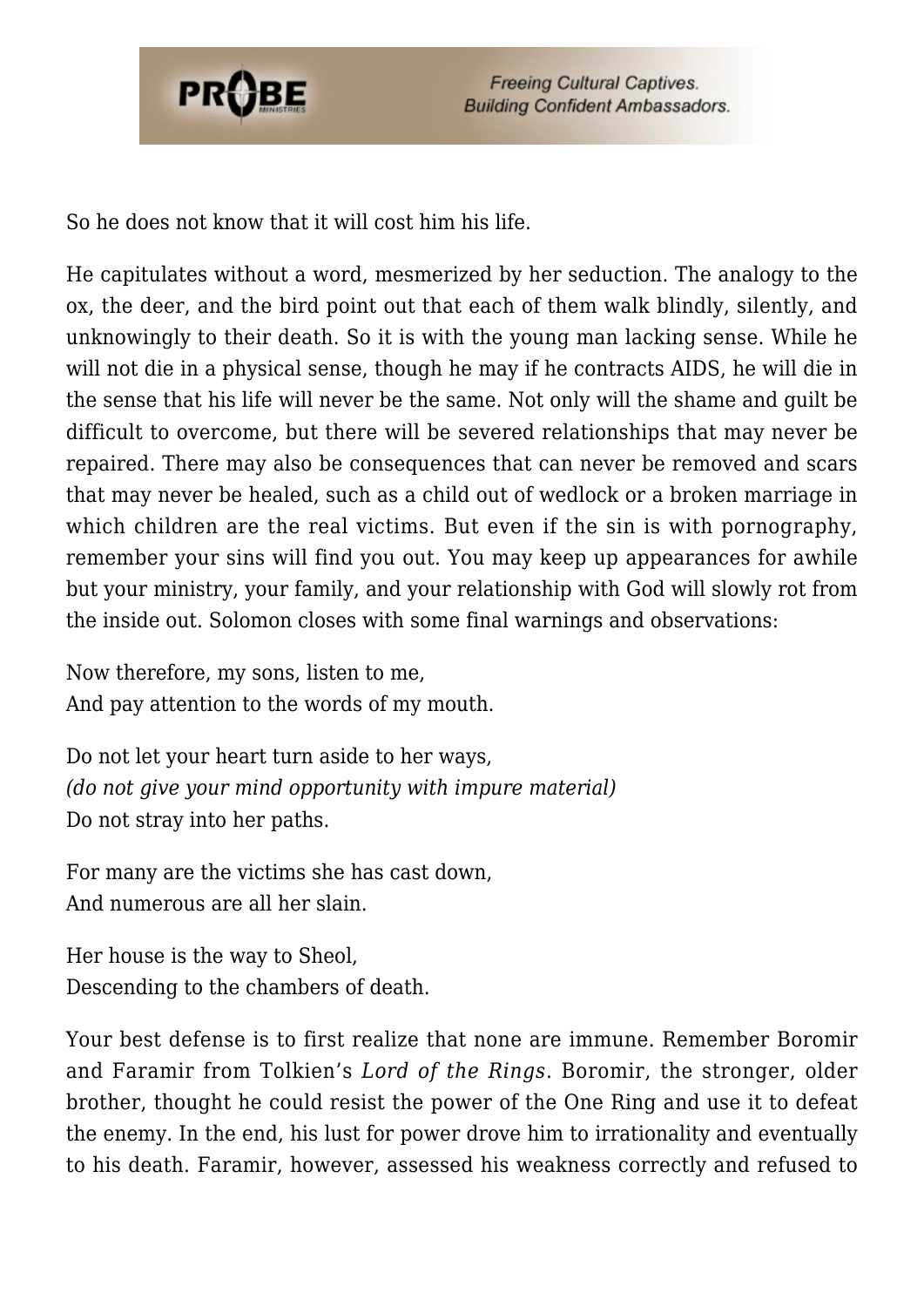So he does not know that it will cost him his life.

He capitulates without a word, mesmerized by her seduction. The analogy to the ox, the deer, and the bird point out that each of them walk blindly, silently, and unknowingly to their death. So it is with the young man lacking sense. While he will not die in a physical sense, though he may if he contracts AIDS, he will die in the sense that his life will never be the same. Not only will the shame and guilt be difficult to overcome, but there will be severed relationships that may never be repaired. There may also be consequences that can never be removed and scars that may never be healed, such as a child out of wedlock or a broken marriage in which children are the real victims. But even if the sin is with pornography, remember your sins will find you out. You may keep up appearances for awhile but your ministry, your family, and your relationship with God will slowly rot from the inside out. Solomon closes with some final warnings and observations:

Now therefore, my sons, listen to me,
And pay attention to the words of my mouth.

Do not let your heart turn aside to her ways,
*(do not give your mind opportunity with impure material)*
Do not stray into her paths.

For many are the victims she has cast down,
And numerous are all her slain.

Her house is the way to Sheol,
Descending to the chambers of death.

Your best defense is to first realize that none are immune. Remember Boromir and Faramir from Tolkien's *Lord of the Rings*. Boromir, the stronger, older brother, thought he could resist the power of the One Ring and use it to defeat the enemy. In the end, his lust for power drove him to irrationality and eventually to his death. Faramir, however, assessed his weakness correctly and refused to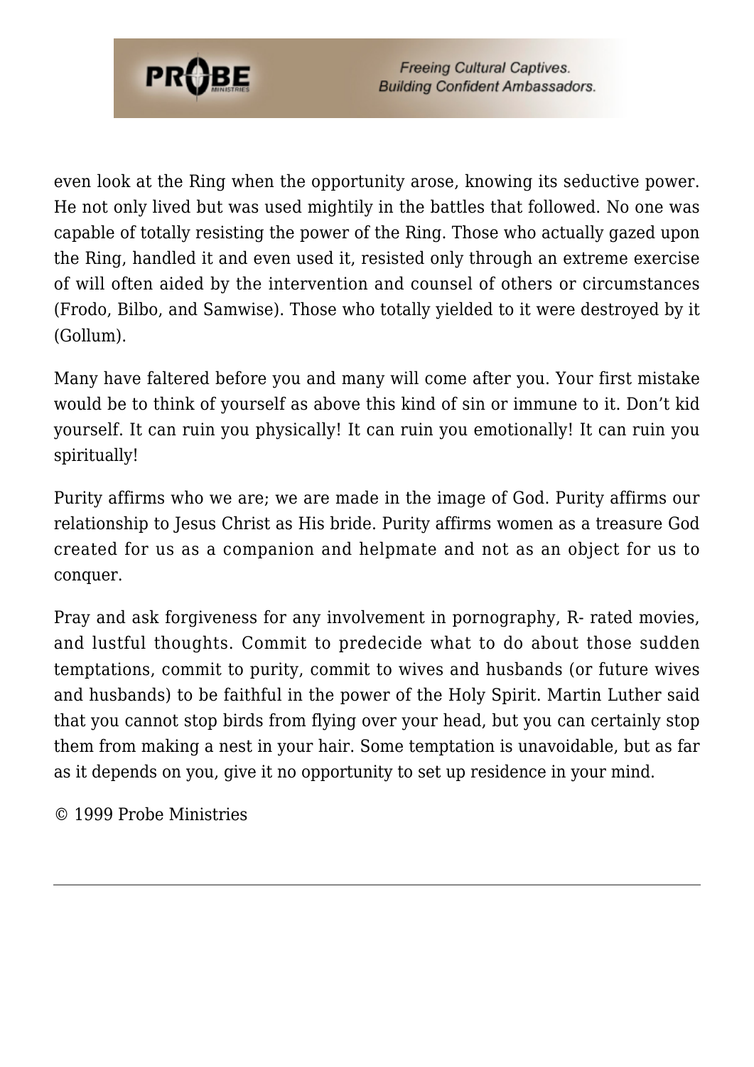even look at the Ring when the opportunity arose, knowing its seductive power. He not only lived but was used mightily in the battles that followed. No one was capable of totally resisting the power of the Ring. Those who actually gazed upon the Ring, handled it and even used it, resisted only through an extreme exercise of will often aided by the intervention and counsel of others or circumstances (Frodo, Bilbo, and Samwise). Those who totally yielded to it were destroyed by it (Gollum).

Many have faltered before you and many will come after you. Your first mistake would be to think of yourself as above this kind of sin or immune to it. Don't kid yourself. It can ruin you physically! It can ruin you emotionally! It can ruin you spiritually!

Purity affirms who we are; we are made in the image of God. Purity affirms our relationship to Jesus Christ as His bride. Purity affirms women as a treasure God created for us as a companion and helpmate and not as an object for us to conquer.

Pray and ask forgiveness for any involvement in pornography, R- rated movies, and lustful thoughts. Commit to predecide what to do about those sudden temptations, commit to purity, commit to wives and husbands (or future wives and husbands) to be faithful in the power of the Holy Spirit. Martin Luther said that you cannot stop birds from flying over your head, but you can certainly stop them from making a nest in your hair. Some temptation is unavoidable, but as far as it depends on you, give it no opportunity to set up residence in your mind.

© 1999 Probe Ministries

---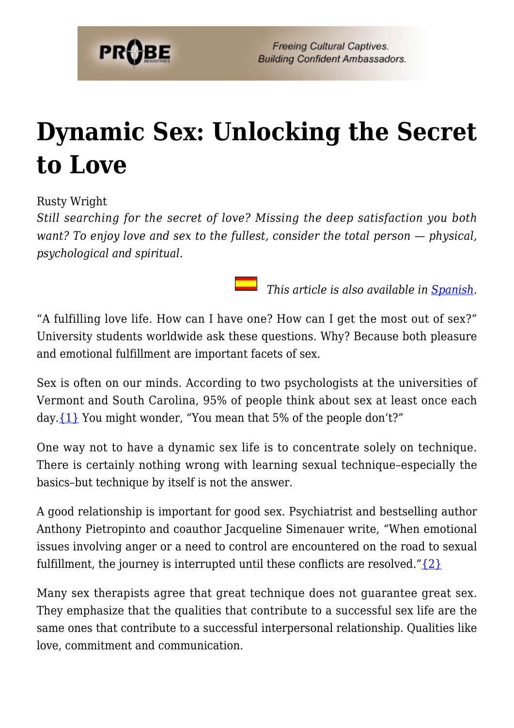# Dynamic Sex: Unlocking the Secret to Love

Rusty Wright

*Still searching for the secret of love? Missing the deep satisfaction you both want? To enjoy love and sex to the fullest, consider the total person — physical, psychological and spiritual.*

*This article is also available in [Spanish](#).*

"A fulfilling love life. How can I have one? How can I get the most out of sex?" University students worldwide ask these questions. Why? Because both pleasure and emotional fulfillment are important facets of sex.

Sex is often on our minds. According to two psychologists at the universities of Vermont and South Carolina, 95% of people think about sex at least once each day.{1} You might wonder, "You mean that 5% of the people don't?"

One way not to have a dynamic sex life is to concentrate solely on technique. There is certainly nothing wrong with learning sexual technique–especially the basics–but technique by itself is not the answer.

A good relationship is important for good sex. Psychiatrist and bestselling author Anthony Pietropinto and coauthor Jacqueline Simenauer write, "When emotional issues involving anger or a need to control are encountered on the road to sexual fulfillment, the journey is interrupted until these conflicts are resolved."{2}

Many sex therapists agree that great technique does not guarantee great sex. They emphasize that the qualities that contribute to a successful sex life are the same ones that contribute to a successful interpersonal relationship. Qualities like love, commitment and communication.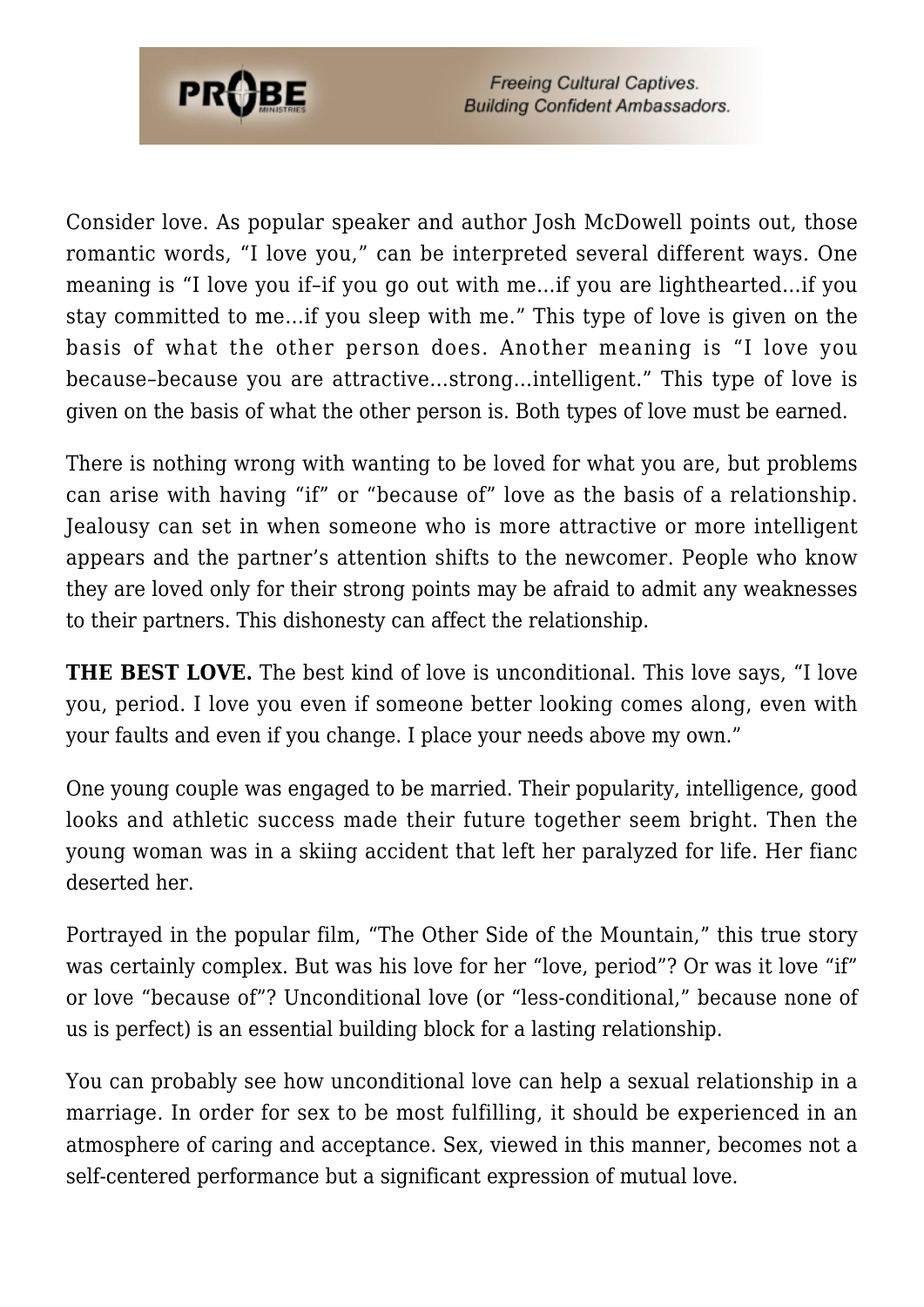Consider love. As popular speaker and author Josh McDowell points out, those romantic words, "I love you," can be interpreted several different ways. One meaning is "I love you if–if you go out with me…if you are lighthearted…if you stay committed to me…if you sleep with me." This type of love is given on the basis of what the other person does. Another meaning is "I love you because–because you are attractive…strong…intelligent." This type of love is given on the basis of what the other person is. Both types of love must be earned.

There is nothing wrong with wanting to be loved for what you are, but problems can arise with having "if" or "because of" love as the basis of a relationship. Jealousy can set in when someone who is more attractive or more intelligent appears and the partner's attention shifts to the newcomer. People who know they are loved only for their strong points may be afraid to admit any weaknesses to their partners. This dishonesty can affect the relationship.

**THE BEST LOVE.** The best kind of love is unconditional. This love says, "I love you, period. I love you even if someone better looking comes along, even with your faults and even if you change. I place your needs above my own."

One young couple was engaged to be married. Their popularity, intelligence, good looks and athletic success made their future together seem bright. Then the young woman was in a skiing accident that left her paralyzed for life. Her fianc deserted her.

Portrayed in the popular film, "The Other Side of the Mountain," this true story was certainly complex. But was his love for her "love, period"? Or was it love "if" or love "because of"? Unconditional love (or "less-conditional," because none of us is perfect) is an essential building block for a lasting relationship.

You can probably see how unconditional love can help a sexual relationship in a marriage. In order for sex to be most fulfilling, it should be experienced in an atmosphere of caring and acceptance. Sex, viewed in this manner, becomes not a self-centered performance but a significant expression of mutual love.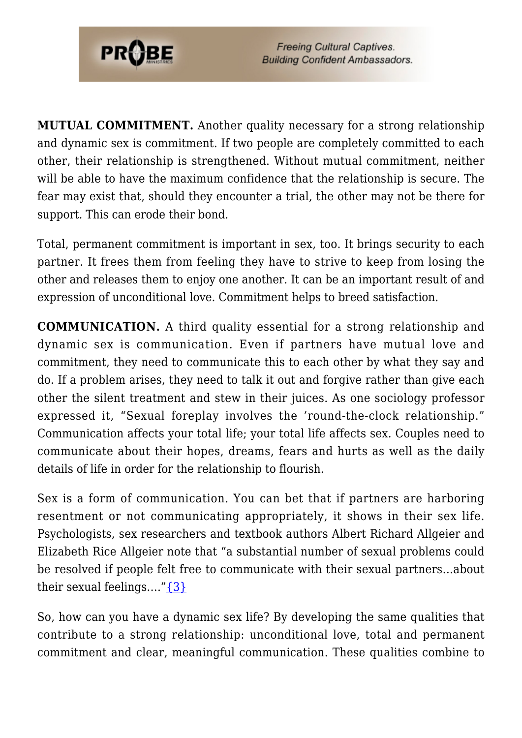**MUTUAL COMMITMENT.** Another quality necessary for a strong relationship and dynamic sex is commitment. If two people are completely committed to each other, their relationship is strengthened. Without mutual commitment, neither will be able to have the maximum confidence that the relationship is secure. The fear may exist that, should they encounter a trial, the other may not be there for support. This can erode their bond.

Total, permanent commitment is important in sex, too. It brings security to each partner. It frees them from feeling they have to strive to keep from losing the other and releases them to enjoy one another. It can be an important result of and expression of unconditional love. Commitment helps to breed satisfaction.

**COMMUNICATION.** A third quality essential for a strong relationship and dynamic sex is communication. Even if partners have mutual love and commitment, they need to communicate this to each other by what they say and do. If a problem arises, they need to talk it out and forgive rather than give each other the silent treatment and stew in their juices. As one sociology professor expressed it, "Sexual foreplay involves the 'round-the-clock relationship." Communication affects your total life; your total life affects sex. Couples need to communicate about their hopes, dreams, fears and hurts as well as the daily details of life in order for the relationship to flourish.

Sex is a form of communication. You can bet that if partners are harboring resentment or not communicating appropriately, it shows in their sex life. Psychologists, sex researchers and textbook authors Albert Richard Allgeier and Elizabeth Rice Allgeier note that "a substantial number of sexual problems could be resolved if people felt free to communicate with their sexual partners…about their sexual feelings…."{3}

So, how can you have a dynamic sex life? By developing the same qualities that contribute to a strong relationship: unconditional love, total and permanent commitment and clear, meaningful communication. These qualities combine to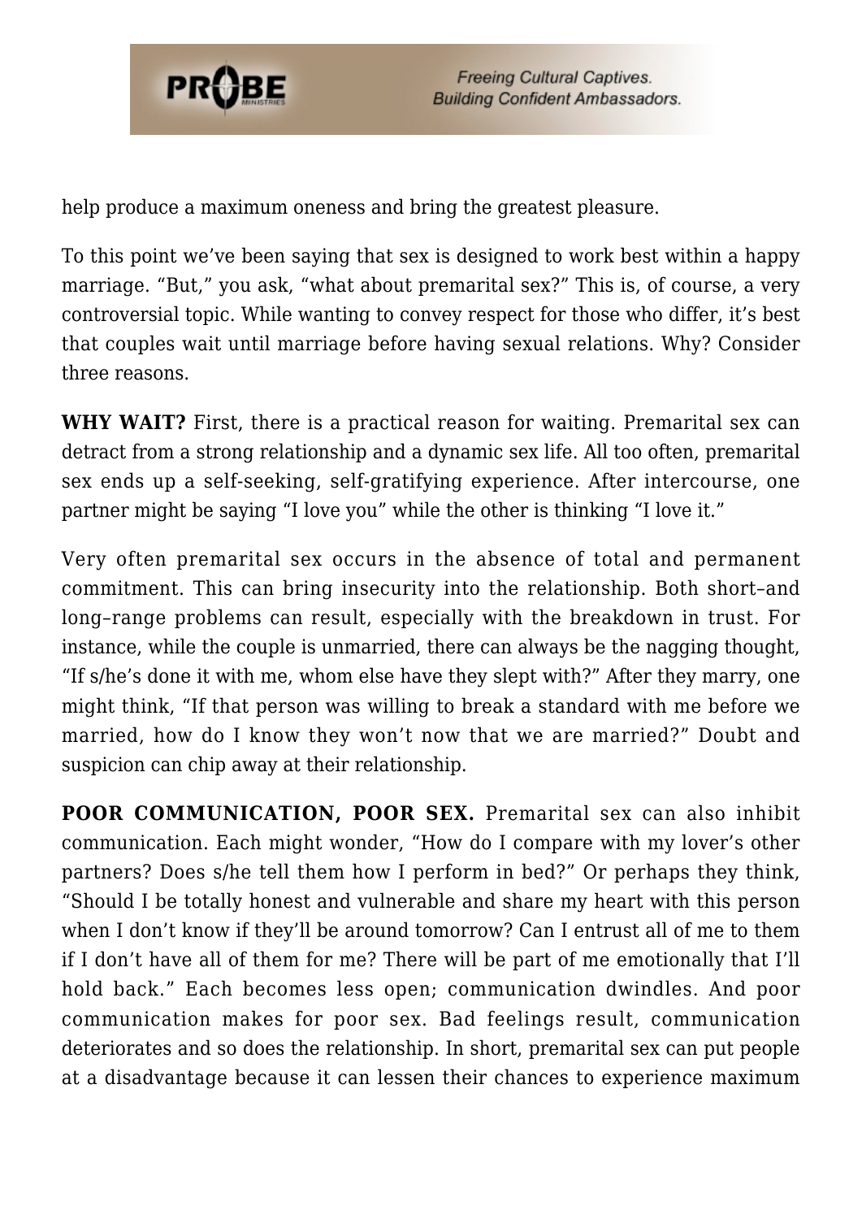help produce a maximum oneness and bring the greatest pleasure.

To this point we've been saying that sex is designed to work best within a happy marriage. "But," you ask, "what about premarital sex?" This is, of course, a very controversial topic. While wanting to convey respect for those who differ, it's best that couples wait until marriage before having sexual relations. Why? Consider three reasons.

**WHY WAIT?** First, there is a practical reason for waiting. Premarital sex can detract from a strong relationship and a dynamic sex life. All too often, premarital sex ends up a self-seeking, self-gratifying experience. After intercourse, one partner might be saying "I love you" while the other is thinking "I love it."

Very often premarital sex occurs in the absence of total and permanent commitment. This can bring insecurity into the relationship. Both short–and long–range problems can result, especially with the breakdown in trust. For instance, while the couple is unmarried, there can always be the nagging thought, "If s/he's done it with me, whom else have they slept with?" After they marry, one might think, "If that person was willing to break a standard with me before we married, how do I know they won't now that we are married?" Doubt and suspicion can chip away at their relationship.

**POOR COMMUNICATION, POOR SEX.** Premarital sex can also inhibit communication. Each might wonder, "How do I compare with my lover's other partners? Does s/he tell them how I perform in bed?" Or perhaps they think, "Should I be totally honest and vulnerable and share my heart with this person when I don't know if they'll be around tomorrow? Can I entrust all of me to them if I don't have all of them for me? There will be part of me emotionally that I'll hold back." Each becomes less open; communication dwindles. And poor communication makes for poor sex. Bad feelings result, communication deteriorates and so does the relationship. In short, premarital sex can put people at a disadvantage because it can lessen their chances to experience maximum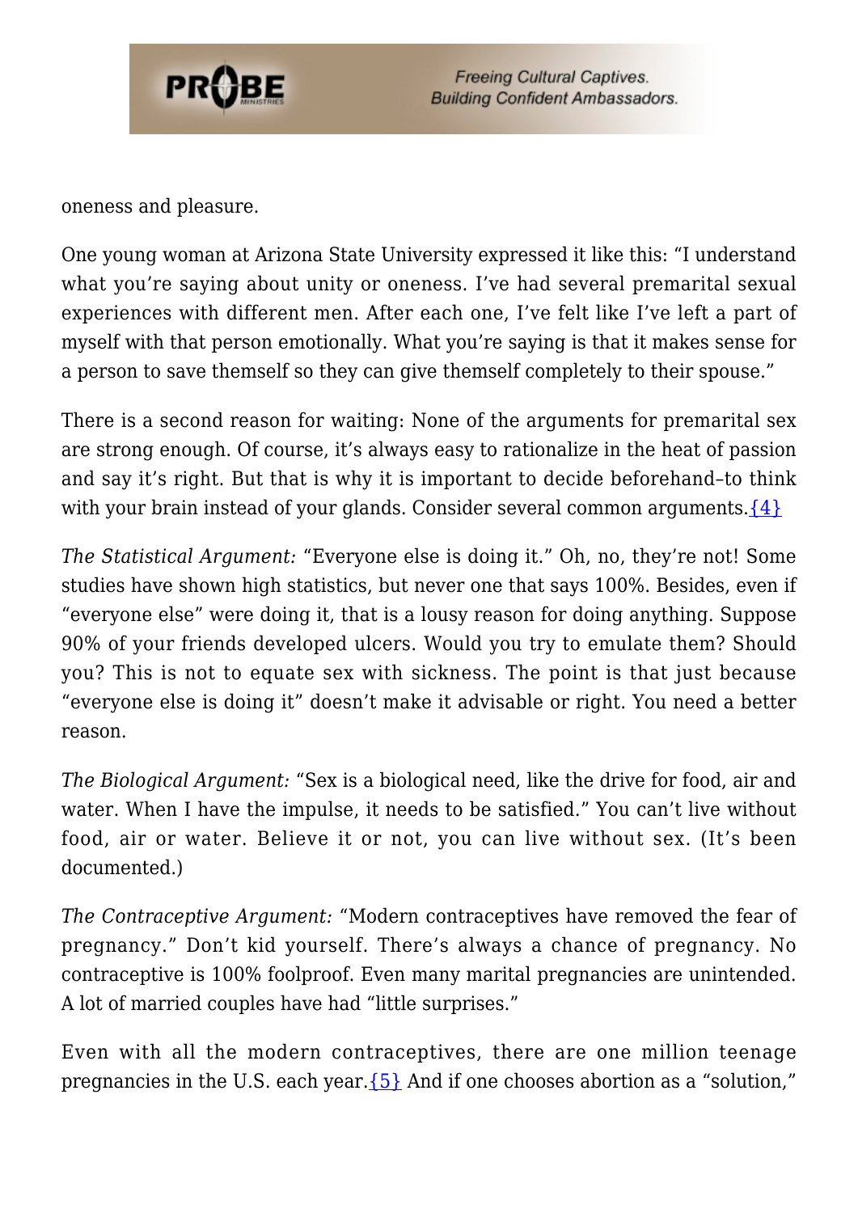oneness and pleasure.

One young woman at Arizona State University expressed it like this: "I understand what you're saying about unity or oneness. I've had several premarital sexual experiences with different men. After each one, I've felt like I've left a part of myself with that person emotionally. What you're saying is that it makes sense for a person to save themself so they can give themself completely to their spouse."

There is a second reason for waiting: None of the arguments for premarital sex are strong enough. Of course, it's always easy to rationalize in the heat of passion and say it's right. But that is why it is important to decide beforehand–to think with your brain instead of your glands. Consider several common arguments.{4}

*The Statistical Argument:* "Everyone else is doing it." Oh, no, they're not! Some studies have shown high statistics, but never one that says 100%. Besides, even if "everyone else" were doing it, that is a lousy reason for doing anything. Suppose 90% of your friends developed ulcers. Would you try to emulate them? Should you? This is not to equate sex with sickness. The point is that just because "everyone else is doing it" doesn't make it advisable or right. You need a better reason.

*The Biological Argument:* "Sex is a biological need, like the drive for food, air and water. When I have the impulse, it needs to be satisfied." You can't live without food, air or water. Believe it or not, you can live without sex. (It's been documented.)

*The Contraceptive Argument:* "Modern contraceptives have removed the fear of pregnancy." Don't kid yourself. There's always a chance of pregnancy. No contraceptive is 100% foolproof. Even many marital pregnancies are unintended. A lot of married couples have had "little surprises."

Even with all the modern contraceptives, there are one million teenage pregnancies in the U.S. each year.{5} And if one chooses abortion as a "solution,"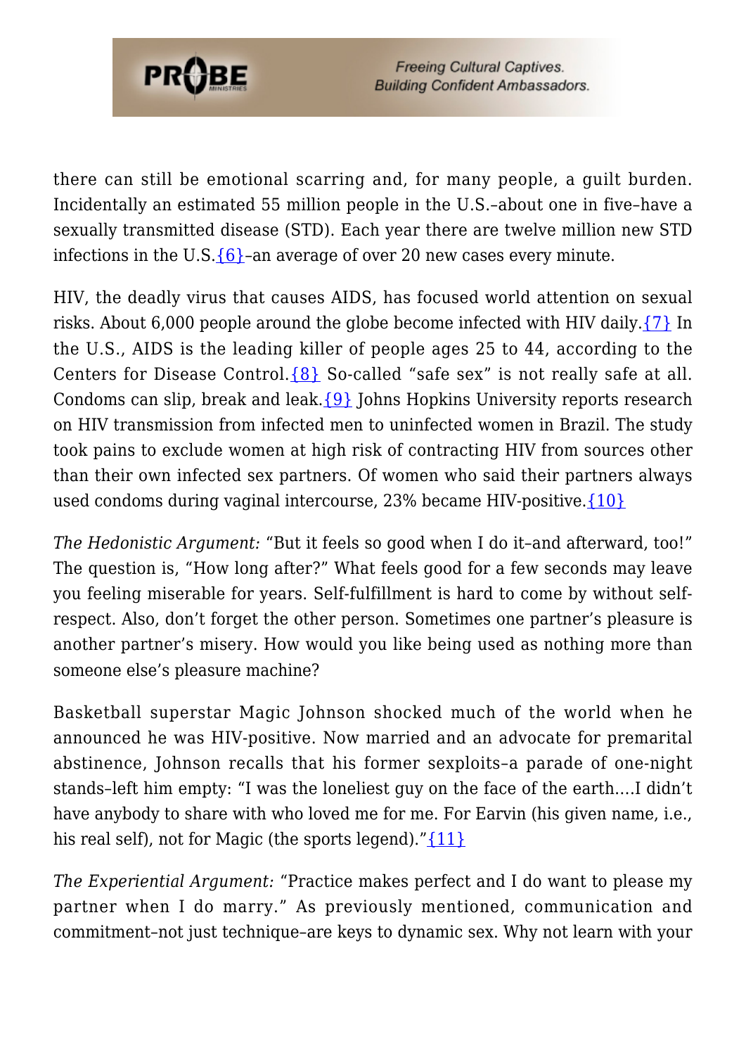there can still be emotional scarring and, for many people, a guilt burden. Incidentally an estimated 55 million people in the U.S.–about one in five–have a sexually transmitted disease (STD). Each year there are twelve million new STD infections in the U.S.{6}–an average of over 20 new cases every minute.

HIV, the deadly virus that causes AIDS, has focused world attention on sexual risks. About 6,000 people around the globe become infected with HIV daily.{7} In the U.S., AIDS is the leading killer of people ages 25 to 44, according to the Centers for Disease Control.{8} So-called "safe sex" is not really safe at all. Condoms can slip, break and leak.{9} Johns Hopkins University reports research on HIV transmission from infected men to uninfected women in Brazil. The study took pains to exclude women at high risk of contracting HIV from sources other than their own infected sex partners. Of women who said their partners always used condoms during vaginal intercourse, 23% became HIV-positive.{10}

*The Hedonistic Argument:* "But it feels so good when I do it–and afterward, too!" The question is, "How long after?" What feels good for a few seconds may leave you feeling miserable for years. Self-fulfillment is hard to come by without self-respect. Also, don't forget the other person. Sometimes one partner's pleasure is another partner's misery. How would you like being used as nothing more than someone else's pleasure machine?

Basketball superstar Magic Johnson shocked much of the world when he announced he was HIV-positive. Now married and an advocate for premarital abstinence, Johnson recalls that his former sexploits–a parade of one-night stands–left him empty: "I was the loneliest guy on the face of the earth….I didn't have anybody to share with who loved me for me. For Earvin (his given name, i.e., his real self), not for Magic (the sports legend)."{11}

*The Experiential Argument:* "Practice makes perfect and I do want to please my partner when I do marry." As previously mentioned, communication and commitment–not just technique–are keys to dynamic sex. Why not learn with your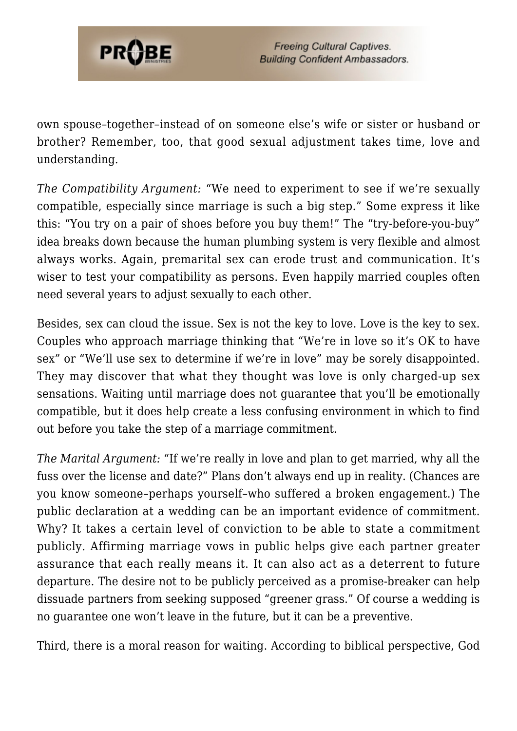own spouse–together–instead of on someone else's wife or sister or husband or brother? Remember, too, that good sexual adjustment takes time, love and understanding.

*The Compatibility Argument:* "We need to experiment to see if we're sexually compatible, especially since marriage is such a big step." Some express it like this: "You try on a pair of shoes before you buy them!" The "try-before-you-buy" idea breaks down because the human plumbing system is very flexible and almost always works. Again, premarital sex can erode trust and communication. It's wiser to test your compatibility as persons. Even happily married couples often need several years to adjust sexually to each other.

Besides, sex can cloud the issue. Sex is not the key to love. Love is the key to sex. Couples who approach marriage thinking that "We're in love so it's OK to have sex" or "We'll use sex to determine if we're in love" may be sorely disappointed. They may discover that what they thought was love is only charged-up sex sensations. Waiting until marriage does not guarantee that you'll be emotionally compatible, but it does help create a less confusing environment in which to find out before you take the step of a marriage commitment.

*The Marital Argument:* "If we're really in love and plan to get married, why all the fuss over the license and date?" Plans don't always end up in reality. (Chances are you know someone–perhaps yourself–who suffered a broken engagement.) The public declaration at a wedding can be an important evidence of commitment. Why? It takes a certain level of conviction to be able to state a commitment publicly. Affirming marriage vows in public helps give each partner greater assurance that each really means it. It can also act as a deterrent to future departure. The desire not to be publicly perceived as a promise-breaker can help dissuade partners from seeking supposed "greener grass." Of course a wedding is no guarantee one won't leave in the future, but it can be a preventive.

Third, there is a moral reason for waiting. According to biblical perspective, God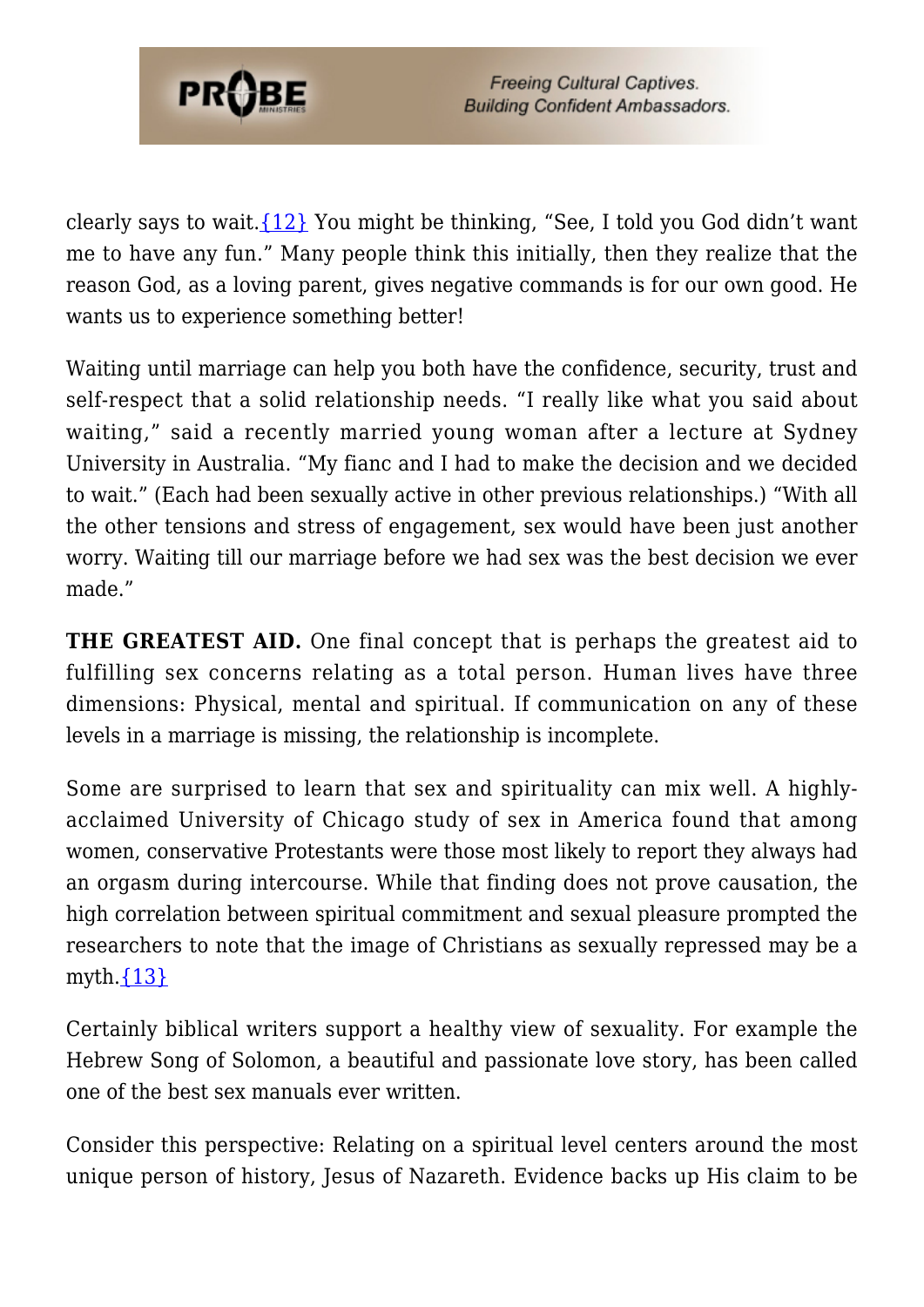clearly says to wait.{12} You might be thinking, "See, I told you God didn't want me to have any fun." Many people think this initially, then they realize that the reason God, as a loving parent, gives negative commands is for our own good. He wants us to experience something better!

Waiting until marriage can help you both have the confidence, security, trust and self-respect that a solid relationship needs. "I really like what you said about waiting," said a recently married young woman after a lecture at Sydney University in Australia. "My fianc and I had to make the decision and we decided to wait." (Each had been sexually active in other previous relationships.) "With all the other tensions and stress of engagement, sex would have been just another worry. Waiting till our marriage before we had sex was the best decision we ever made."

**THE GREATEST AID.** One final concept that is perhaps the greatest aid to fulfilling sex concerns relating as a total person. Human lives have three dimensions: Physical, mental and spiritual. If communication on any of these levels in a marriage is missing, the relationship is incomplete.

Some are surprised to learn that sex and spirituality can mix well. A highly-acclaimed University of Chicago study of sex in America found that among women, conservative Protestants were those most likely to report they always had an orgasm during intercourse. While that finding does not prove causation, the high correlation between spiritual commitment and sexual pleasure prompted the researchers to note that the image of Christians as sexually repressed may be a myth.{13}

Certainly biblical writers support a healthy view of sexuality. For example the Hebrew Song of Solomon, a beautiful and passionate love story, has been called one of the best sex manuals ever written.

Consider this perspective: Relating on a spiritual level centers around the most unique person of history, Jesus of Nazareth. Evidence backs up His claim to be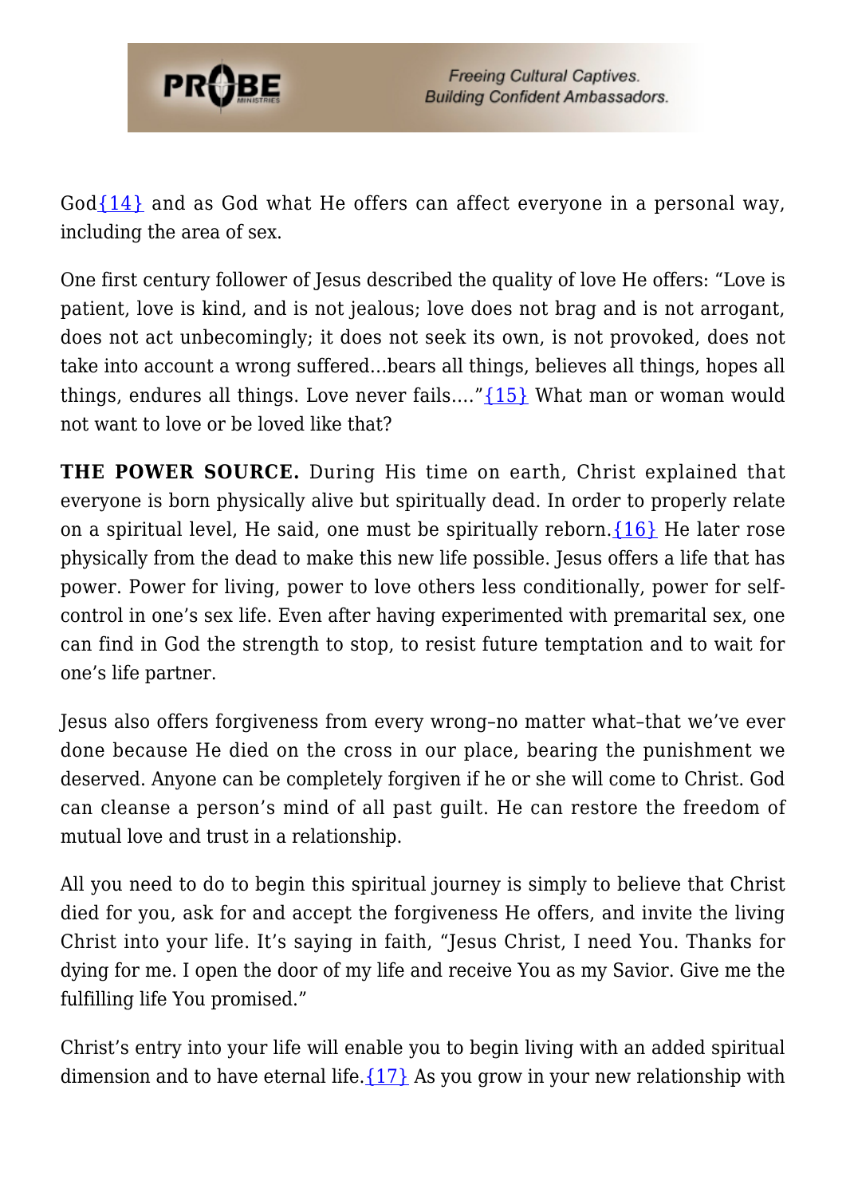God[14] and as God what He offers can affect everyone in a personal way, including the area of sex.

One first century follower of Jesus described the quality of love He offers: "Love is patient, love is kind, and is not jealous; love does not brag and is not arrogant, does not act unbecomingly; it does not seek its own, is not provoked, does not take into account a wrong suffered...bears all things, believes all things, hopes all things, endures all things. Love never fails...."[15] What man or woman would not want to love or be loved like that?

**THE POWER SOURCE.** During His time on earth, Christ explained that everyone is born physically alive but spiritually dead. In order to properly relate on a spiritual level, He said, one must be spiritually reborn.[16] He later rose physically from the dead to make this new life possible. Jesus offers a life that has power. Power for living, power to love others less conditionally, power for self-control in one's sex life. Even after having experimented with premarital sex, one can find in God the strength to stop, to resist future temptation and to wait for one's life partner.

Jesus also offers forgiveness from every wrong–no matter what–that we've ever done because He died on the cross in our place, bearing the punishment we deserved. Anyone can be completely forgiven if he or she will come to Christ. God can cleanse a person's mind of all past guilt. He can restore the freedom of mutual love and trust in a relationship.

All you need to do to begin this spiritual journey is simply to believe that Christ died for you, ask for and accept the forgiveness He offers, and invite the living Christ into your life. It's saying in faith, "Jesus Christ, I need You. Thanks for dying for me. I open the door of my life and receive You as my Savior. Give me the fulfilling life You promised."

Christ's entry into your life will enable you to begin living with an added spiritual dimension and to have eternal life.[17] As you grow in your new relationship with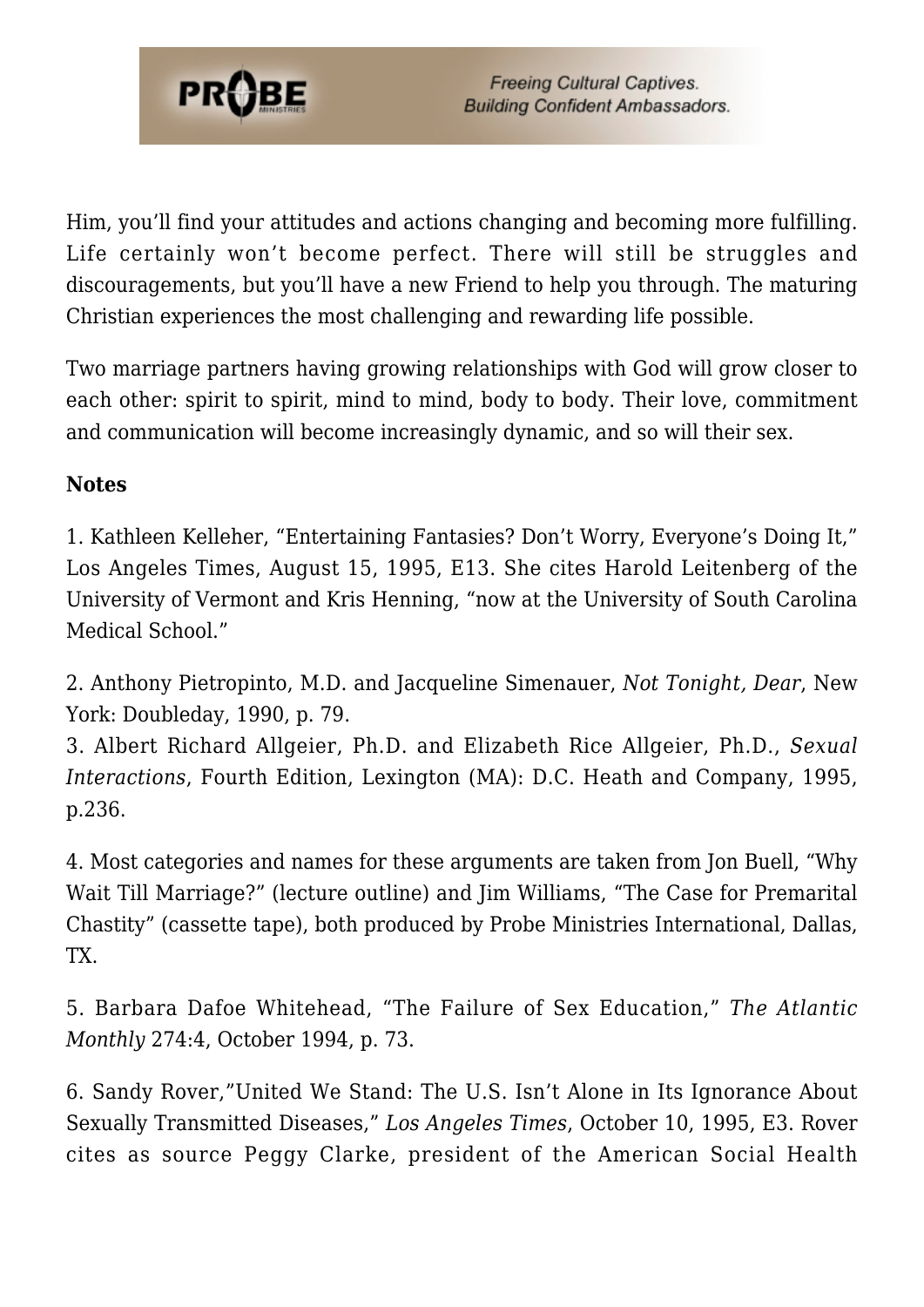Him, you'll find your attitudes and actions changing and becoming more fulfilling. Life certainly won't become perfect. There will still be struggles and discouragements, but you'll have a new Friend to help you through. The maturing Christian experiences the most challenging and rewarding life possible.

Two marriage partners having growing relationships with God will grow closer to each other: spirit to spirit, mind to mind, body to body. Their love, commitment and communication will become increasingly dynamic, and so will their sex.

**Notes**

1. Kathleen Kelleher, "Entertaining Fantasies? Don't Worry, Everyone's Doing It," Los Angeles Times, August 15, 1995, E13. She cites Harold Leitenberg of the University of Vermont and Kris Henning, "now at the University of South Carolina Medical School."

2. Anthony Pietropinto, M.D. and Jacqueline Simenauer, *Not Tonight, Dear*, New York: Doubleday, 1990, p. 79.
3. Albert Richard Allgeier, Ph.D. and Elizabeth Rice Allgeier, Ph.D., *Sexual Interactions*, Fourth Edition, Lexington (MA): D.C. Heath and Company, 1995, p.236.

4. Most categories and names for these arguments are taken from Jon Buell, "Why Wait Till Marriage?" (lecture outline) and Jim Williams, "The Case for Premarital Chastity" (cassette tape), both produced by Probe Ministries International, Dallas, TX.

5. Barbara Dafoe Whitehead, "The Failure of Sex Education," *The Atlantic Monthly* 274:4, October 1994, p. 73.

6. Sandy Rover,"United We Stand: The U.S. Isn't Alone in Its Ignorance About Sexually Transmitted Diseases," *Los Angeles Times*, October 10, 1995, E3. Rover cites as source Peggy Clarke, president of the American Social Health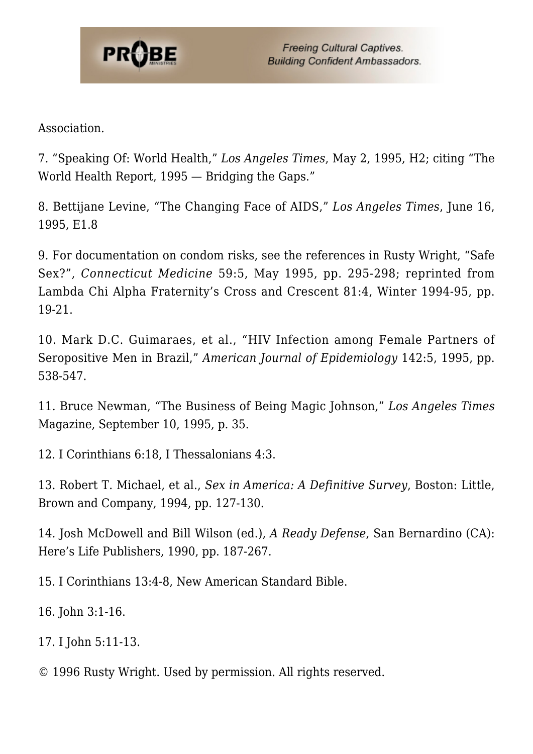Association.

7. "Speaking Of: World Health," *Los Angeles Times*, May 2, 1995, H2; citing "The World Health Report, 1995 — Bridging the Gaps."

8. Bettijane Levine, "The Changing Face of AIDS," *Los Angeles Times*, June 16, 1995, E1.8

9. For documentation on condom risks, see the references in Rusty Wright, "Safe Sex?", *Connecticut Medicine* 59:5, May 1995, pp. 295-298; reprinted from Lambda Chi Alpha Fraternity's Cross and Crescent 81:4, Winter 1994-95, pp. 19-21.

10. Mark D.C. Guimaraes, et al., "HIV Infection among Female Partners of Seropositive Men in Brazil," *American Journal of Epidemiology* 142:5, 1995, pp. 538-547.

11. Bruce Newman, "The Business of Being Magic Johnson," *Los Angeles Times* Magazine, September 10, 1995, p. 35.

12. I Corinthians 6:18, I Thessalonians 4:3.

13. Robert T. Michael, et al., *Sex in America: A Definitive Survey*, Boston: Little, Brown and Company, 1994, pp. 127-130.

14. Josh McDowell and Bill Wilson (ed.), *A Ready Defense*, San Bernardino (CA): Here's Life Publishers, 1990, pp. 187-267.

15. I Corinthians 13:4-8, New American Standard Bible.

16. John 3:1-16.

17. I John 5:11-13.

© 1996 Rusty Wright. Used by permission. All rights reserved.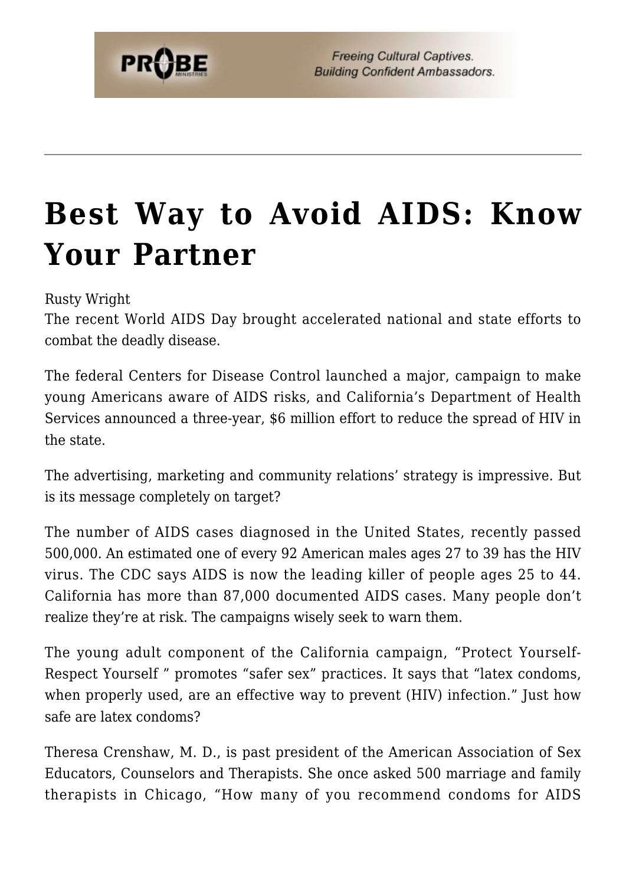# Best Way to Avoid AIDS: Know Your Partner

Rusty Wright

The recent World AIDS Day brought accelerated national and state efforts to combat the deadly disease.

The federal Centers for Disease Control launched a major, campaign to make young Americans aware of AIDS risks, and California's Department of Health Services announced a three-year, $6 million effort to reduce the spread of HIV in the state.

The advertising, marketing and community relations' strategy is impressive. But is its message completely on target?

The number of AIDS cases diagnosed in the United States, recently passed 500,000. An estimated one of every 92 American males ages 27 to 39 has the HIV virus. The CDC says AIDS is now the leading killer of people ages 25 to 44. California has more than 87,000 documented AIDS cases. Many people don't realize they're at risk. The campaigns wisely seek to warn them.

The young adult component of the California campaign, "Protect Yourself-Respect Yourself " promotes "safer sex" practices. It says that "latex condoms, when properly used, are an effective way to prevent (HIV) infection." Just how safe are latex condoms?

Theresa Crenshaw, M. D., is past president of the American Association of Sex Educators, Counselors and Therapists. She once asked 500 marriage and family therapists in Chicago, "How many of you recommend condoms for AIDS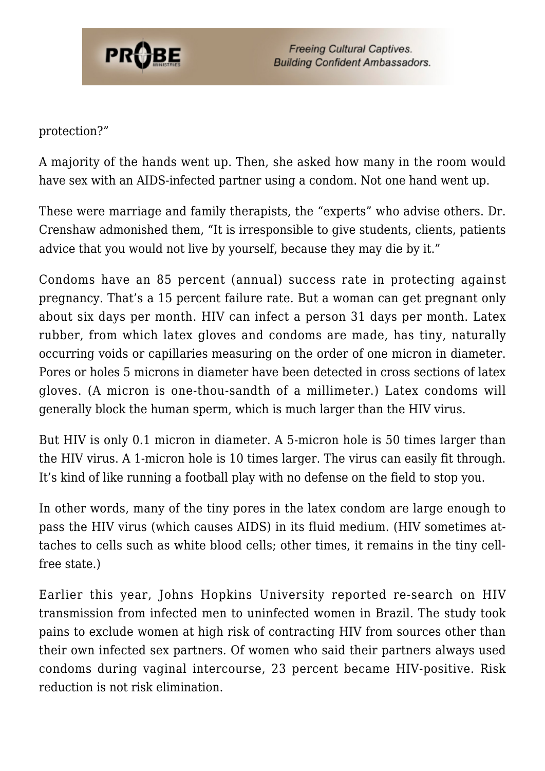protection?"

A majority of the hands went up. Then, she asked how many in the room would have sex with an AIDS-infected partner using a condom. Not one hand went up.

These were marriage and family therapists, the "experts" who advise others. Dr. Crenshaw admonished them, "It is irresponsible to give students, clients, patients advice that you would not live by yourself, because they may die by it."

Condoms have an 85 percent (annual) success rate in protecting against pregnancy. That's a 15 percent failure rate. But a woman can get pregnant only about six days per month. HIV can infect a person 31 days per month. Latex rubber, from which latex gloves and condoms are made, has tiny, naturally occurring voids or capillaries measuring on the order of one micron in diameter. Pores or holes 5 microns in diameter have been detected in cross sections of latex gloves. (A micron is one-thou-sandth of a millimeter.) Latex condoms will generally block the human sperm, which is much larger than the HIV virus.

But HIV is only 0.1 micron in diameter. A 5-micron hole is 50 times larger than the HIV virus. A 1-micron hole is 10 times larger. The virus can easily fit through. It's kind of like running a football play with no defense on the field to stop you.

In other words, many of the tiny pores in the latex condom are large enough to pass the HIV virus (which causes AIDS) in its fluid medium. (HIV sometimes at-taches to cells such as white blood cells; other times, it remains in the tiny cell-free state.)

Earlier this year, Johns Hopkins University reported re-search on HIV transmission from infected men to uninfected women in Brazil. The study took pains to exclude women at high risk of contracting HIV from sources other than their own infected sex partners. Of women who said their partners always used condoms during vaginal intercourse, 23 percent became HIV-positive. Risk reduction is not risk elimination.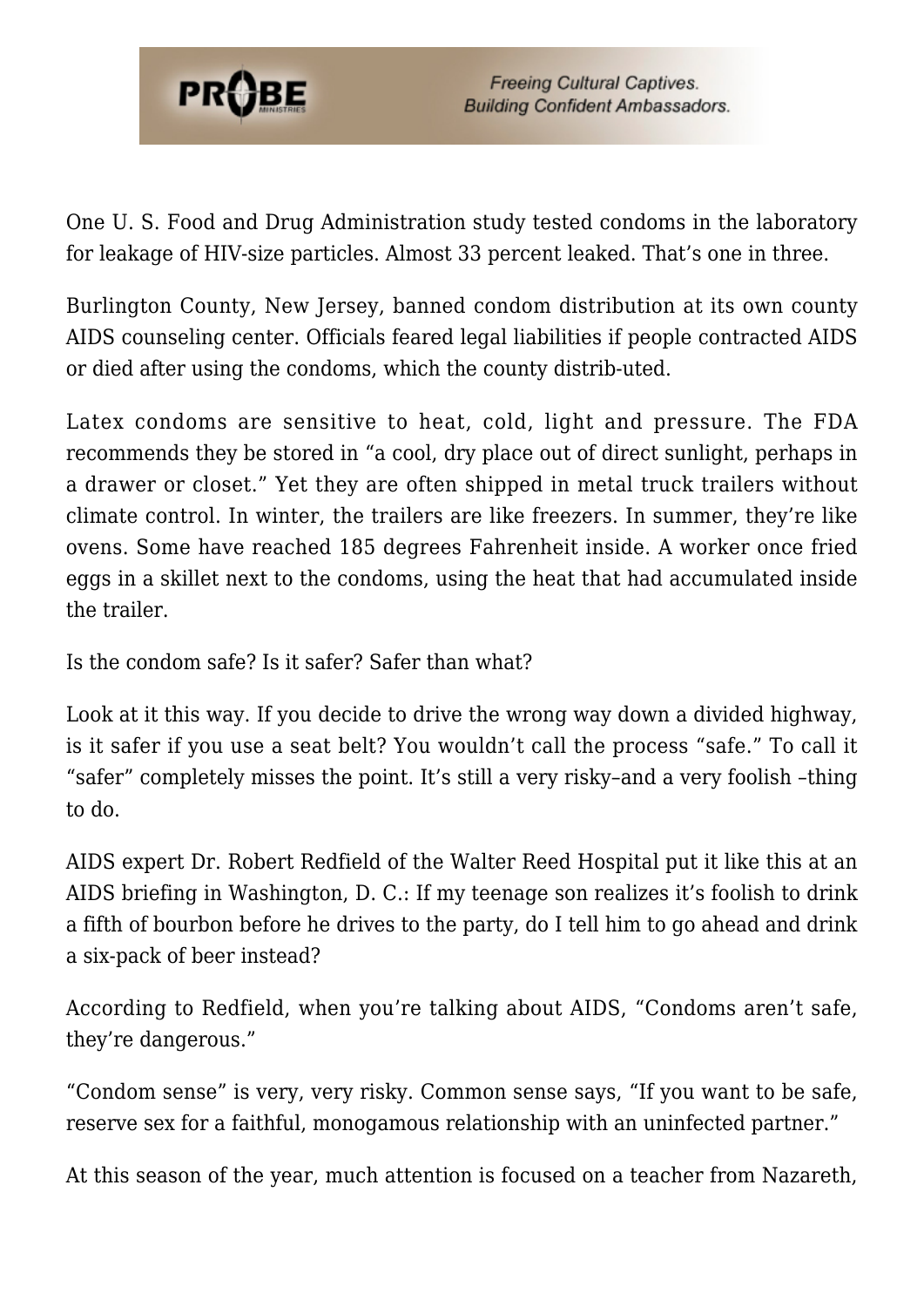One U. S. Food and Drug Administration study tested condoms in the laboratory for leakage of HIV-size particles. Almost 33 percent leaked. That's one in three.

Burlington County, New Jersey, banned condom distribution at its own county AIDS counseling center. Officials feared legal liabilities if people contracted AIDS or died after using the condoms, which the county distrib-uted.

Latex condoms are sensitive to heat, cold, light and pressure. The FDA recommends they be stored in "a cool, dry place out of direct sunlight, perhaps in a drawer or closet." Yet they are often shipped in metal truck trailers without climate control. In winter, the trailers are like freezers. In summer, they're like ovens. Some have reached 185 degrees Fahrenheit inside. A worker once fried eggs in a skillet next to the condoms, using the heat that had accumulated inside the trailer.

Is the condom safe? Is it safer? Safer than what?

Look at it this way. If you decide to drive the wrong way down a divided highway, is it safer if you use a seat belt? You wouldn't call the process "safe." To call it "safer" completely misses the point. It's still a very risky–and a very foolish –thing to do.

AIDS expert Dr. Robert Redfield of the Walter Reed Hospital put it like this at an AIDS briefing in Washington, D. C.: If my teenage son realizes it's foolish to drink a fifth of bourbon before he drives to the party, do I tell him to go ahead and drink a six-pack of beer instead?

According to Redfield, when you're talking about AIDS, "Condoms aren't safe, they're dangerous."

"Condom sense" is very, very risky. Common sense says, "If you want to be safe, reserve sex for a faithful, monogamous relationship with an uninfected partner."

At this season of the year, much attention is focused on a teacher from Nazareth,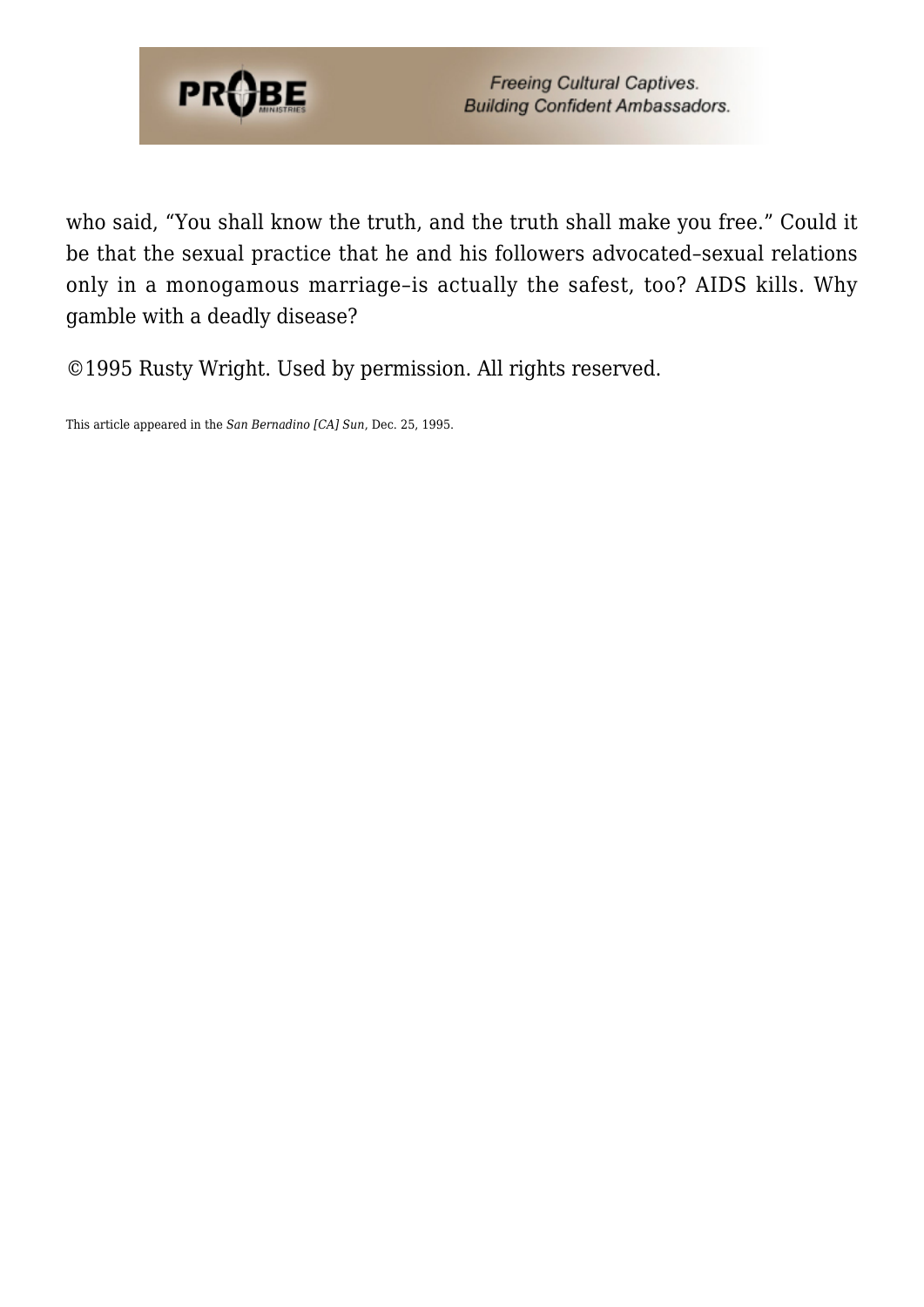who said, "You shall know the truth, and the truth shall make you free." Could it be that the sexual practice that he and his followers advocated–sexual relations only in a monogamous marriage–is actually the safest, too? AIDS kills. Why gamble with a deadly disease?

©1995 Rusty Wright. Used by permission. All rights reserved.

This article appeared in the *San Bernadino [CA] Sun*, Dec. 25, 1995.